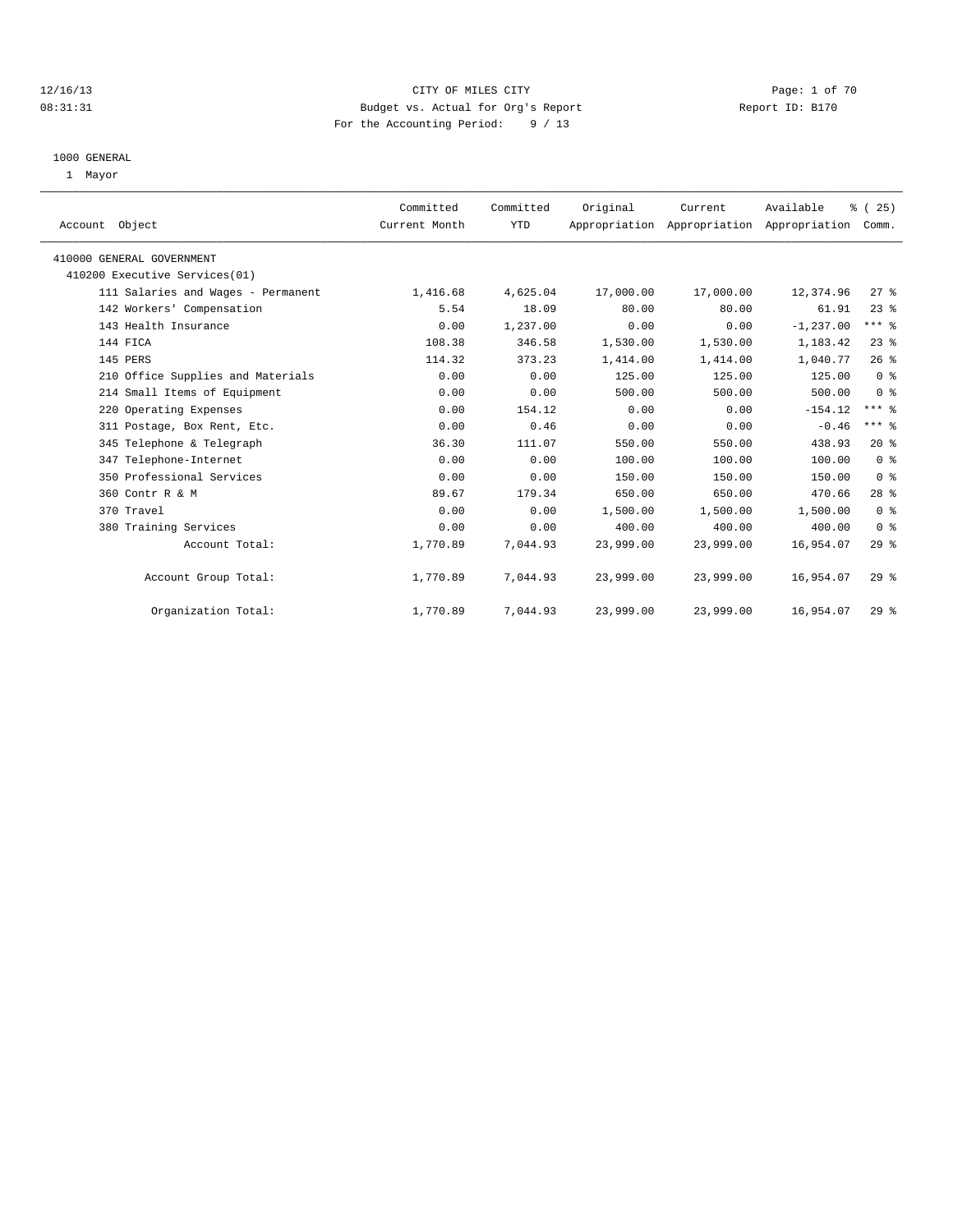CITY OF MILES CITY
Budget vs. Actual for Org's Report
For the Accounting Period: 9 / 13

12/16/13
08:31:31

Report ID: B170

1000 GENERAL
1 Mayor

| Account Object | Committed Current Month | Committed YTD | Original Appropriation | Current Appropriation | Available Appropriation | % ( 25) Comm. |
|---|---|---|---|---|---|---|
| 410000 GENERAL GOVERNMENT | | | | | | |
| 410200 Executive Services(01) | | | | | | |
| 111 Salaries and Wages - Permanent | 1,416.68 | 4,625.04 | 17,000.00 | 17,000.00 | 12,374.96 | 27 % |
| 142 Workers' Compensation | 5.54 | 18.09 | 80.00 | 80.00 | 61.91 | 23 % |
| 143 Health Insurance | 0.00 | 1,237.00 | 0.00 | 0.00 | -1,237.00 | *** % |
| 144 FICA | 108.38 | 346.58 | 1,530.00 | 1,530.00 | 1,183.42 | 23 % |
| 145 PERS | 114.32 | 373.23 | 1,414.00 | 1,414.00 | 1,040.77 | 26 % |
| 210 Office Supplies and Materials | 0.00 | 0.00 | 125.00 | 125.00 | 125.00 | 0 % |
| 214 Small Items of Equipment | 0.00 | 0.00 | 500.00 | 500.00 | 500.00 | 0 % |
| 220 Operating Expenses | 0.00 | 154.12 | 0.00 | 0.00 | -154.12 | *** % |
| 311 Postage, Box Rent, Etc. | 0.00 | 0.46 | 0.00 | 0.00 | -0.46 | *** % |
| 345 Telephone & Telegraph | 36.30 | 111.07 | 550.00 | 550.00 | 438.93 | 20 % |
| 347 Telephone-Internet | 0.00 | 0.00 | 100.00 | 100.00 | 100.00 | 0 % |
| 350 Professional Services | 0.00 | 0.00 | 150.00 | 150.00 | 150.00 | 0 % |
| 360 Contr R & M | 89.67 | 179.34 | 650.00 | 650.00 | 470.66 | 28 % |
| 370 Travel | 0.00 | 0.00 | 1,500.00 | 1,500.00 | 1,500.00 | 0 % |
| 380 Training Services | 0.00 | 0.00 | 400.00 | 400.00 | 400.00 | 0 % |
| Account Total: | 1,770.89 | 7,044.93 | 23,999.00 | 23,999.00 | 16,954.07 | 29 % |
| Account Group Total: | 1,770.89 | 7,044.93 | 23,999.00 | 23,999.00 | 16,954.07 | 29 % |
| Organization Total: | 1,770.89 | 7,044.93 | 23,999.00 | 23,999.00 | 16,954.07 | 29 % |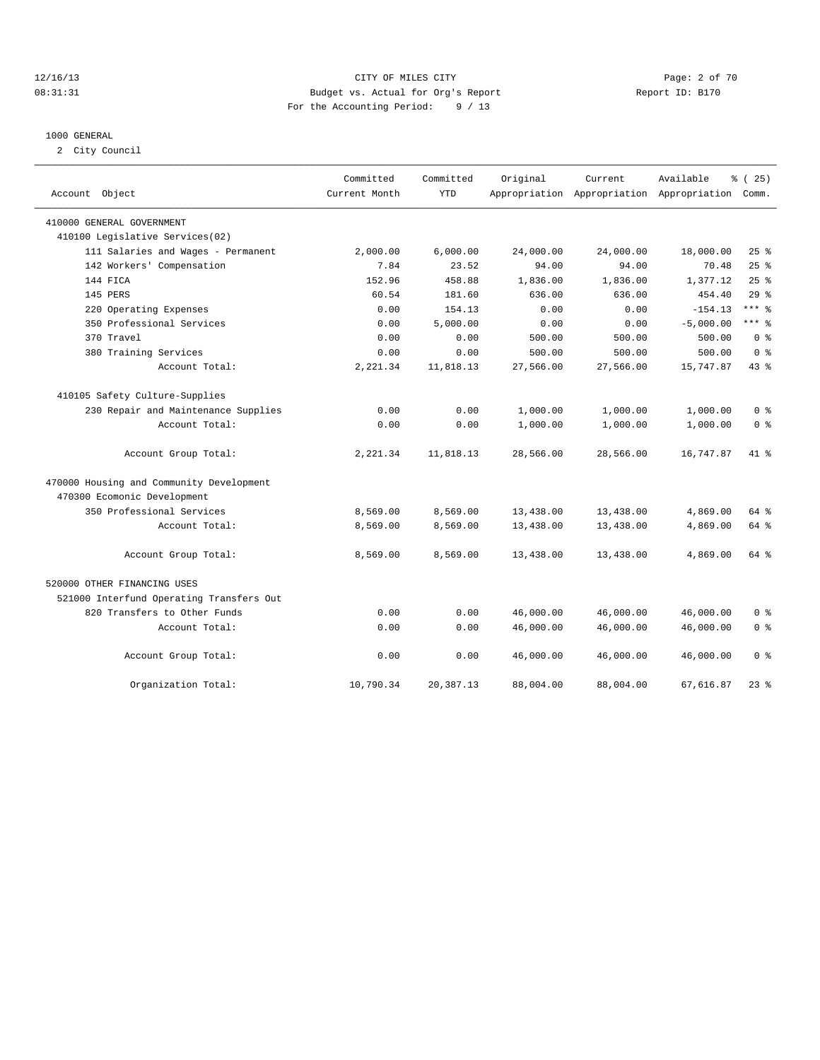CITY OF MILES CITY

Budget vs. Actual for Org's Report

For the Accounting Period: 9 / 13

12/16/13 08:31:31 Report ID: B170

## 1000 GENERAL

2 City Council

| Account Object | Committed Current Month | Committed YTD | Original Appropriation | Current Appropriation | Available Appropriation | % ( 25) Comm. |
|---|---|---|---|---|---|---|
| 410000 GENERAL GOVERNMENT | | | | | | |
| 410100 Legislative Services(02) | | | | | | |
| 111 Salaries and Wages - Permanent | 2,000.00 | 6,000.00 | 24,000.00 | 24,000.00 | 18,000.00 | 25 % |
| 142 Workers' Compensation | 7.84 | 23.52 | 94.00 | 94.00 | 70.48 | 25 % |
| 144 FICA | 152.96 | 458.88 | 1,836.00 | 1,836.00 | 1,377.12 | 25 % |
| 145 PERS | 60.54 | 181.60 | 636.00 | 636.00 | 454.40 | 29 % |
| 220 Operating Expenses | 0.00 | 154.13 | 0.00 | 0.00 | -154.13 | *** % |
| 350 Professional Services | 0.00 | 5,000.00 | 0.00 | 0.00 | -5,000.00 | *** % |
| 370 Travel | 0.00 | 0.00 | 500.00 | 500.00 | 500.00 | 0 % |
| 380 Training Services | 0.00 | 0.00 | 500.00 | 500.00 | 500.00 | 0 % |
| Account Total: | 2,221.34 | 11,818.13 | 27,566.00 | 27,566.00 | 15,747.87 | 43 % |
| 410105 Safety Culture-Supplies | | | | | | |
| 230 Repair and Maintenance Supplies | 0.00 | 0.00 | 1,000.00 | 1,000.00 | 1,000.00 | 0 % |
| Account Total: | 0.00 | 0.00 | 1,000.00 | 1,000.00 | 1,000.00 | 0 % |
| Account Group Total: | 2,221.34 | 11,818.13 | 28,566.00 | 28,566.00 | 16,747.87 | 41 % |
| 470000 Housing and Community Development | | | | | | |
| 470300 Ecomonic Development | | | | | | |
| 350 Professional Services | 8,569.00 | 8,569.00 | 13,438.00 | 13,438.00 | 4,869.00 | 64 % |
| Account Total: | 8,569.00 | 8,569.00 | 13,438.00 | 13,438.00 | 4,869.00 | 64 % |
| Account Group Total: | 8,569.00 | 8,569.00 | 13,438.00 | 13,438.00 | 4,869.00 | 64 % |
| 520000 OTHER FINANCING USES | | | | | | |
| 521000 Interfund Operating Transfers Out | | | | | | |
| 820 Transfers to Other Funds | 0.00 | 0.00 | 46,000.00 | 46,000.00 | 46,000.00 | 0 % |
| Account Total: | 0.00 | 0.00 | 46,000.00 | 46,000.00 | 46,000.00 | 0 % |
| Account Group Total: | 0.00 | 0.00 | 46,000.00 | 46,000.00 | 46,000.00 | 0 % |
| Organization Total: | 10,790.34 | 20,387.13 | 88,004.00 | 88,004.00 | 67,616.87 | 23 % |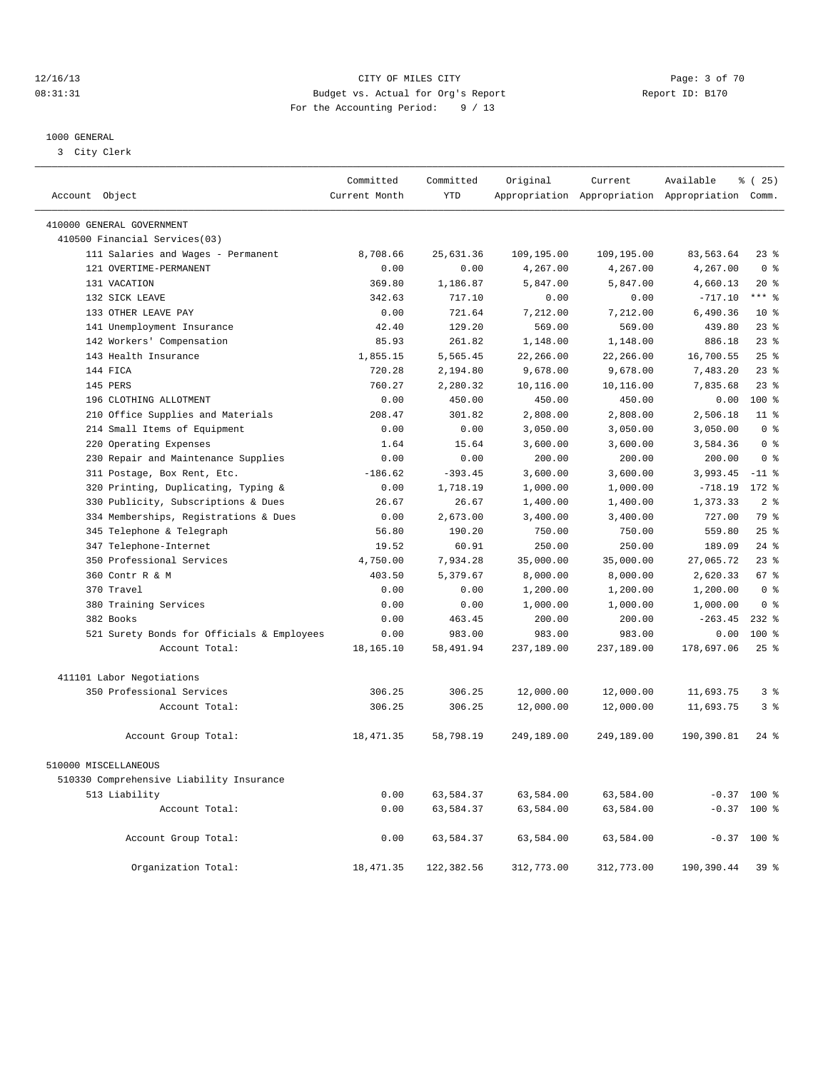12/16/13 CITY OF MILES CITY
08:31:31 Budget vs. Actual for Org's Report Report ID: B170
For the Accounting Period: 9 / 13

1000 GENERAL
3 City Clerk

| Account Object | Committed Current Month | Committed YTD | Original Appropriation | Current Appropriation | Available Appropriation | % ( 25) Comm. |
|---|---|---|---|---|---|---|
| 410000 GENERAL GOVERNMENT | | | | | | |
| 410500 Financial Services(03) | | | | | | |
| 111 Salaries and Wages - Permanent | 8,708.66 | 25,631.36 | 109,195.00 | 109,195.00 | 83,563.64 | 23 % |
| 121 OVERTIME-PERMANENT | 0.00 | 0.00 | 4,267.00 | 4,267.00 | 4,267.00 | 0 % |
| 131 VACATION | 369.80 | 1,186.87 | 5,847.00 | 5,847.00 | 4,660.13 | 20 % |
| 132 SICK LEAVE | 342.63 | 717.10 | 0.00 | 0.00 | -717.10 | *** % |
| 133 OTHER LEAVE PAY | 0.00 | 721.64 | 7,212.00 | 7,212.00 | 6,490.36 | 10 % |
| 141 Unemployment Insurance | 42.40 | 129.20 | 569.00 | 569.00 | 439.80 | 23 % |
| 142 Workers' Compensation | 85.93 | 261.82 | 1,148.00 | 1,148.00 | 886.18 | 23 % |
| 143 Health Insurance | 1,855.15 | 5,565.45 | 22,266.00 | 22,266.00 | 16,700.55 | 25 % |
| 144 FICA | 720.28 | 2,194.80 | 9,678.00 | 9,678.00 | 7,483.20 | 23 % |
| 145 PERS | 760.27 | 2,280.32 | 10,116.00 | 10,116.00 | 7,835.68 | 23 % |
| 196 CLOTHING ALLOTMENT | 0.00 | 450.00 | 450.00 | 450.00 | 0.00 | 100 % |
| 210 Office Supplies and Materials | 208.47 | 301.82 | 2,808.00 | 2,808.00 | 2,506.18 | 11 % |
| 214 Small Items of Equipment | 0.00 | 0.00 | 3,050.00 | 3,050.00 | 3,050.00 | 0 % |
| 220 Operating Expenses | 1.64 | 15.64 | 3,600.00 | 3,600.00 | 3,584.36 | 0 % |
| 230 Repair and Maintenance Supplies | 0.00 | 0.00 | 200.00 | 200.00 | 200.00 | 0 % |
| 311 Postage, Box Rent, Etc. | -186.62 | -393.45 | 3,600.00 | 3,600.00 | 3,993.45 | -11 % |
| 320 Printing, Duplicating, Typing & | 0.00 | 1,718.19 | 1,000.00 | 1,000.00 | -718.19 | 172 % |
| 330 Publicity, Subscriptions & Dues | 26.67 | 26.67 | 1,400.00 | 1,400.00 | 1,373.33 | 2 % |
| 334 Memberships, Registrations & Dues | 0.00 | 2,673.00 | 3,400.00 | 3,400.00 | 727.00 | 79 % |
| 345 Telephone & Telegraph | 56.80 | 190.20 | 750.00 | 750.00 | 559.80 | 25 % |
| 347 Telephone-Internet | 19.52 | 60.91 | 250.00 | 250.00 | 189.09 | 24 % |
| 350 Professional Services | 4,750.00 | 7,934.28 | 35,000.00 | 35,000.00 | 27,065.72 | 23 % |
| 360 Contr R & M | 403.50 | 5,379.67 | 8,000.00 | 8,000.00 | 2,620.33 | 67 % |
| 370 Travel | 0.00 | 0.00 | 1,200.00 | 1,200.00 | 1,200.00 | 0 % |
| 380 Training Services | 0.00 | 0.00 | 1,000.00 | 1,000.00 | 1,000.00 | 0 % |
| 382 Books | 0.00 | 463.45 | 200.00 | 200.00 | -263.45 | 232 % |
| 521 Surety Bonds for Officials & Employees | 0.00 | 983.00 | 983.00 | 983.00 | 0.00 | 100 % |
| Account Total: | 18,165.10 | 58,491.94 | 237,189.00 | 237,189.00 | 178,697.06 | 25 % |
| 411101 Labor Negotiations | | | | | | |
| 350 Professional Services | 306.25 | 306.25 | 12,000.00 | 12,000.00 | 11,693.75 | 3 % |
| Account Total: | 306.25 | 306.25 | 12,000.00 | 12,000.00 | 11,693.75 | 3 % |
| Account Group Total: | 18,471.35 | 58,798.19 | 249,189.00 | 249,189.00 | 190,390.81 | 24 % |
| 510000 MISCELLANEOUS | | | | | | |
| 510330 Comprehensive Liability Insurance | | | | | | |
| 513 Liability | 0.00 | 63,584.37 | 63,584.00 | 63,584.00 | -0.37 | 100 % |
| Account Total: | 0.00 | 63,584.37 | 63,584.00 | 63,584.00 | -0.37 | 100 % |
| Account Group Total: | 0.00 | 63,584.37 | 63,584.00 | 63,584.00 | -0.37 | 100 % |
| Organization Total: | 18,471.35 | 122,382.56 | 312,773.00 | 312,773.00 | 190,390.44 | 39 % |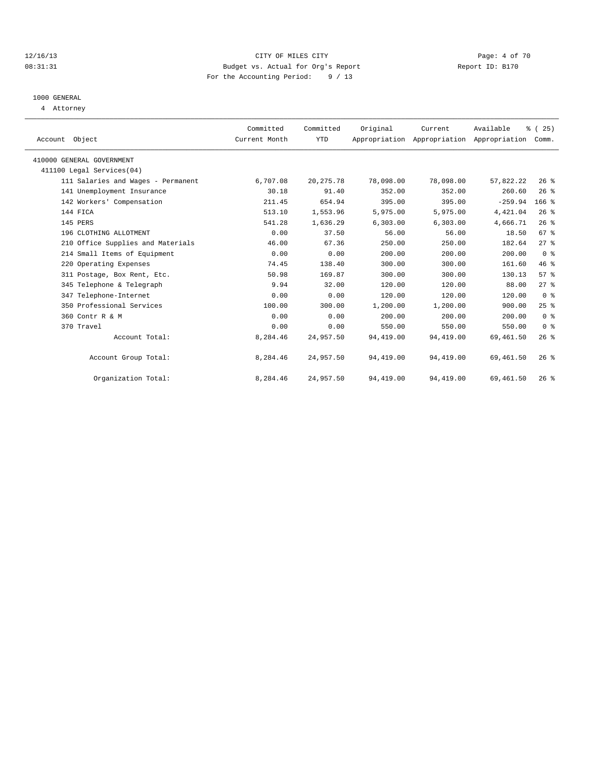CITY OF MILES CITY
Budget vs. Actual for Org's Report
For the Accounting Period: 9 / 13

12/16/13
08:31:31

Report ID: B170

1000 GENERAL
4 Attorney

| Account Object | Committed Current Month | Committed YTD | Original Appropriation | Current Appropriation | Available Appropriation | % ( 25) Comm. |
|---|---|---|---|---|---|---|
| 410000 GENERAL GOVERNMENT | | | | | | |
| 411100 Legal Services(04) | | | | | | |
| 111 Salaries and Wages - Permanent | 6,707.08 | 20,275.78 | 78,098.00 | 78,098.00 | 57,822.22 | 26 % |
| 141 Unemployment Insurance | 30.18 | 91.40 | 352.00 | 352.00 | 260.60 | 26 % |
| 142 Workers' Compensation | 211.45 | 654.94 | 395.00 | 395.00 | -259.94 | 166 % |
| 144 FICA | 513.10 | 1,553.96 | 5,975.00 | 5,975.00 | 4,421.04 | 26 % |
| 145 PERS | 541.28 | 1,636.29 | 6,303.00 | 6,303.00 | 4,666.71 | 26 % |
| 196 CLOTHING ALLOTMENT | 0.00 | 37.50 | 56.00 | 56.00 | 18.50 | 67 % |
| 210 Office Supplies and Materials | 46.00 | 67.36 | 250.00 | 250.00 | 182.64 | 27 % |
| 214 Small Items of Equipment | 0.00 | 0.00 | 200.00 | 200.00 | 200.00 | 0 % |
| 220 Operating Expenses | 74.45 | 138.40 | 300.00 | 300.00 | 161.60 | 46 % |
| 311 Postage, Box Rent, Etc. | 50.98 | 169.87 | 300.00 | 300.00 | 130.13 | 57 % |
| 345 Telephone & Telegraph | 9.94 | 32.00 | 120.00 | 120.00 | 88.00 | 27 % |
| 347 Telephone-Internet | 0.00 | 0.00 | 120.00 | 120.00 | 120.00 | 0 % |
| 350 Professional Services | 100.00 | 300.00 | 1,200.00 | 1,200.00 | 900.00 | 25 % |
| 360 Contr R & M | 0.00 | 0.00 | 200.00 | 200.00 | 200.00 | 0 % |
| 370 Travel | 0.00 | 0.00 | 550.00 | 550.00 | 550.00 | 0 % |
| Account Total: | 8,284.46 | 24,957.50 | 94,419.00 | 94,419.00 | 69,461.50 | 26 % |
| Account Group Total: | 8,284.46 | 24,957.50 | 94,419.00 | 94,419.00 | 69,461.50 | 26 % |
| Organization Total: | 8,284.46 | 24,957.50 | 94,419.00 | 94,419.00 | 69,461.50 | 26 % |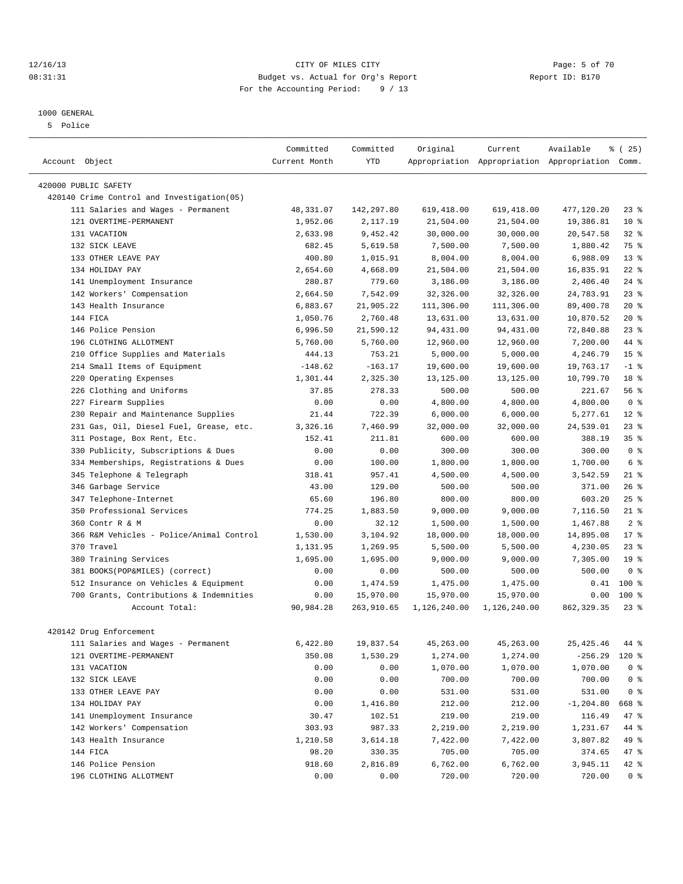12/16/13 CITY OF MILES CITY
08:31:31 Budget vs. Actual for Org's Report Report ID: B170
For the Accounting Period: 9 / 13

1000 GENERAL
5 Police

| Account Object | Committed Current Month | Committed YTD | Original Appropriation | Current Appropriation | Available Appropriation | % ( 25) Comm. |
|---|---|---|---|---|---|---|
| 420000 PUBLIC SAFETY | | | | | | |
| 420140 Crime Control and Investigation(05) | | | | | | |
| 111 Salaries and Wages - Permanent | 48,331.07 | 142,297.80 | 619,418.00 | 619,418.00 | 477,120.20 | 23 % |
| 121 OVERTIME-PERMANENT | 1,952.06 | 2,117.19 | 21,504.00 | 21,504.00 | 19,386.81 | 10 % |
| 131 VACATION | 2,633.98 | 9,452.42 | 30,000.00 | 30,000.00 | 20,547.58 | 32 % |
| 132 SICK LEAVE | 682.45 | 5,619.58 | 7,500.00 | 7,500.00 | 1,880.42 | 75 % |
| 133 OTHER LEAVE PAY | 400.80 | 1,015.91 | 8,004.00 | 8,004.00 | 6,988.09 | 13 % |
| 134 HOLIDAY PAY | 2,654.60 | 4,668.09 | 21,504.00 | 21,504.00 | 16,835.91 | 22 % |
| 141 Unemployment Insurance | 280.87 | 779.60 | 3,186.00 | 3,186.00 | 2,406.40 | 24 % |
| 142 Workers' Compensation | 2,664.50 | 7,542.09 | 32,326.00 | 32,326.00 | 24,783.91 | 23 % |
| 143 Health Insurance | 6,883.67 | 21,905.22 | 111,306.00 | 111,306.00 | 89,400.78 | 20 % |
| 144 FICA | 1,050.76 | 2,760.48 | 13,631.00 | 13,631.00 | 10,870.52 | 20 % |
| 146 Police Pension | 6,996.50 | 21,590.12 | 94,431.00 | 94,431.00 | 72,840.88 | 23 % |
| 196 CLOTHING ALLOTMENT | 5,760.00 | 5,760.00 | 12,960.00 | 12,960.00 | 7,200.00 | 44 % |
| 210 Office Supplies and Materials | 444.13 | 753.21 | 5,000.00 | 5,000.00 | 4,246.79 | 15 % |
| 214 Small Items of Equipment | -148.62 | -163.17 | 19,600.00 | 19,600.00 | 19,763.17 | -1 % |
| 220 Operating Expenses | 1,301.44 | 2,325.30 | 13,125.00 | 13,125.00 | 10,799.70 | 18 % |
| 226 Clothing and Uniforms | 37.85 | 278.33 | 500.00 | 500.00 | 221.67 | 56 % |
| 227 Firearm Supplies | 0.00 | 0.00 | 4,800.00 | 4,800.00 | 4,800.00 | 0 % |
| 230 Repair and Maintenance Supplies | 21.44 | 722.39 | 6,000.00 | 6,000.00 | 5,277.61 | 12 % |
| 231 Gas, Oil, Diesel Fuel, Grease, etc. | 3,326.16 | 7,460.99 | 32,000.00 | 32,000.00 | 24,539.01 | 23 % |
| 311 Postage, Box Rent, Etc. | 152.41 | 211.81 | 600.00 | 600.00 | 388.19 | 35 % |
| 330 Publicity, Subscriptions & Dues | 0.00 | 0.00 | 300.00 | 300.00 | 300.00 | 0 % |
| 334 Memberships, Registrations & Dues | 0.00 | 100.00 | 1,800.00 | 1,800.00 | 1,700.00 | 6 % |
| 345 Telephone & Telegraph | 318.41 | 957.41 | 4,500.00 | 4,500.00 | 3,542.59 | 21 % |
| 346 Garbage Service | 43.00 | 129.00 | 500.00 | 500.00 | 371.00 | 26 % |
| 347 Telephone-Internet | 65.60 | 196.80 | 800.00 | 800.00 | 603.20 | 25 % |
| 350 Professional Services | 774.25 | 1,883.50 | 9,000.00 | 9,000.00 | 7,116.50 | 21 % |
| 360 Contr R & M | 0.00 | 32.12 | 1,500.00 | 1,500.00 | 1,467.88 | 2 % |
| 366 R&M Vehicles - Police/Animal Control | 1,530.00 | 3,104.92 | 18,000.00 | 18,000.00 | 14,895.08 | 17 % |
| 370 Travel | 1,131.95 | 1,269.95 | 5,500.00 | 5,500.00 | 4,230.05 | 23 % |
| 380 Training Services | 1,695.00 | 1,695.00 | 9,000.00 | 9,000.00 | 7,305.00 | 19 % |
| 381 BOOKS(POP&MILES) (correct) | 0.00 | 0.00 | 500.00 | 500.00 | 500.00 | 0 % |
| 512 Insurance on Vehicles & Equipment | 0.00 | 1,474.59 | 1,475.00 | 1,475.00 | 0.41 | 100 % |
| 700 Grants, Contributions & Indemnities | 0.00 | 15,970.00 | 15,970.00 | 15,970.00 | 0.00 | 100 % |
| Account Total: | 90,984.28 | 263,910.65 | 1,126,240.00 | 1,126,240.00 | 862,329.35 | 23 % |
| 420142 Drug Enforcement | | | | | | |
| 111 Salaries and Wages - Permanent | 6,422.80 | 19,837.54 | 45,263.00 | 45,263.00 | 25,425.46 | 44 % |
| 121 OVERTIME-PERMANENT | 350.08 | 1,530.29 | 1,274.00 | 1,274.00 | -256.29 | 120 % |
| 131 VACATION | 0.00 | 0.00 | 1,070.00 | 1,070.00 | 1,070.00 | 0 % |
| 132 SICK LEAVE | 0.00 | 0.00 | 700.00 | 700.00 | 700.00 | 0 % |
| 133 OTHER LEAVE PAY | 0.00 | 0.00 | 531.00 | 531.00 | 531.00 | 0 % |
| 134 HOLIDAY PAY | 0.00 | 1,416.80 | 212.00 | 212.00 | -1,204.80 | 668 % |
| 141 Unemployment Insurance | 30.47 | 102.51 | 219.00 | 219.00 | 116.49 | 47 % |
| 142 Workers' Compensation | 303.93 | 987.33 | 2,219.00 | 2,219.00 | 1,231.67 | 44 % |
| 143 Health Insurance | 1,210.58 | 3,614.18 | 7,422.00 | 7,422.00 | 3,807.82 | 49 % |
| 144 FICA | 98.20 | 330.35 | 705.00 | 705.00 | 374.65 | 47 % |
| 146 Police Pension | 918.60 | 2,816.89 | 6,762.00 | 6,762.00 | 3,945.11 | 42 % |
| 196 CLOTHING ALLOTMENT | 0.00 | 0.00 | 720.00 | 720.00 | 720.00 | 0 % |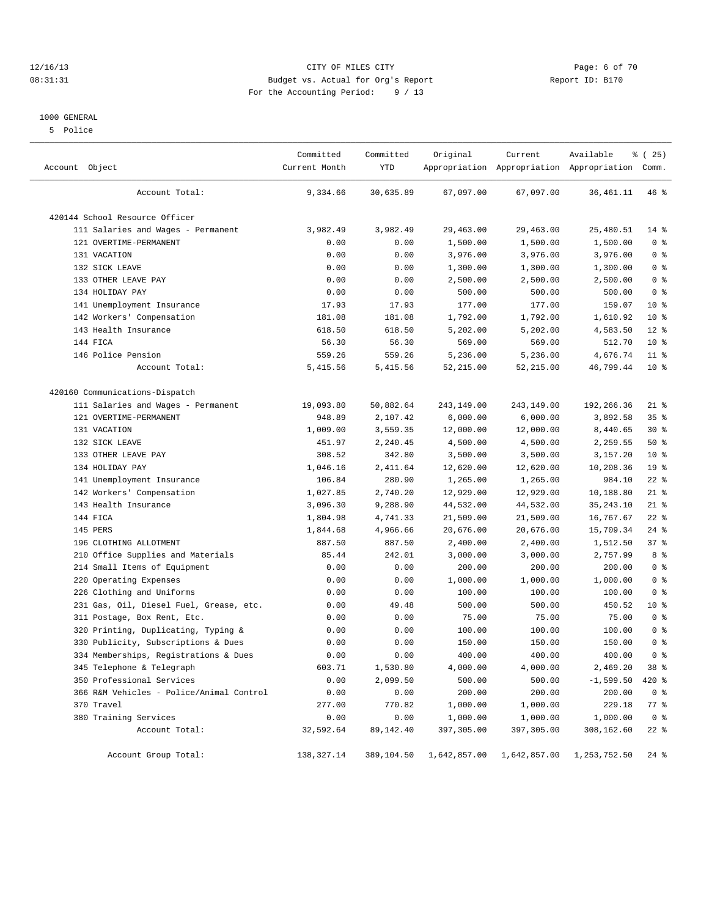# CITY OF MILES CITY

Budget vs. Actual for Org's Report

For the Accounting Period: 9 / 13

12/16/13 08:31:31 — Report ID: B170

1000 GENERAL

5 Police

| Account Object | Committed Current Month | Committed YTD | Original Appropriation | Current Appropriation | Available Appropriation | % ( 25) Comm. |
|---|---|---|---|---|---|---|
| Account Total: | 9,334.66 | 30,635.89 | 67,097.00 | 67,097.00 | 36,461.11 | 46 % |
| **420144 School Resource Officer** | | | | | | |
| 111 Salaries and Wages - Permanent | 3,982.49 | 3,982.49 | 29,463.00 | 29,463.00 | 25,480.51 | 14 % |
| 121 OVERTIME-PERMANENT | 0.00 | 0.00 | 1,500.00 | 1,500.00 | 1,500.00 | 0 % |
| 131 VACATION | 0.00 | 0.00 | 3,976.00 | 3,976.00 | 3,976.00 | 0 % |
| 132 SICK LEAVE | 0.00 | 0.00 | 1,300.00 | 1,300.00 | 1,300.00 | 0 % |
| 133 OTHER LEAVE PAY | 0.00 | 0.00 | 2,500.00 | 2,500.00 | 2,500.00 | 0 % |
| 134 HOLIDAY PAY | 0.00 | 0.00 | 500.00 | 500.00 | 500.00 | 0 % |
| 141 Unemployment Insurance | 17.93 | 17.93 | 177.00 | 177.00 | 159.07 | 10 % |
| 142 Workers' Compensation | 181.08 | 181.08 | 1,792.00 | 1,792.00 | 1,610.92 | 10 % |
| 143 Health Insurance | 618.50 | 618.50 | 5,202.00 | 5,202.00 | 4,583.50 | 12 % |
| 144 FICA | 56.30 | 56.30 | 569.00 | 569.00 | 512.70 | 10 % |
| 146 Police Pension | 559.26 | 559.26 | 5,236.00 | 5,236.00 | 4,676.74 | 11 % |
| Account Total: | 5,415.56 | 5,415.56 | 52,215.00 | 52,215.00 | 46,799.44 | 10 % |
| **420160 Communications-Dispatch** | | | | | | |
| 111 Salaries and Wages - Permanent | 19,093.80 | 50,882.64 | 243,149.00 | 243,149.00 | 192,266.36 | 21 % |
| 121 OVERTIME-PERMANENT | 948.89 | 2,107.42 | 6,000.00 | 6,000.00 | 3,892.58 | 35 % |
| 131 VACATION | 1,009.00 | 3,559.35 | 12,000.00 | 12,000.00 | 8,440.65 | 30 % |
| 132 SICK LEAVE | 451.97 | 2,240.45 | 4,500.00 | 4,500.00 | 2,259.55 | 50 % |
| 133 OTHER LEAVE PAY | 308.52 | 342.80 | 3,500.00 | 3,500.00 | 3,157.20 | 10 % |
| 134 HOLIDAY PAY | 1,046.16 | 2,411.64 | 12,620.00 | 12,620.00 | 10,208.36 | 19 % |
| 141 Unemployment Insurance | 106.84 | 280.90 | 1,265.00 | 1,265.00 | 984.10 | 22 % |
| 142 Workers' Compensation | 1,027.85 | 2,740.20 | 12,929.00 | 12,929.00 | 10,188.80 | 21 % |
| 143 Health Insurance | 3,096.30 | 9,288.90 | 44,532.00 | 44,532.00 | 35,243.10 | 21 % |
| 144 FICA | 1,804.98 | 4,741.33 | 21,509.00 | 21,509.00 | 16,767.67 | 22 % |
| 145 PERS | 1,844.68 | 4,966.66 | 20,676.00 | 20,676.00 | 15,709.34 | 24 % |
| 196 CLOTHING ALLOTMENT | 887.50 | 887.50 | 2,400.00 | 2,400.00 | 1,512.50 | 37 % |
| 210 Office Supplies and Materials | 85.44 | 242.01 | 3,000.00 | 3,000.00 | 2,757.99 | 8 % |
| 214 Small Items of Equipment | 0.00 | 0.00 | 200.00 | 200.00 | 200.00 | 0 % |
| 220 Operating Expenses | 0.00 | 0.00 | 1,000.00 | 1,000.00 | 1,000.00 | 0 % |
| 226 Clothing and Uniforms | 0.00 | 0.00 | 100.00 | 100.00 | 100.00 | 0 % |
| 231 Gas, Oil, Diesel Fuel, Grease, etc. | 0.00 | 49.48 | 500.00 | 500.00 | 450.52 | 10 % |
| 311 Postage, Box Rent, Etc. | 0.00 | 0.00 | 75.00 | 75.00 | 75.00 | 0 % |
| 320 Printing, Duplicating, Typing & | 0.00 | 0.00 | 100.00 | 100.00 | 100.00 | 0 % |
| 330 Publicity, Subscriptions & Dues | 0.00 | 0.00 | 150.00 | 150.00 | 150.00 | 0 % |
| 334 Memberships, Registrations & Dues | 0.00 | 0.00 | 400.00 | 400.00 | 400.00 | 0 % |
| 345 Telephone & Telegraph | 603.71 | 1,530.80 | 4,000.00 | 4,000.00 | 2,469.20 | 38 % |
| 350 Professional Services | 0.00 | 2,099.50 | 500.00 | 500.00 | -1,599.50 | 420 % |
| 366 R&M Vehicles - Police/Animal Control | 0.00 | 0.00 | 200.00 | 200.00 | 200.00 | 0 % |
| 370 Travel | 277.00 | 770.82 | 1,000.00 | 1,000.00 | 229.18 | 77 % |
| 380 Training Services | 0.00 | 0.00 | 1,000.00 | 1,000.00 | 1,000.00 | 0 % |
| Account Total: | 32,592.64 | 89,142.40 | 397,305.00 | 397,305.00 | 308,162.60 | 22 % |
| Account Group Total: | 138,327.14 | 389,104.50 | 1,642,857.00 | 1,642,857.00 | 1,253,752.50 | 24 % |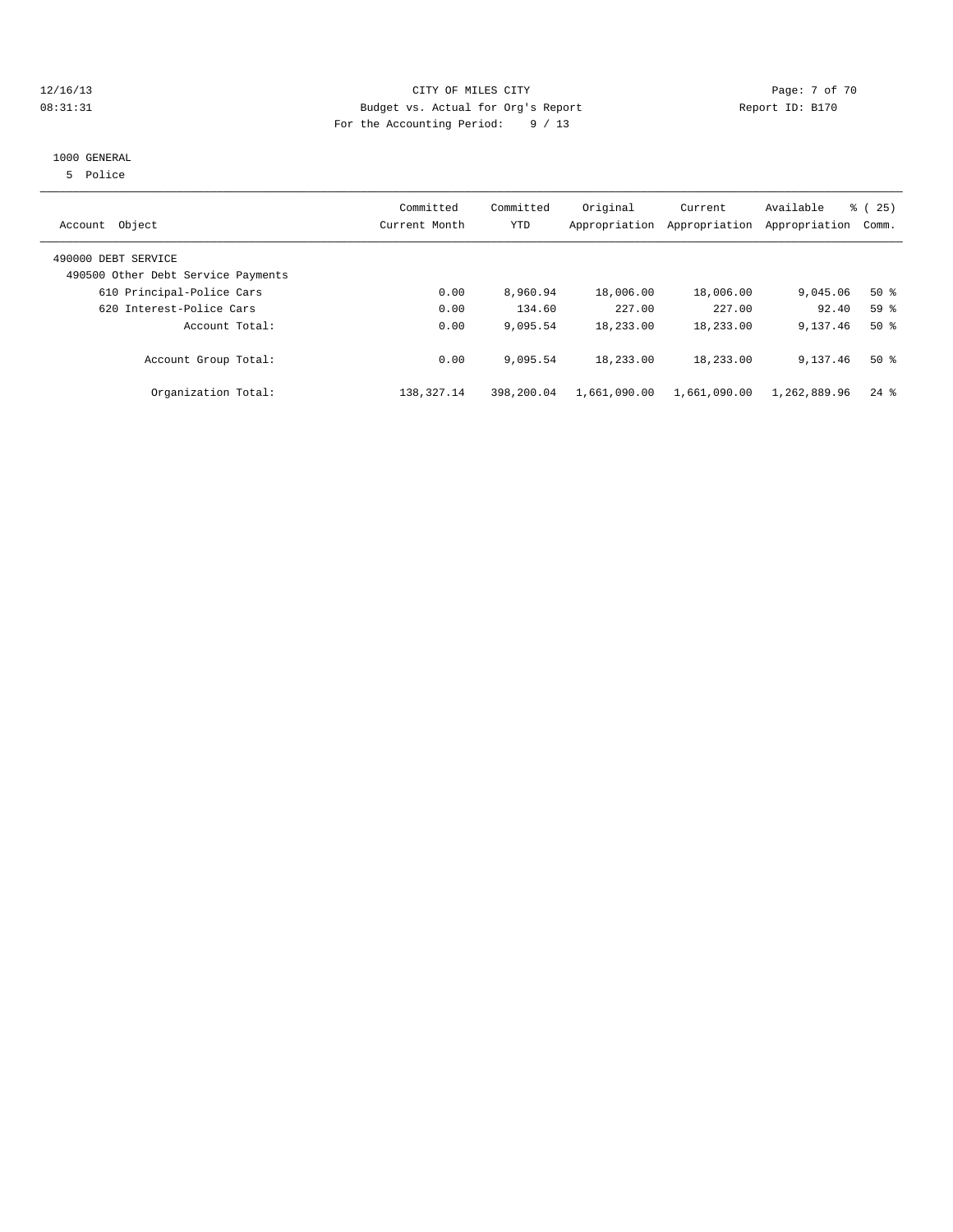CITY OF MILES CITY
Budget vs. Actual for Org's Report
For the Accounting Period: 9 / 13

12/16/13
08:31:31

Report ID: B170

1000 GENERAL
5 Police

| Account Object | Committed Current Month | Committed YTD | Original Appropriation | Current Appropriation | Available Appropriation | % ( 25) Comm. |
|---|---|---|---|---|---|---|
| 490000 DEBT SERVICE | | | | | | |
| 490500 Other Debt Service Payments | | | | | | |
| 610 Principal-Police Cars | 0.00 | 8,960.94 | 18,006.00 | 18,006.00 | 9,045.06 | 50 % |
| 620 Interest-Police Cars | 0.00 | 134.60 | 227.00 | 227.00 | 92.40 | 59 % |
| Account Total: | 0.00 | 9,095.54 | 18,233.00 | 18,233.00 | 9,137.46 | 50 % |
| Account Group Total: | 0.00 | 9,095.54 | 18,233.00 | 18,233.00 | 9,137.46 | 50 % |
| Organization Total: | 138,327.14 | 398,200.04 | 1,661,090.00 | 1,661,090.00 | 1,262,889.96 | 24 % |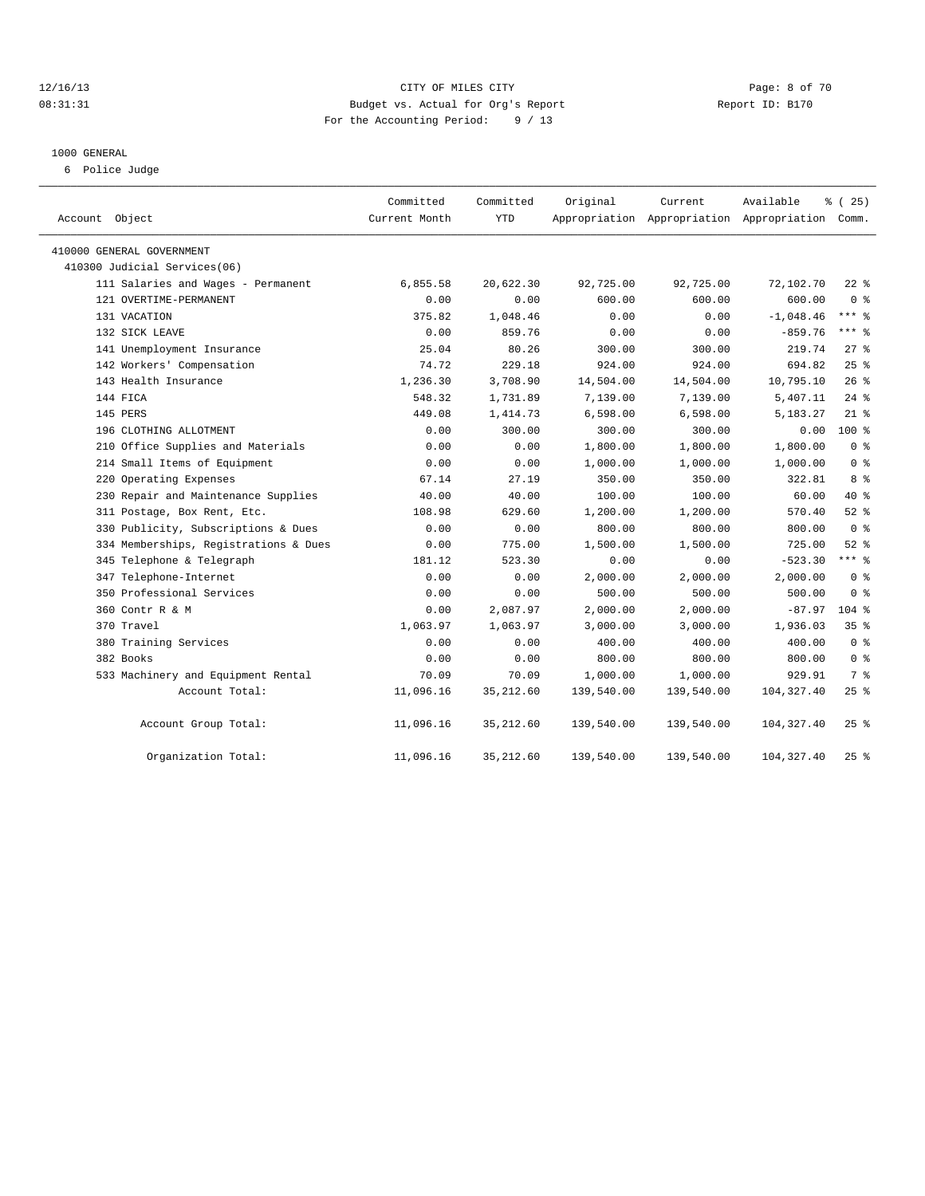CITY OF MILES CITY
Budget vs. Actual for Org's Report
For the Accounting Period: 9 / 13

12/16/13
08:31:31

Report ID: B170

1000 GENERAL
6 Police Judge

| Account Object | Committed Current Month | Committed YTD | Original Appropriation | Current Appropriation | Available Appropriation | % ( 25) Comm. |
|---|---|---|---|---|---|---|
| 410000 GENERAL GOVERNMENT | | | | | | |
| 410300 Judicial Services(06) | | | | | | |
| 111 Salaries and Wages - Permanent | 6,855.58 | 20,622.30 | 92,725.00 | 92,725.00 | 72,102.70 | 22 % |
| 121 OVERTIME-PERMANENT | 0.00 | 0.00 | 600.00 | 600.00 | 600.00 | 0 % |
| 131 VACATION | 375.82 | 1,048.46 | 0.00 | 0.00 | -1,048.46 | *** % |
| 132 SICK LEAVE | 0.00 | 859.76 | 0.00 | 0.00 | -859.76 | *** % |
| 141 Unemployment Insurance | 25.04 | 80.26 | 300.00 | 300.00 | 219.74 | 27 % |
| 142 Workers' Compensation | 74.72 | 229.18 | 924.00 | 924.00 | 694.82 | 25 % |
| 143 Health Insurance | 1,236.30 | 3,708.90 | 14,504.00 | 14,504.00 | 10,795.10 | 26 % |
| 144 FICA | 548.32 | 1,731.89 | 7,139.00 | 7,139.00 | 5,407.11 | 24 % |
| 145 PERS | 449.08 | 1,414.73 | 6,598.00 | 6,598.00 | 5,183.27 | 21 % |
| 196 CLOTHING ALLOTMENT | 0.00 | 300.00 | 300.00 | 300.00 | 0.00 | 100 % |
| 210 Office Supplies and Materials | 0.00 | 0.00 | 1,800.00 | 1,800.00 | 1,800.00 | 0 % |
| 214 Small Items of Equipment | 0.00 | 0.00 | 1,000.00 | 1,000.00 | 1,000.00 | 0 % |
| 220 Operating Expenses | 67.14 | 27.19 | 350.00 | 350.00 | 322.81 | 8 % |
| 230 Repair and Maintenance Supplies | 40.00 | 40.00 | 100.00 | 100.00 | 60.00 | 40 % |
| 311 Postage, Box Rent, Etc. | 108.98 | 629.60 | 1,200.00 | 1,200.00 | 570.40 | 52 % |
| 330 Publicity, Subscriptions & Dues | 0.00 | 0.00 | 800.00 | 800.00 | 800.00 | 0 % |
| 334 Memberships, Registrations & Dues | 0.00 | 775.00 | 1,500.00 | 1,500.00 | 725.00 | 52 % |
| 345 Telephone & Telegraph | 181.12 | 523.30 | 0.00 | 0.00 | -523.30 | *** % |
| 347 Telephone-Internet | 0.00 | 0.00 | 2,000.00 | 2,000.00 | 2,000.00 | 0 % |
| 350 Professional Services | 0.00 | 0.00 | 500.00 | 500.00 | 500.00 | 0 % |
| 360 Contr R & M | 0.00 | 2,087.97 | 2,000.00 | 2,000.00 | -87.97 | 104 % |
| 370 Travel | 1,063.97 | 1,063.97 | 3,000.00 | 3,000.00 | 1,936.03 | 35 % |
| 380 Training Services | 0.00 | 0.00 | 400.00 | 400.00 | 400.00 | 0 % |
| 382 Books | 0.00 | 0.00 | 800.00 | 800.00 | 800.00 | 0 % |
| 533 Machinery and Equipment Rental | 70.09 | 70.09 | 1,000.00 | 1,000.00 | 929.91 | 7 % |
| Account Total: | 11,096.16 | 35,212.60 | 139,540.00 | 139,540.00 | 104,327.40 | 25 % |
| Account Group Total: | 11,096.16 | 35,212.60 | 139,540.00 | 139,540.00 | 104,327.40 | 25 % |
| Organization Total: | 11,096.16 | 35,212.60 | 139,540.00 | 139,540.00 | 104,327.40 | 25 % |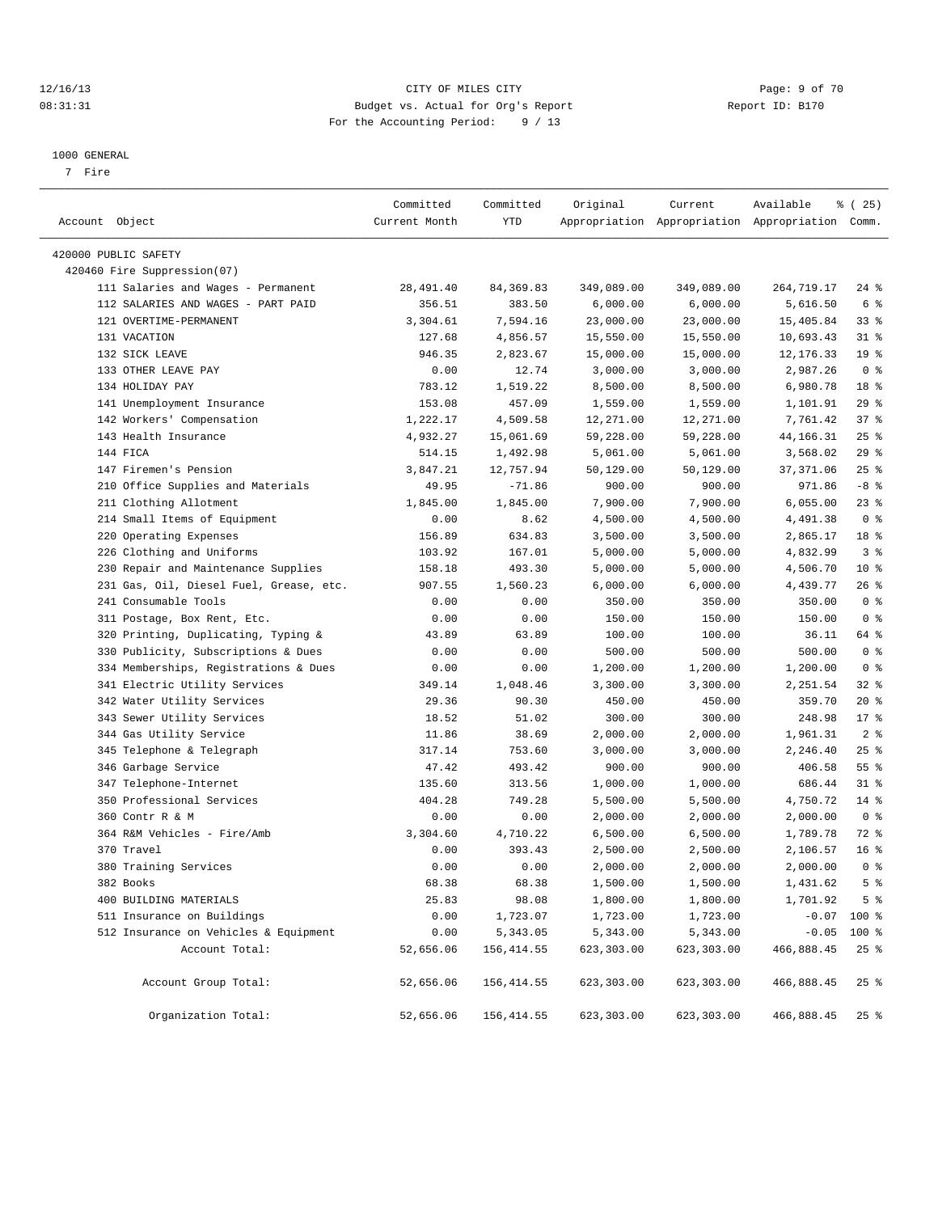# CITY OF MILES CITY

Budget vs. Actual for Org's Report

For the Accounting Period: 9 / 13

1000 GENERAL

7 Fire

| Account Object | Committed Current Month | Committed YTD | Original Appropriation | Current Appropriation | Available Appropriation | % ( 25) Comm. |
|---|---|---|---|---|---|---|
| 420000 PUBLIC SAFETY | | | | | | |
| 420460 Fire Suppression(07) | | | | | | |
| 111 Salaries and Wages - Permanent | 28,491.40 | 84,369.83 | 349,089.00 | 349,089.00 | 264,719.17 | 24 % |
| 112 SALARIES AND WAGES - PART PAID | 356.51 | 383.50 | 6,000.00 | 6,000.00 | 5,616.50 | 6 % |
| 121 OVERTIME-PERMANENT | 3,304.61 | 7,594.16 | 23,000.00 | 23,000.00 | 15,405.84 | 33 % |
| 131 VACATION | 127.68 | 4,856.57 | 15,550.00 | 15,550.00 | 10,693.43 | 31 % |
| 132 SICK LEAVE | 946.35 | 2,823.67 | 15,000.00 | 15,000.00 | 12,176.33 | 19 % |
| 133 OTHER LEAVE PAY | 0.00 | 12.74 | 3,000.00 | 3,000.00 | 2,987.26 | 0 % |
| 134 HOLIDAY PAY | 783.12 | 1,519.22 | 8,500.00 | 8,500.00 | 6,980.78 | 18 % |
| 141 Unemployment Insurance | 153.08 | 457.09 | 1,559.00 | 1,559.00 | 1,101.91 | 29 % |
| 142 Workers' Compensation | 1,222.17 | 4,509.58 | 12,271.00 | 12,271.00 | 7,761.42 | 37 % |
| 143 Health Insurance | 4,932.27 | 15,061.69 | 59,228.00 | 59,228.00 | 44,166.31 | 25 % |
| 144 FICA | 514.15 | 1,492.98 | 5,061.00 | 5,061.00 | 3,568.02 | 29 % |
| 147 Firemen's Pension | 3,847.21 | 12,757.94 | 50,129.00 | 50,129.00 | 37,371.06 | 25 % |
| 210 Office Supplies and Materials | 49.95 | -71.86 | 900.00 | 900.00 | 971.86 | -8 % |
| 211 Clothing Allotment | 1,845.00 | 1,845.00 | 7,900.00 | 7,900.00 | 6,055.00 | 23 % |
| 214 Small Items of Equipment | 0.00 | 8.62 | 4,500.00 | 4,500.00 | 4,491.38 | 0 % |
| 220 Operating Expenses | 156.89 | 634.83 | 3,500.00 | 3,500.00 | 2,865.17 | 18 % |
| 226 Clothing and Uniforms | 103.92 | 167.01 | 5,000.00 | 5,000.00 | 4,832.99 | 3 % |
| 230 Repair and Maintenance Supplies | 158.18 | 493.30 | 5,000.00 | 5,000.00 | 4,506.70 | 10 % |
| 231 Gas, Oil, Diesel Fuel, Grease, etc. | 907.55 | 1,560.23 | 6,000.00 | 6,000.00 | 4,439.77 | 26 % |
| 241 Consumable Tools | 0.00 | 0.00 | 350.00 | 350.00 | 350.00 | 0 % |
| 311 Postage, Box Rent, Etc. | 0.00 | 0.00 | 150.00 | 150.00 | 150.00 | 0 % |
| 320 Printing, Duplicating, Typing & | 43.89 | 63.89 | 100.00 | 100.00 | 36.11 | 64 % |
| 330 Publicity, Subscriptions & Dues | 0.00 | 0.00 | 500.00 | 500.00 | 500.00 | 0 % |
| 334 Memberships, Registrations & Dues | 0.00 | 0.00 | 1,200.00 | 1,200.00 | 1,200.00 | 0 % |
| 341 Electric Utility Services | 349.14 | 1,048.46 | 3,300.00 | 3,300.00 | 2,251.54 | 32 % |
| 342 Water Utility Services | 29.36 | 90.30 | 450.00 | 450.00 | 359.70 | 20 % |
| 343 Sewer Utility Services | 18.52 | 51.02 | 300.00 | 300.00 | 248.98 | 17 % |
| 344 Gas Utility Service | 11.86 | 38.69 | 2,000.00 | 2,000.00 | 1,961.31 | 2 % |
| 345 Telephone & Telegraph | 317.14 | 753.60 | 3,000.00 | 3,000.00 | 2,246.40 | 25 % |
| 346 Garbage Service | 47.42 | 493.42 | 900.00 | 900.00 | 406.58 | 55 % |
| 347 Telephone-Internet | 135.60 | 313.56 | 1,000.00 | 1,000.00 | 686.44 | 31 % |
| 350 Professional Services | 404.28 | 749.28 | 5,500.00 | 5,500.00 | 4,750.72 | 14 % |
| 360 Contr R & M | 0.00 | 0.00 | 2,000.00 | 2,000.00 | 2,000.00 | 0 % |
| 364 R&M Vehicles - Fire/Amb | 3,304.60 | 4,710.22 | 6,500.00 | 6,500.00 | 1,789.78 | 72 % |
| 370 Travel | 0.00 | 393.43 | 2,500.00 | 2,500.00 | 2,106.57 | 16 % |
| 380 Training Services | 0.00 | 0.00 | 2,000.00 | 2,000.00 | 2,000.00 | 0 % |
| 382 Books | 68.38 | 68.38 | 1,500.00 | 1,500.00 | 1,431.62 | 5 % |
| 400 BUILDING MATERIALS | 25.83 | 98.08 | 1,800.00 | 1,800.00 | 1,701.92 | 5 % |
| 511 Insurance on Buildings | 0.00 | 1,723.07 | 1,723.00 | 1,723.00 | -0.07 | 100 % |
| 512 Insurance on Vehicles & Equipment | 0.00 | 5,343.05 | 5,343.00 | 5,343.00 | -0.05 | 100 % |
| Account Total: | 52,656.06 | 156,414.55 | 623,303.00 | 623,303.00 | 466,888.45 | 25 % |
| Account Group Total: | 52,656.06 | 156,414.55 | 623,303.00 | 623,303.00 | 466,888.45 | 25 % |
| Organization Total: | 52,656.06 | 156,414.55 | 623,303.00 | 623,303.00 | 466,888.45 | 25 % |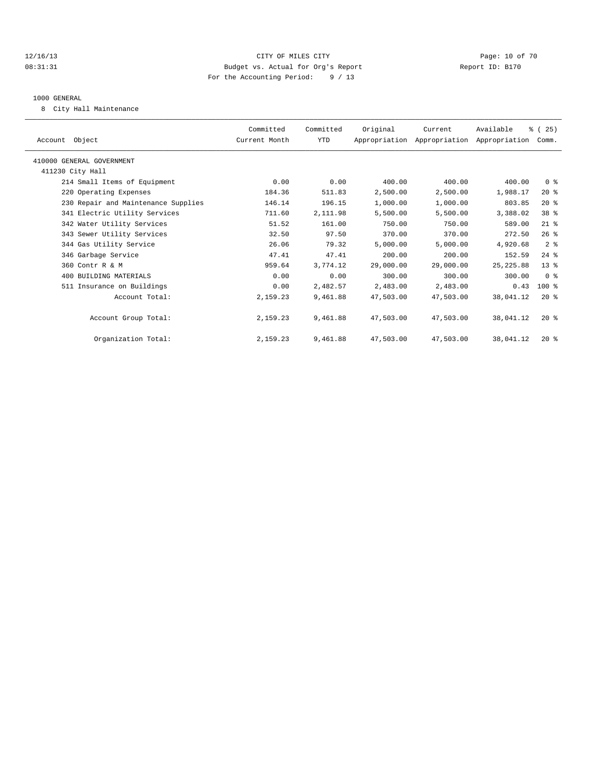CITY OF MILES CITY
Budget vs. Actual for Org's Report
For the Accounting Period: 9 / 13

12/16/13
08:31:31

Report ID: B170

## 1000 GENERAL

8 City Hall Maintenance

| Account Object | Committed Current Month | Committed YTD | Original Appropriation | Current Appropriation | Available Appropriation | % ( 25) Comm. |
|---|---|---|---|---|---|---|
| 410000 GENERAL GOVERNMENT | | | | | | |
| 411230 City Hall | | | | | | |
| 214 Small Items of Equipment | 0.00 | 0.00 | 400.00 | 400.00 | 400.00 | 0 % |
| 220 Operating Expenses | 184.36 | 511.83 | 2,500.00 | 2,500.00 | 1,988.17 | 20 % |
| 230 Repair and Maintenance Supplies | 146.14 | 196.15 | 1,000.00 | 1,000.00 | 803.85 | 20 % |
| 341 Electric Utility Services | 711.60 | 2,111.98 | 5,500.00 | 5,500.00 | 3,388.02 | 38 % |
| 342 Water Utility Services | 51.52 | 161.00 | 750.00 | 750.00 | 589.00 | 21 % |
| 343 Sewer Utility Services | 32.50 | 97.50 | 370.00 | 370.00 | 272.50 | 26 % |
| 344 Gas Utility Service | 26.06 | 79.32 | 5,000.00 | 5,000.00 | 4,920.68 | 2 % |
| 346 Garbage Service | 47.41 | 47.41 | 200.00 | 200.00 | 152.59 | 24 % |
| 360 Contr R & M | 959.64 | 3,774.12 | 29,000.00 | 29,000.00 | 25,225.88 | 13 % |
| 400 BUILDING MATERIALS | 0.00 | 0.00 | 300.00 | 300.00 | 300.00 | 0 % |
| 511 Insurance on Buildings | 0.00 | 2,482.57 | 2,483.00 | 2,483.00 | 0.43 | 100 % |
| Account Total: | 2,159.23 | 9,461.88 | 47,503.00 | 47,503.00 | 38,041.12 | 20 % |
| Account Group Total: | 2,159.23 | 9,461.88 | 47,503.00 | 47,503.00 | 38,041.12 | 20 % |
| Organization Total: | 2,159.23 | 9,461.88 | 47,503.00 | 47,503.00 | 38,041.12 | 20 % |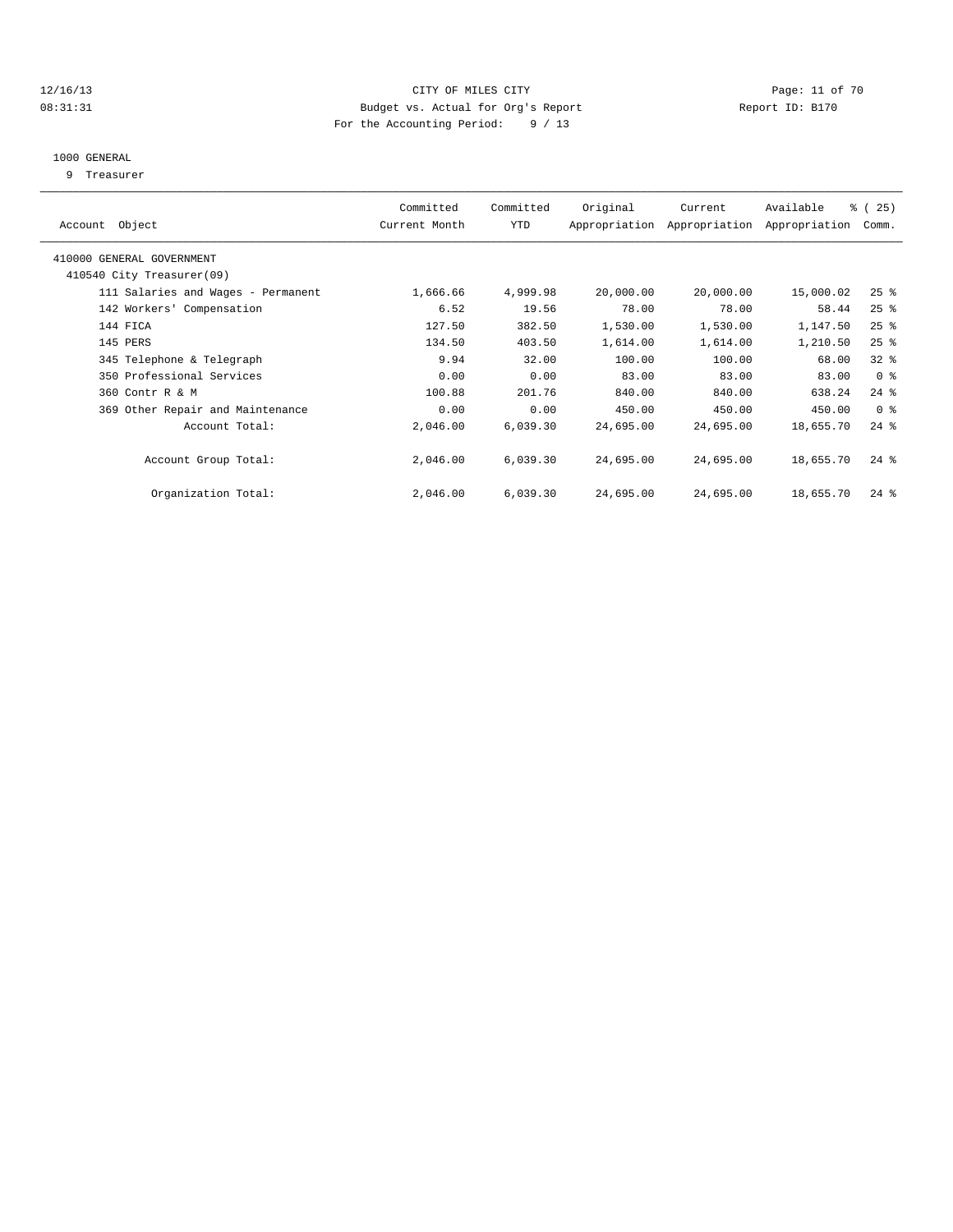CITY OF MILES CITY
Budget vs. Actual for Org's Report
For the Accounting Period: 9 / 13

12/16/13
08:31:31

Report ID: B170

1000 GENERAL
9 Treasurer

| Account Object | Committed Current Month | Committed YTD | Original Appropriation | Current Appropriation | Available Appropriation | % ( 25) Comm. |
|---|---|---|---|---|---|---|
| 410000 GENERAL GOVERNMENT | | | | | | |
| 410540 City Treasurer(09) | | | | | | |
| 111 Salaries and Wages - Permanent | 1,666.66 | 4,999.98 | 20,000.00 | 20,000.00 | 15,000.02 | 25 % |
| 142 Workers' Compensation | 6.52 | 19.56 | 78.00 | 78.00 | 58.44 | 25 % |
| 144 FICA | 127.50 | 382.50 | 1,530.00 | 1,530.00 | 1,147.50 | 25 % |
| 145 PERS | 134.50 | 403.50 | 1,614.00 | 1,614.00 | 1,210.50 | 25 % |
| 345 Telephone & Telegraph | 9.94 | 32.00 | 100.00 | 100.00 | 68.00 | 32 % |
| 350 Professional Services | 0.00 | 0.00 | 83.00 | 83.00 | 83.00 | 0 % |
| 360 Contr R & M | 100.88 | 201.76 | 840.00 | 840.00 | 638.24 | 24 % |
| 369 Other Repair and Maintenance | 0.00 | 0.00 | 450.00 | 450.00 | 450.00 | 0 % |
| Account Total: | 2,046.00 | 6,039.30 | 24,695.00 | 24,695.00 | 18,655.70 | 24 % |
| Account Group Total: | 2,046.00 | 6,039.30 | 24,695.00 | 24,695.00 | 18,655.70 | 24 % |
| Organization Total: | 2,046.00 | 6,039.30 | 24,695.00 | 24,695.00 | 18,655.70 | 24 % |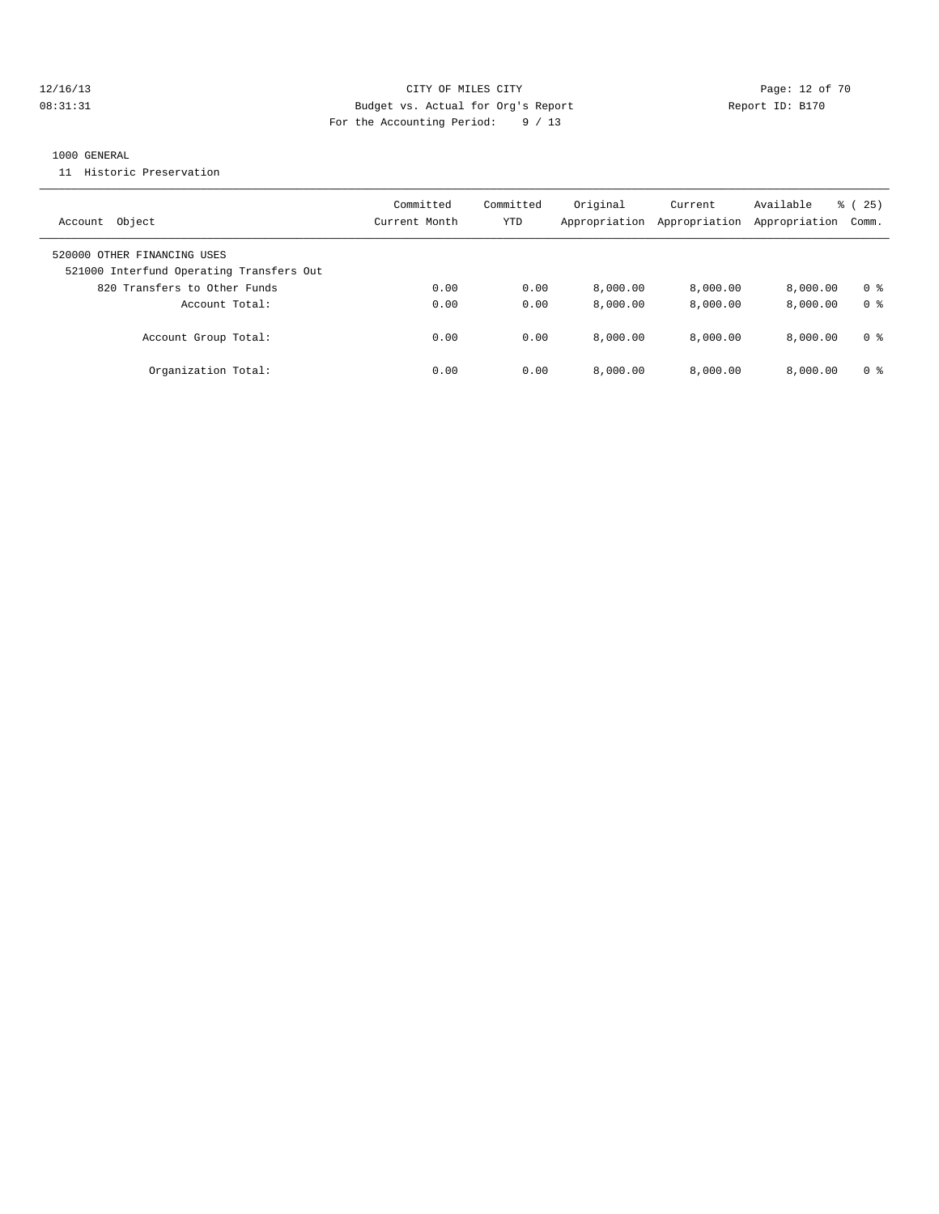CITY OF MILES CITY
Budget vs. Actual for Org's Report
For the Accounting Period: 9 / 13

12/16/13
08:31:31

Report ID: B170

1000 GENERAL

11 Historic Preservation

| Account Object | Committed Current Month | Committed YTD | Original Appropriation | Current Appropriation | Available Appropriation | % ( 25) Comm. |
|---|---|---|---|---|---|---|
| 520000 OTHER FINANCING USES | | | | | | |
| 521000 Interfund Operating Transfers Out | | | | | | |
| 820 Transfers to Other Funds | 0.00 | 0.00 | 8,000.00 | 8,000.00 | 8,000.00 | 0 % |
| Account Total: | 0.00 | 0.00 | 8,000.00 | 8,000.00 | 8,000.00 | 0 % |
| Account Group Total: | 0.00 | 0.00 | 8,000.00 | 8,000.00 | 8,000.00 | 0 % |
| Organization Total: | 0.00 | 0.00 | 8,000.00 | 8,000.00 | 8,000.00 | 0 % |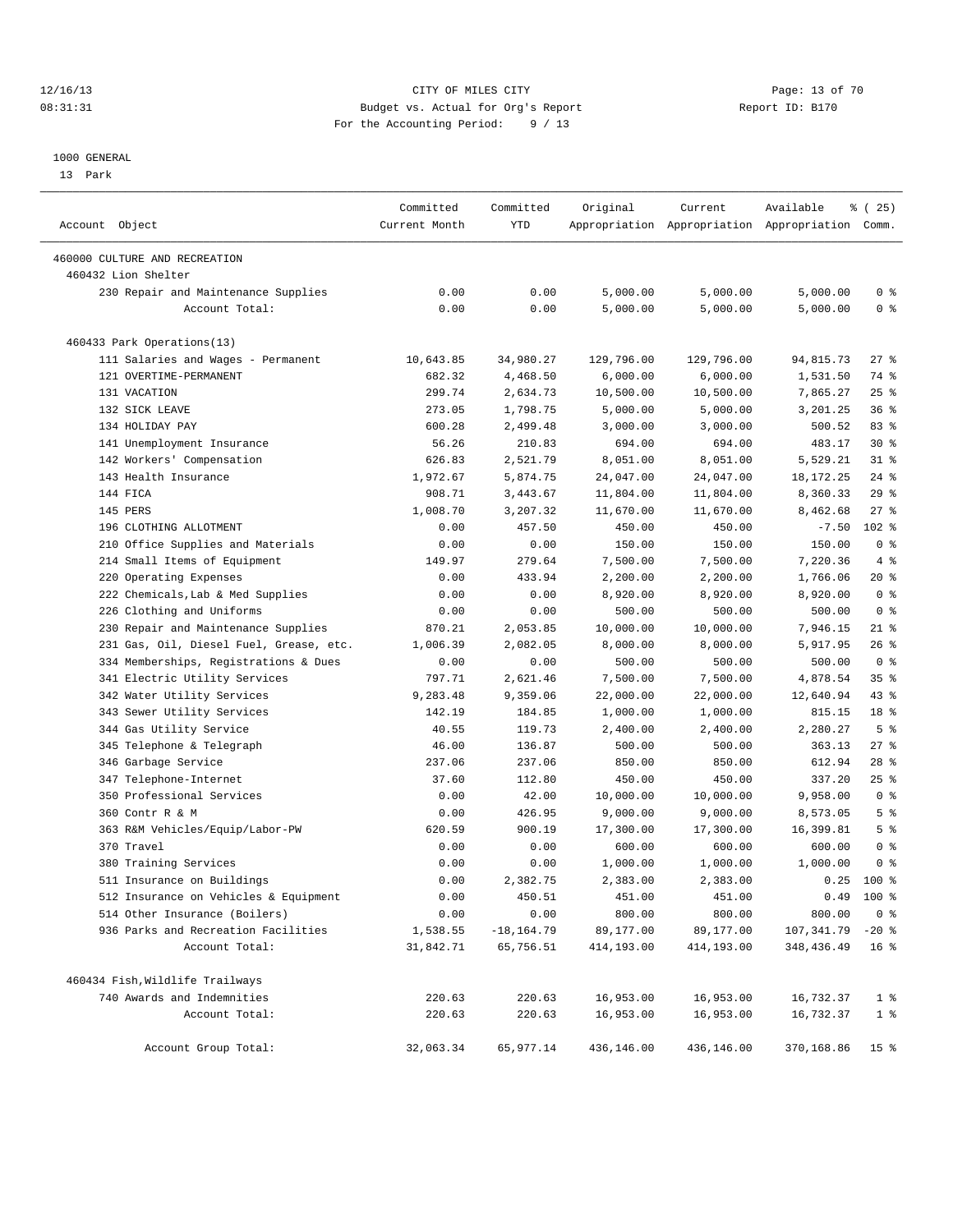CITY OF MILES CITY
Budget vs. Actual for Org's Report
For the Accounting Period: 9 / 13

12/16/13
08:31:31

Report ID: B170

1000 GENERAL
13 Park

| Account Object | Committed Current Month | Committed YTD | Original Appropriation | Current Appropriation | Available Appropriation | % ( 25) Comm. |
|---|---|---|---|---|---|---|
| 460000 CULTURE AND RECREATION | | | | | | |
| 460432 Lion Shelter | | | | | | |
| 230 Repair and Maintenance Supplies | 0.00 | 0.00 | 5,000.00 | 5,000.00 | 5,000.00 | 0 % |
| Account Total: | 0.00 | 0.00 | 5,000.00 | 5,000.00 | 5,000.00 | 0 % |
| 460433 Park Operations(13) | | | | | | |
| 111 Salaries and Wages - Permanent | 10,643.85 | 34,980.27 | 129,796.00 | 129,796.00 | 94,815.73 | 27 % |
| 121 OVERTIME-PERMANENT | 682.32 | 4,468.50 | 6,000.00 | 6,000.00 | 1,531.50 | 74 % |
| 131 VACATION | 299.74 | 2,634.73 | 10,500.00 | 10,500.00 | 7,865.27 | 25 % |
| 132 SICK LEAVE | 273.05 | 1,798.75 | 5,000.00 | 5,000.00 | 3,201.25 | 36 % |
| 134 HOLIDAY PAY | 600.28 | 2,499.48 | 3,000.00 | 3,000.00 | 500.52 | 83 % |
| 141 Unemployment Insurance | 56.26 | 210.83 | 694.00 | 694.00 | 483.17 | 30 % |
| 142 Workers' Compensation | 626.83 | 2,521.79 | 8,051.00 | 8,051.00 | 5,529.21 | 31 % |
| 143 Health Insurance | 1,972.67 | 5,874.75 | 24,047.00 | 24,047.00 | 18,172.25 | 24 % |
| 144 FICA | 908.71 | 3,443.67 | 11,804.00 | 11,804.00 | 8,360.33 | 29 % |
| 145 PERS | 1,008.70 | 3,207.32 | 11,670.00 | 11,670.00 | 8,462.68 | 27 % |
| 196 CLOTHING ALLOTMENT | 0.00 | 457.50 | 450.00 | 450.00 | -7.50 | 102 % |
| 210 Office Supplies and Materials | 0.00 | 0.00 | 150.00 | 150.00 | 150.00 | 0 % |
| 214 Small Items of Equipment | 149.97 | 279.64 | 7,500.00 | 7,500.00 | 7,220.36 | 4 % |
| 220 Operating Expenses | 0.00 | 433.94 | 2,200.00 | 2,200.00 | 1,766.06 | 20 % |
| 222 Chemicals,Lab & Med Supplies | 0.00 | 0.00 | 8,920.00 | 8,920.00 | 8,920.00 | 0 % |
| 226 Clothing and Uniforms | 0.00 | 0.00 | 500.00 | 500.00 | 500.00 | 0 % |
| 230 Repair and Maintenance Supplies | 870.21 | 2,053.85 | 10,000.00 | 10,000.00 | 7,946.15 | 21 % |
| 231 Gas, Oil, Diesel Fuel, Grease, etc. | 1,006.39 | 2,082.05 | 8,000.00 | 8,000.00 | 5,917.95 | 26 % |
| 334 Memberships, Registrations & Dues | 0.00 | 0.00 | 500.00 | 500.00 | 500.00 | 0 % |
| 341 Electric Utility Services | 797.71 | 2,621.46 | 7,500.00 | 7,500.00 | 4,878.54 | 35 % |
| 342 Water Utility Services | 9,283.48 | 9,359.06 | 22,000.00 | 22,000.00 | 12,640.94 | 43 % |
| 343 Sewer Utility Services | 142.19 | 184.85 | 1,000.00 | 1,000.00 | 815.15 | 18 % |
| 344 Gas Utility Service | 40.55 | 119.73 | 2,400.00 | 2,400.00 | 2,280.27 | 5 % |
| 345 Telephone & Telegraph | 46.00 | 136.87 | 500.00 | 500.00 | 363.13 | 27 % |
| 346 Garbage Service | 237.06 | 237.06 | 850.00 | 850.00 | 612.94 | 28 % |
| 347 Telephone-Internet | 37.60 | 112.80 | 450.00 | 450.00 | 337.20 | 25 % |
| 350 Professional Services | 0.00 | 42.00 | 10,000.00 | 10,000.00 | 9,958.00 | 0 % |
| 360 Contr R & M | 0.00 | 426.95 | 9,000.00 | 9,000.00 | 8,573.05 | 5 % |
| 363 R&M Vehicles/Equip/Labor-PW | 620.59 | 900.19 | 17,300.00 | 17,300.00 | 16,399.81 | 5 % |
| 370 Travel | 0.00 | 0.00 | 600.00 | 600.00 | 600.00 | 0 % |
| 380 Training Services | 0.00 | 0.00 | 1,000.00 | 1,000.00 | 1,000.00 | 0 % |
| 511 Insurance on Buildings | 0.00 | 2,382.75 | 2,383.00 | 2,383.00 | 0.25 | 100 % |
| 512 Insurance on Vehicles & Equipment | 0.00 | 450.51 | 451.00 | 451.00 | 0.49 | 100 % |
| 514 Other Insurance (Boilers) | 0.00 | 0.00 | 800.00 | 800.00 | 800.00 | 0 % |
| 936 Parks and Recreation Facilities | 1,538.55 | -18,164.79 | 89,177.00 | 89,177.00 | 107,341.79 | -20 % |
| Account Total: | 31,842.71 | 65,756.51 | 414,193.00 | 414,193.00 | 348,436.49 | 16 % |
| 460434 Fish,Wildlife Trailways | | | | | | |
| 740 Awards and Indemnities | 220.63 | 220.63 | 16,953.00 | 16,953.00 | 16,732.37 | 1 % |
| Account Total: | 220.63 | 220.63 | 16,953.00 | 16,953.00 | 16,732.37 | 1 % |
| Account Group Total: | 32,063.34 | 65,977.14 | 436,146.00 | 436,146.00 | 370,168.86 | 15 % |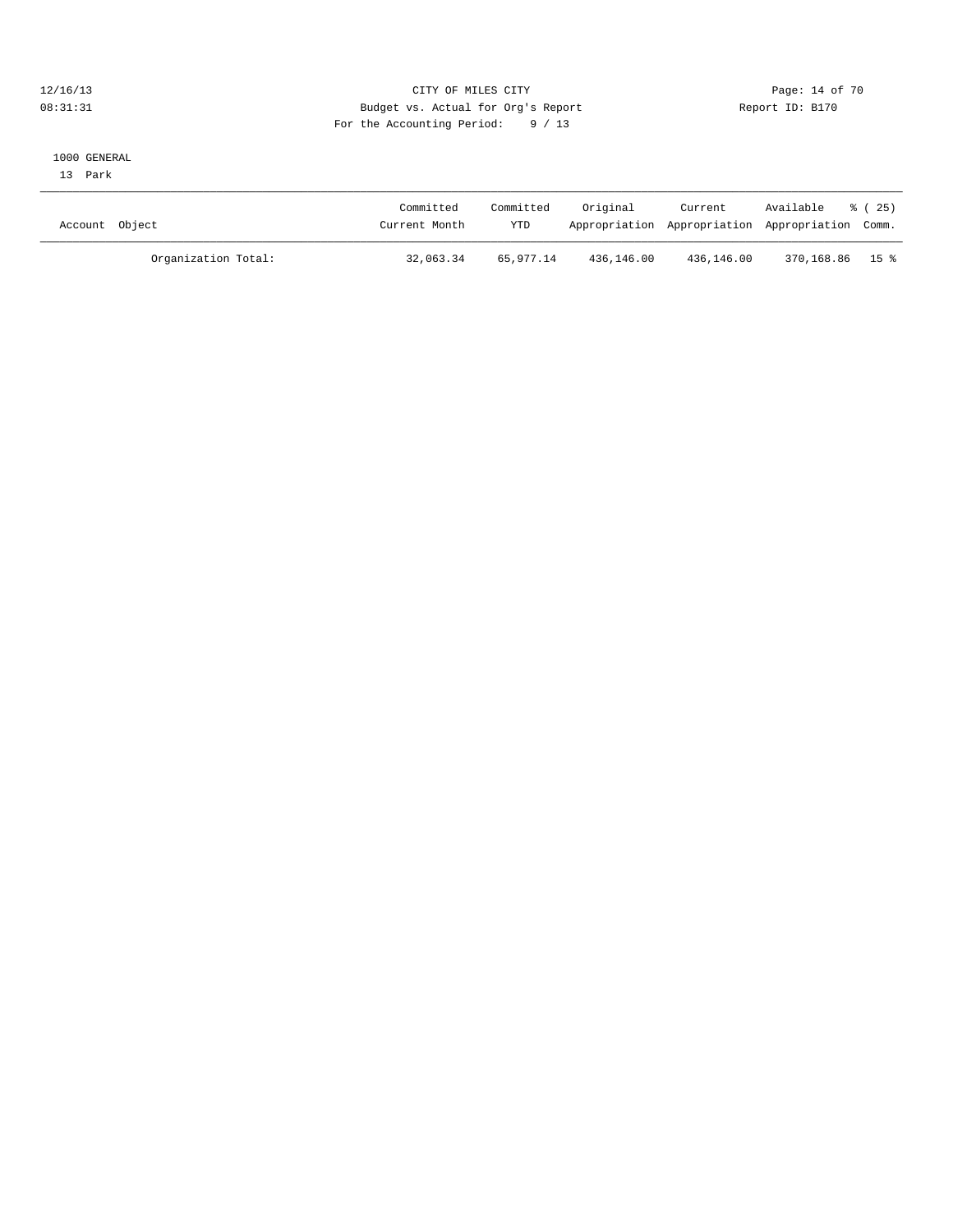CITY OF MILES CITY
Budget vs. Actual for Org's Report
For the Accounting Period: 9 / 13

12/16/13
08:31:31

Report ID: B170

1000 GENERAL
13 Park

| Account Object | Committed Current Month | Committed YTD | Original Appropriation | Current Appropriation | Available Appropriation | % ( 25) Comm. |
|---|---|---|---|---|---|---|
| Organization Total: | 32,063.34 | 65,977.14 | 436,146.00 | 436,146.00 | 370,168.86 | 15 % |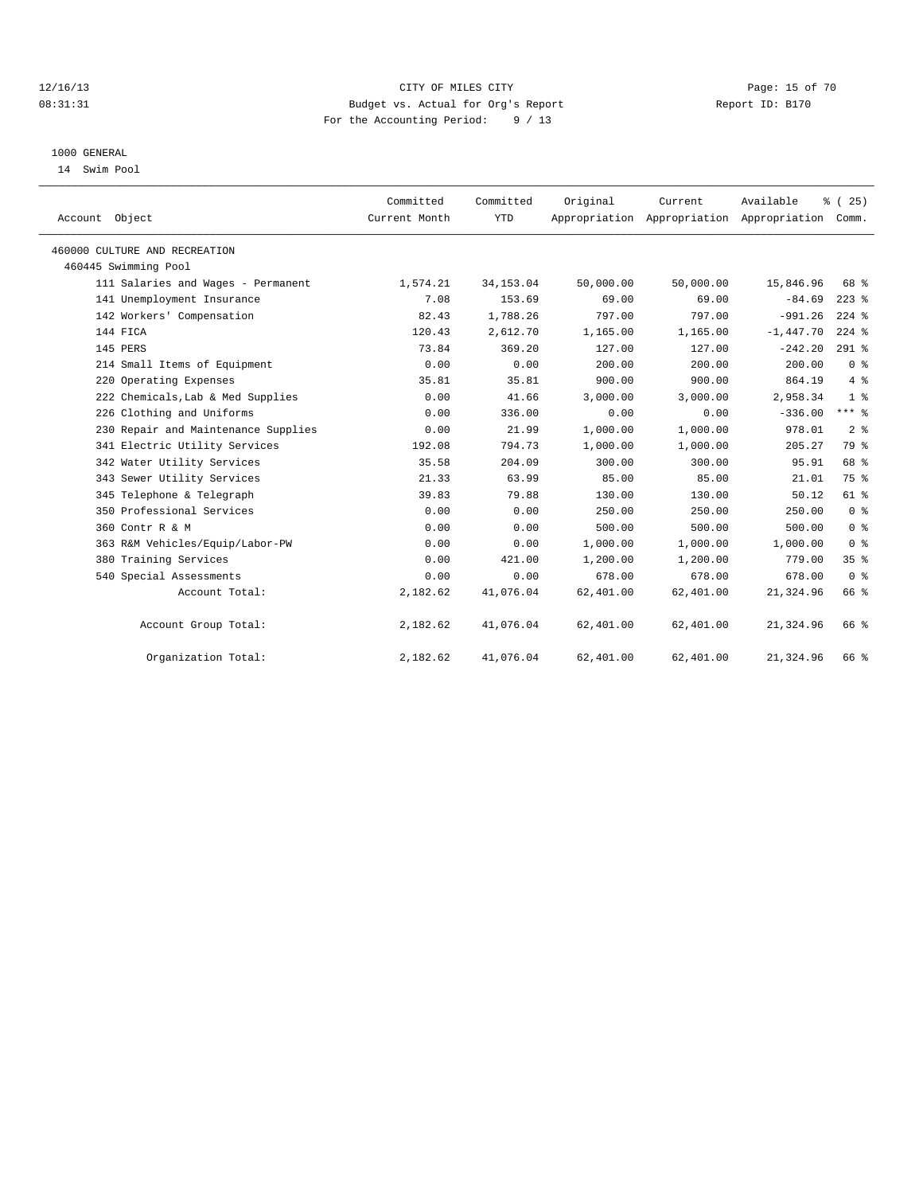12/16/13 CITY OF MILES CITY
08:31:31 Budget vs. Actual for Org's Report Report ID: B170
For the Accounting Period: 9 / 13

1000 GENERAL
14 Swim Pool

| Account Object | Committed Current Month | Committed YTD | Original Appropriation | Current Appropriation | Available Appropriation | % ( 25) Comm. |
|---|---|---|---|---|---|---|
| 460000 CULTURE AND RECREATION | | | | | | |
| 460445 Swimming Pool | | | | | | |
| 111 Salaries and Wages - Permanent | 1,574.21 | 34,153.04 | 50,000.00 | 50,000.00 | 15,846.96 | 68 % |
| 141 Unemployment Insurance | 7.08 | 153.69 | 69.00 | 69.00 | -84.69 | 223 % |
| 142 Workers' Compensation | 82.43 | 1,788.26 | 797.00 | 797.00 | -991.26 | 224 % |
| 144 FICA | 120.43 | 2,612.70 | 1,165.00 | 1,165.00 | -1,447.70 | 224 % |
| 145 PERS | 73.84 | 369.20 | 127.00 | 127.00 | -242.20 | 291 % |
| 214 Small Items of Equipment | 0.00 | 0.00 | 200.00 | 200.00 | 200.00 | 0 % |
| 220 Operating Expenses | 35.81 | 35.81 | 900.00 | 900.00 | 864.19 | 4 % |
| 222 Chemicals,Lab & Med Supplies | 0.00 | 41.66 | 3,000.00 | 3,000.00 | 2,958.34 | 1 % |
| 226 Clothing and Uniforms | 0.00 | 336.00 | 0.00 | 0.00 | -336.00 | *** % |
| 230 Repair and Maintenance Supplies | 0.00 | 21.99 | 1,000.00 | 1,000.00 | 978.01 | 2 % |
| 341 Electric Utility Services | 192.08 | 794.73 | 1,000.00 | 1,000.00 | 205.27 | 79 % |
| 342 Water Utility Services | 35.58 | 204.09 | 300.00 | 300.00 | 95.91 | 68 % |
| 343 Sewer Utility Services | 21.33 | 63.99 | 85.00 | 85.00 | 21.01 | 75 % |
| 345 Telephone & Telegraph | 39.83 | 79.88 | 130.00 | 130.00 | 50.12 | 61 % |
| 350 Professional Services | 0.00 | 0.00 | 250.00 | 250.00 | 250.00 | 0 % |
| 360 Contr R & M | 0.00 | 0.00 | 500.00 | 500.00 | 500.00 | 0 % |
| 363 R&M Vehicles/Equip/Labor-PW | 0.00 | 0.00 | 1,000.00 | 1,000.00 | 1,000.00 | 0 % |
| 380 Training Services | 0.00 | 421.00 | 1,200.00 | 1,200.00 | 779.00 | 35 % |
| 540 Special Assessments | 0.00 | 0.00 | 678.00 | 678.00 | 678.00 | 0 % |
| Account Total: | 2,182.62 | 41,076.04 | 62,401.00 | 62,401.00 | 21,324.96 | 66 % |
| Account Group Total: | 2,182.62 | 41,076.04 | 62,401.00 | 62,401.00 | 21,324.96 | 66 % |
| Organization Total: | 2,182.62 | 41,076.04 | 62,401.00 | 62,401.00 | 21,324.96 | 66 % |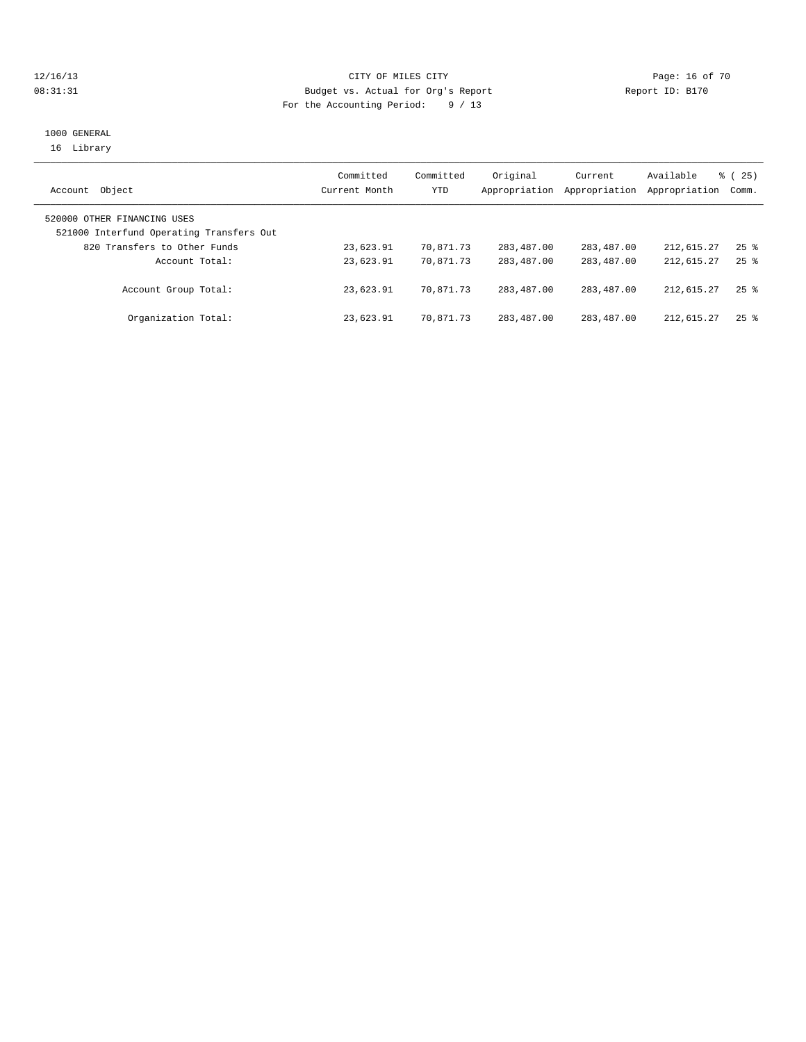12/16/13 CITY OF MILES CITY
08:31:31 Budget vs. Actual for Org's Report Report ID: B170
For the Accounting Period: 9 / 13

1000 GENERAL
16 Library

| Account Object | Committed Current Month | Committed YTD | Original Appropriation | Current Appropriation | Available Appropriation | % ( 25) Comm. |
|---|---|---|---|---|---|---|
| 520000 OTHER FINANCING USES | | | | | | |
| 521000 Interfund Operating Transfers Out | | | | | | |
| 820 Transfers to Other Funds | 23,623.91 | 70,871.73 | 283,487.00 | 283,487.00 | 212,615.27 | 25 % |
| Account Total: | 23,623.91 | 70,871.73 | 283,487.00 | 283,487.00 | 212,615.27 | 25 % |
| Account Group Total: | 23,623.91 | 70,871.73 | 283,487.00 | 283,487.00 | 212,615.27 | 25 % |
| Organization Total: | 23,623.91 | 70,871.73 | 283,487.00 | 283,487.00 | 212,615.27 | 25 % |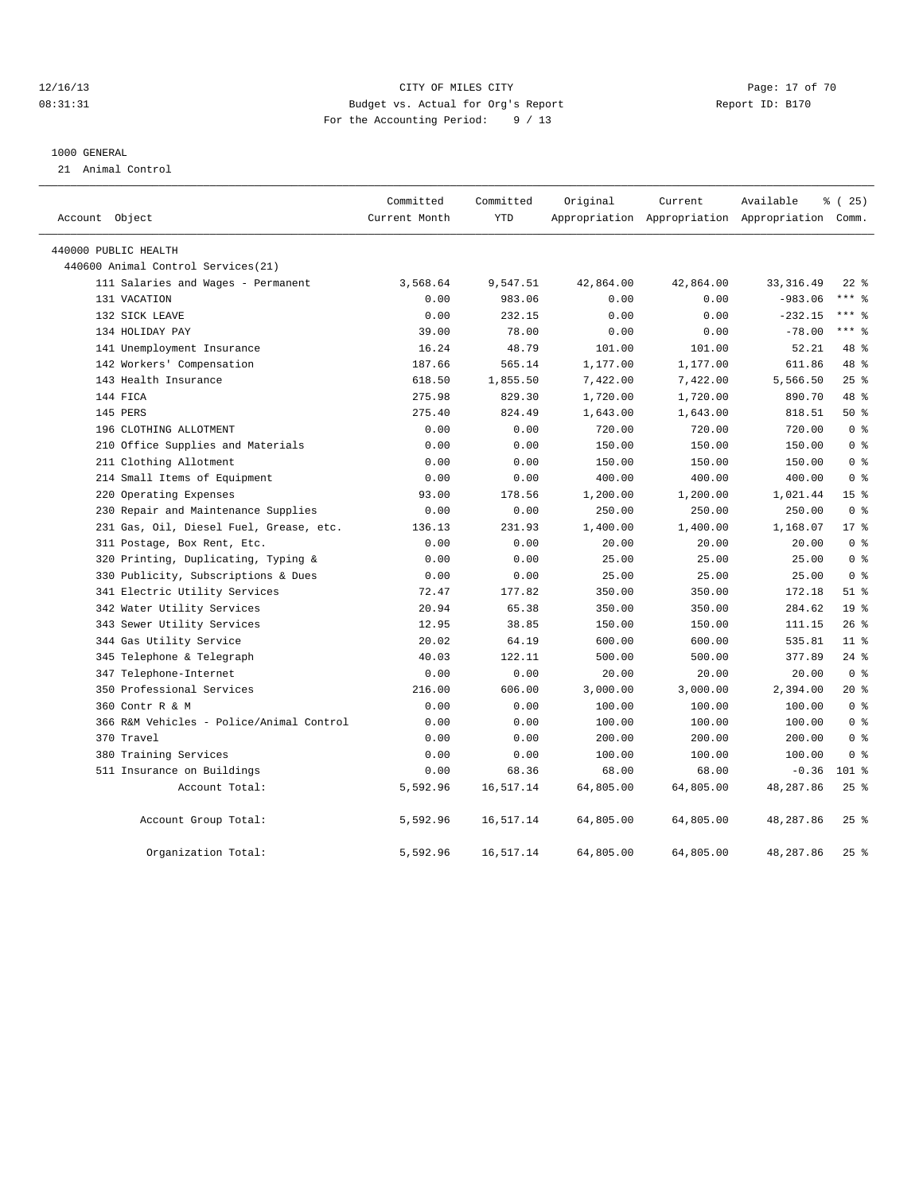CITY OF MILES CITY
Budget vs. Actual for Org's Report
For the Accounting Period: 9 / 13

1000 GENERAL
21 Animal Control

| Account Object | Committed Current Month | Committed YTD | Original Appropriation | Current Appropriation | Available Appropriation | % ( 25) Comm. |
|---|---|---|---|---|---|---|
| 440000 PUBLIC HEALTH | | | | | | |
| 440600 Animal Control Services(21) | | | | | | |
| 111 Salaries and Wages - Permanent | 3,568.64 | 9,547.51 | 42,864.00 | 42,864.00 | 33,316.49 | 22 % |
| 131 VACATION | 0.00 | 983.06 | 0.00 | 0.00 | -983.06 | *** % |
| 132 SICK LEAVE | 0.00 | 232.15 | 0.00 | 0.00 | -232.15 | *** % |
| 134 HOLIDAY PAY | 39.00 | 78.00 | 0.00 | 0.00 | -78.00 | *** % |
| 141 Unemployment Insurance | 16.24 | 48.79 | 101.00 | 101.00 | 52.21 | 48 % |
| 142 Workers' Compensation | 187.66 | 565.14 | 1,177.00 | 1,177.00 | 611.86 | 48 % |
| 143 Health Insurance | 618.50 | 1,855.50 | 7,422.00 | 7,422.00 | 5,566.50 | 25 % |
| 144 FICA | 275.98 | 829.30 | 1,720.00 | 1,720.00 | 890.70 | 48 % |
| 145 PERS | 275.40 | 824.49 | 1,643.00 | 1,643.00 | 818.51 | 50 % |
| 196 CLOTHING ALLOTMENT | 0.00 | 0.00 | 720.00 | 720.00 | 720.00 | 0 % |
| 210 Office Supplies and Materials | 0.00 | 0.00 | 150.00 | 150.00 | 150.00 | 0 % |
| 211 Clothing Allotment | 0.00 | 0.00 | 150.00 | 150.00 | 150.00 | 0 % |
| 214 Small Items of Equipment | 0.00 | 0.00 | 400.00 | 400.00 | 400.00 | 0 % |
| 220 Operating Expenses | 93.00 | 178.56 | 1,200.00 | 1,200.00 | 1,021.44 | 15 % |
| 230 Repair and Maintenance Supplies | 0.00 | 0.00 | 250.00 | 250.00 | 250.00 | 0 % |
| 231 Gas, Oil, Diesel Fuel, Grease, etc. | 136.13 | 231.93 | 1,400.00 | 1,400.00 | 1,168.07 | 17 % |
| 311 Postage, Box Rent, Etc. | 0.00 | 0.00 | 20.00 | 20.00 | 20.00 | 0 % |
| 320 Printing, Duplicating, Typing & | 0.00 | 0.00 | 25.00 | 25.00 | 25.00 | 0 % |
| 330 Publicity, Subscriptions & Dues | 0.00 | 0.00 | 25.00 | 25.00 | 25.00 | 0 % |
| 341 Electric Utility Services | 72.47 | 177.82 | 350.00 | 350.00 | 172.18 | 51 % |
| 342 Water Utility Services | 20.94 | 65.38 | 350.00 | 350.00 | 284.62 | 19 % |
| 343 Sewer Utility Services | 12.95 | 38.85 | 150.00 | 150.00 | 111.15 | 26 % |
| 344 Gas Utility Service | 20.02 | 64.19 | 600.00 | 600.00 | 535.81 | 11 % |
| 345 Telephone & Telegraph | 40.03 | 122.11 | 500.00 | 500.00 | 377.89 | 24 % |
| 347 Telephone-Internet | 0.00 | 0.00 | 20.00 | 20.00 | 20.00 | 0 % |
| 350 Professional Services | 216.00 | 606.00 | 3,000.00 | 3,000.00 | 2,394.00 | 20 % |
| 360 Contr R & M | 0.00 | 0.00 | 100.00 | 100.00 | 100.00 | 0 % |
| 366 R&M Vehicles - Police/Animal Control | 0.00 | 0.00 | 100.00 | 100.00 | 100.00 | 0 % |
| 370 Travel | 0.00 | 0.00 | 200.00 | 200.00 | 200.00 | 0 % |
| 380 Training Services | 0.00 | 0.00 | 100.00 | 100.00 | 100.00 | 0 % |
| 511 Insurance on Buildings | 0.00 | 68.36 | 68.00 | 68.00 | -0.36 | 101 % |
| Account Total: | 5,592.96 | 16,517.14 | 64,805.00 | 64,805.00 | 48,287.86 | 25 % |
| Account Group Total: | 5,592.96 | 16,517.14 | 64,805.00 | 64,805.00 | 48,287.86 | 25 % |
| Organization Total: | 5,592.96 | 16,517.14 | 64,805.00 | 64,805.00 | 48,287.86 | 25 % |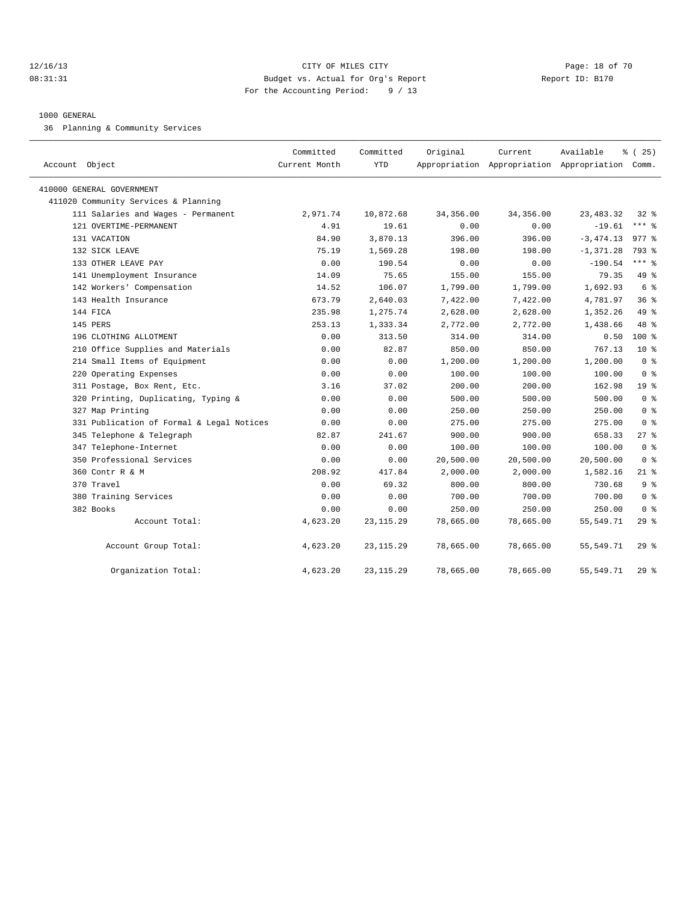12/16/13 CITY OF MILES CITY

08:31:31 Budget vs. Actual for Org's Report Report ID: B170

For the Accounting Period: 9 / 13

1000 GENERAL

36 Planning & Community Services

| Account Object | Committed Current Month | Committed YTD | Original Appropriation | Current Appropriation | Available Appropriation | % ( 25) Comm. |
|---|---|---|---|---|---|---|
| 410000 GENERAL GOVERNMENT | | | | | | |
| 411020 Community Services & Planning | | | | | | |
| 111 Salaries and Wages - Permanent | 2,971.74 | 10,872.68 | 34,356.00 | 34,356.00 | 23,483.32 | 32 % |
| 121 OVERTIME-PERMANENT | 4.91 | 19.61 | 0.00 | 0.00 | -19.61 | *** % |
| 131 VACATION | 84.90 | 3,870.13 | 396.00 | 396.00 | -3,474.13 | 977 % |
| 132 SICK LEAVE | 75.19 | 1,569.28 | 198.00 | 198.00 | -1,371.28 | 793 % |
| 133 OTHER LEAVE PAY | 0.00 | 190.54 | 0.00 | 0.00 | -190.54 | *** % |
| 141 Unemployment Insurance | 14.09 | 75.65 | 155.00 | 155.00 | 79.35 | 49 % |
| 142 Workers' Compensation | 14.52 | 106.07 | 1,799.00 | 1,799.00 | 1,692.93 | 6 % |
| 143 Health Insurance | 673.79 | 2,640.03 | 7,422.00 | 7,422.00 | 4,781.97 | 36 % |
| 144 FICA | 235.98 | 1,275.74 | 2,628.00 | 2,628.00 | 1,352.26 | 49 % |
| 145 PERS | 253.13 | 1,333.34 | 2,772.00 | 2,772.00 | 1,438.66 | 48 % |
| 196 CLOTHING ALLOTMENT | 0.00 | 313.50 | 314.00 | 314.00 | 0.50 | 100 % |
| 210 Office Supplies and Materials | 0.00 | 82.87 | 850.00 | 850.00 | 767.13 | 10 % |
| 214 Small Items of Equipment | 0.00 | 0.00 | 1,200.00 | 1,200.00 | 1,200.00 | 0 % |
| 220 Operating Expenses | 0.00 | 0.00 | 100.00 | 100.00 | 100.00 | 0 % |
| 311 Postage, Box Rent, Etc. | 3.16 | 37.02 | 200.00 | 200.00 | 162.98 | 19 % |
| 320 Printing, Duplicating, Typing & | 0.00 | 0.00 | 500.00 | 500.00 | 500.00 | 0 % |
| 327 Map Printing | 0.00 | 0.00 | 250.00 | 250.00 | 250.00 | 0 % |
| 331 Publication of Formal & Legal Notices | 0.00 | 0.00 | 275.00 | 275.00 | 275.00 | 0 % |
| 345 Telephone & Telegraph | 82.87 | 241.67 | 900.00 | 900.00 | 658.33 | 27 % |
| 347 Telephone-Internet | 0.00 | 0.00 | 100.00 | 100.00 | 100.00 | 0 % |
| 350 Professional Services | 0.00 | 0.00 | 20,500.00 | 20,500.00 | 20,500.00 | 0 % |
| 360 Contr R & M | 208.92 | 417.84 | 2,000.00 | 2,000.00 | 1,582.16 | 21 % |
| 370 Travel | 0.00 | 69.32 | 800.00 | 800.00 | 730.68 | 9 % |
| 380 Training Services | 0.00 | 0.00 | 700.00 | 700.00 | 700.00 | 0 % |
| 382 Books | 0.00 | 0.00 | 250.00 | 250.00 | 250.00 | 0 % |
| Account Total: | 4,623.20 | 23,115.29 | 78,665.00 | 78,665.00 | 55,549.71 | 29 % |
| Account Group Total: | 4,623.20 | 23,115.29 | 78,665.00 | 78,665.00 | 55,549.71 | 29 % |
| Organization Total: | 4,623.20 | 23,115.29 | 78,665.00 | 78,665.00 | 55,549.71 | 29 % |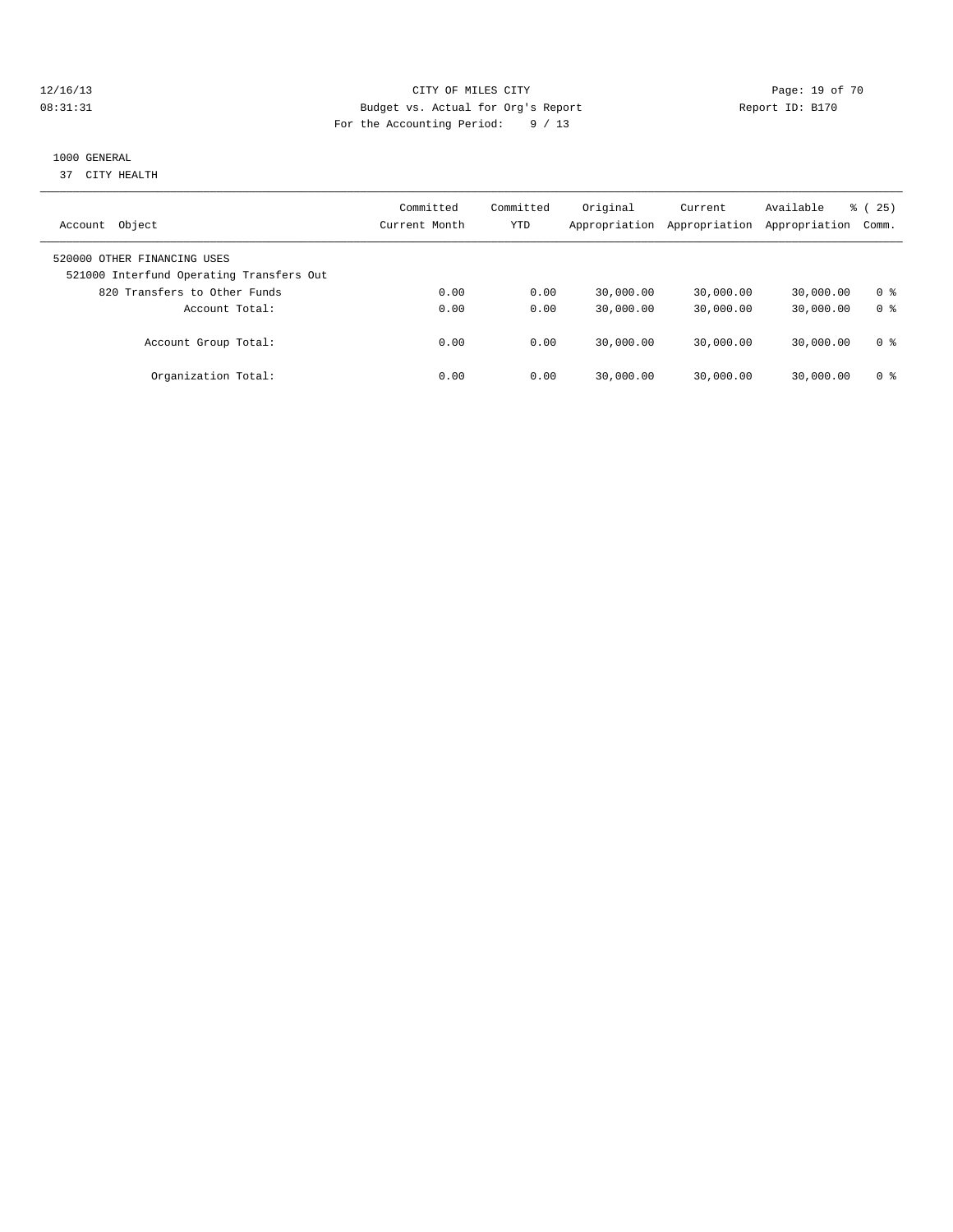CITY OF MILES CITY
Budget vs. Actual for Org's Report
For the Accounting Period: 9 / 13

12/16/13
08:31:31

Report ID: B170

1000 GENERAL
37 CITY HEALTH

| Account Object | Committed Current Month | Committed YTD | Original Appropriation | Current Appropriation | Available Appropriation | % ( 25) Comm. |
|---|---|---|---|---|---|---|
| 520000 OTHER FINANCING USES | | | | | | |
| 521000 Interfund Operating Transfers Out | | | | | | |
| 820 Transfers to Other Funds | 0.00 | 0.00 | 30,000.00 | 30,000.00 | 30,000.00 | 0 % |
| Account Total: | 0.00 | 0.00 | 30,000.00 | 30,000.00 | 30,000.00 | 0 % |
| Account Group Total: | 0.00 | 0.00 | 30,000.00 | 30,000.00 | 30,000.00 | 0 % |
| Organization Total: | 0.00 | 0.00 | 30,000.00 | 30,000.00 | 30,000.00 | 0 % |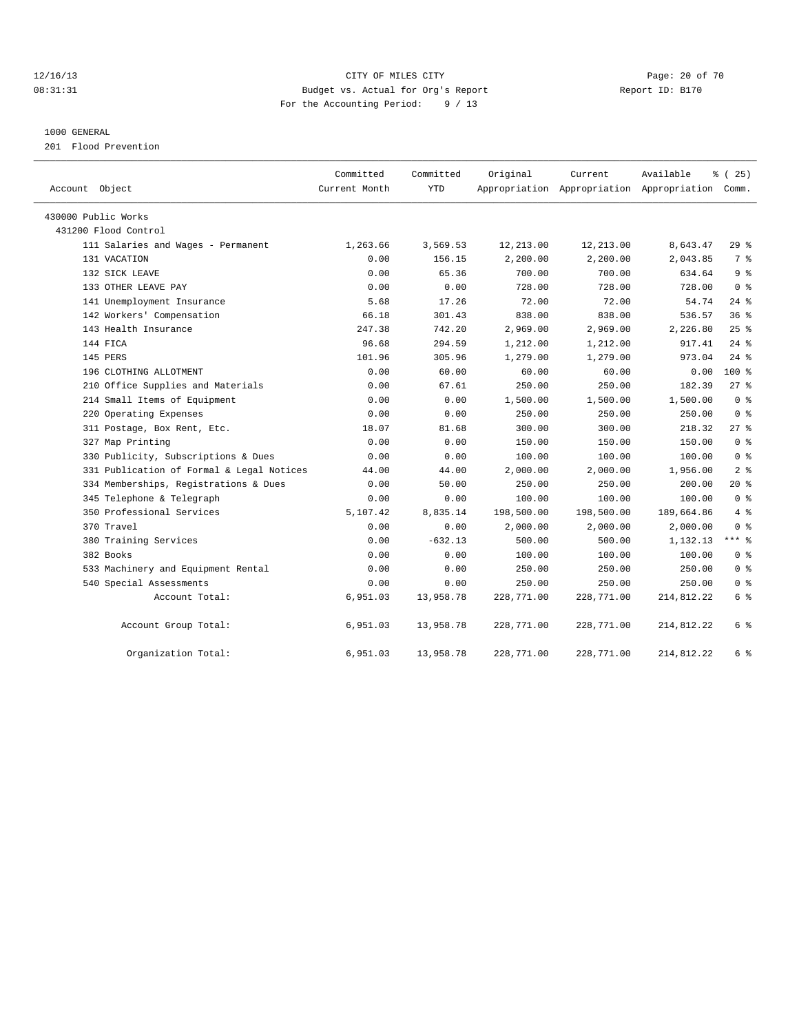CITY OF MILES CITY
Budget vs. Actual for Org's Report
For the Accounting Period: 9 / 13

12/16/13
08:31:31
Report ID: B170

1000 GENERAL
201 Flood Prevention

| Account Object | Committed Current Month | Committed YTD | Original Appropriation | Current Appropriation | Available Appropriation | % ( 25) Comm. |
|---|---|---|---|---|---|---|
| 430000 Public Works | | | | | | |
| 431200 Flood Control | | | | | | |
| 111 Salaries and Wages - Permanent | 1,263.66 | 3,569.53 | 12,213.00 | 12,213.00 | 8,643.47 | 29 % |
| 131 VACATION | 0.00 | 156.15 | 2,200.00 | 2,200.00 | 2,043.85 | 7 % |
| 132 SICK LEAVE | 0.00 | 65.36 | 700.00 | 700.00 | 634.64 | 9 % |
| 133 OTHER LEAVE PAY | 0.00 | 0.00 | 728.00 | 728.00 | 728.00 | 0 % |
| 141 Unemployment Insurance | 5.68 | 17.26 | 72.00 | 72.00 | 54.74 | 24 % |
| 142 Workers' Compensation | 66.18 | 301.43 | 838.00 | 838.00 | 536.57 | 36 % |
| 143 Health Insurance | 247.38 | 742.20 | 2,969.00 | 2,969.00 | 2,226.80 | 25 % |
| 144 FICA | 96.68 | 294.59 | 1,212.00 | 1,212.00 | 917.41 | 24 % |
| 145 PERS | 101.96 | 305.96 | 1,279.00 | 1,279.00 | 973.04 | 24 % |
| 196 CLOTHING ALLOTMENT | 0.00 | 60.00 | 60.00 | 60.00 | 0.00 | 100 % |
| 210 Office Supplies and Materials | 0.00 | 67.61 | 250.00 | 250.00 | 182.39 | 27 % |
| 214 Small Items of Equipment | 0.00 | 0.00 | 1,500.00 | 1,500.00 | 1,500.00 | 0 % |
| 220 Operating Expenses | 0.00 | 0.00 | 250.00 | 250.00 | 250.00 | 0 % |
| 311 Postage, Box Rent, Etc. | 18.07 | 81.68 | 300.00 | 300.00 | 218.32 | 27 % |
| 327 Map Printing | 0.00 | 0.00 | 150.00 | 150.00 | 150.00 | 0 % |
| 330 Publicity, Subscriptions & Dues | 0.00 | 0.00 | 100.00 | 100.00 | 100.00 | 0 % |
| 331 Publication of Formal & Legal Notices | 44.00 | 44.00 | 2,000.00 | 2,000.00 | 1,956.00 | 2 % |
| 334 Memberships, Registrations & Dues | 0.00 | 50.00 | 250.00 | 250.00 | 200.00 | 20 % |
| 345 Telephone & Telegraph | 0.00 | 0.00 | 100.00 | 100.00 | 100.00 | 0 % |
| 350 Professional Services | 5,107.42 | 8,835.14 | 198,500.00 | 198,500.00 | 189,664.86 | 4 % |
| 370 Travel | 0.00 | 0.00 | 2,000.00 | 2,000.00 | 2,000.00 | 0 % |
| 380 Training Services | 0.00 | -632.13 | 500.00 | 500.00 | 1,132.13 | *** % |
| 382 Books | 0.00 | 0.00 | 100.00 | 100.00 | 100.00 | 0 % |
| 533 Machinery and Equipment Rental | 0.00 | 0.00 | 250.00 | 250.00 | 250.00 | 0 % |
| 540 Special Assessments | 0.00 | 0.00 | 250.00 | 250.00 | 250.00 | 0 % |
| Account Total: | 6,951.03 | 13,958.78 | 228,771.00 | 228,771.00 | 214,812.22 | 6 % |
| Account Group Total: | 6,951.03 | 13,958.78 | 228,771.00 | 228,771.00 | 214,812.22 | 6 % |
| Organization Total: | 6,951.03 | 13,958.78 | 228,771.00 | 228,771.00 | 214,812.22 | 6 % |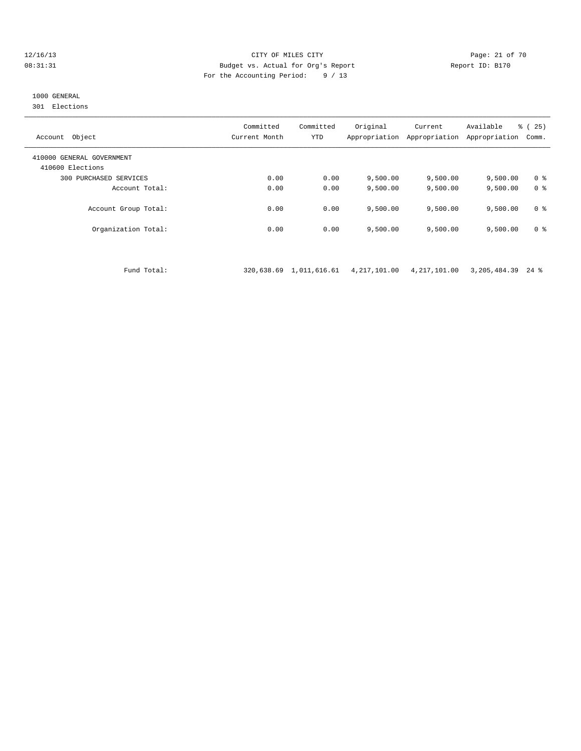CITY OF MILES CITY
Budget vs. Actual for Org's Report
For the Accounting Period: 9 / 13

12/16/13
08:31:31

Report ID: B170

1000 GENERAL
301 Elections

| Account Object | Committed Current Month | Committed YTD | Original Appropriation | Current Appropriation | Available Appropriation | % ( 25) Comm. |
|---|---|---|---|---|---|---|
| 410000 GENERAL GOVERNMENT | | | | | | |
| 410600 Elections | | | | | | |
| 300 PURCHASED SERVICES | 0.00 | 0.00 | 9,500.00 | 9,500.00 | 9,500.00 | 0 % |
| Account Total: | 0.00 | 0.00 | 9,500.00 | 9,500.00 | 9,500.00 | 0 % |
| Account Group Total: | 0.00 | 0.00 | 9,500.00 | 9,500.00 | 9,500.00 | 0 % |
| Organization Total: | 0.00 | 0.00 | 9,500.00 | 9,500.00 | 9,500.00 | 0 % |
| Fund Total: | 320,638.69 | 1,011,616.61 | 4,217,101.00 | 4,217,101.00 | 3,205,484.39 | 24 % |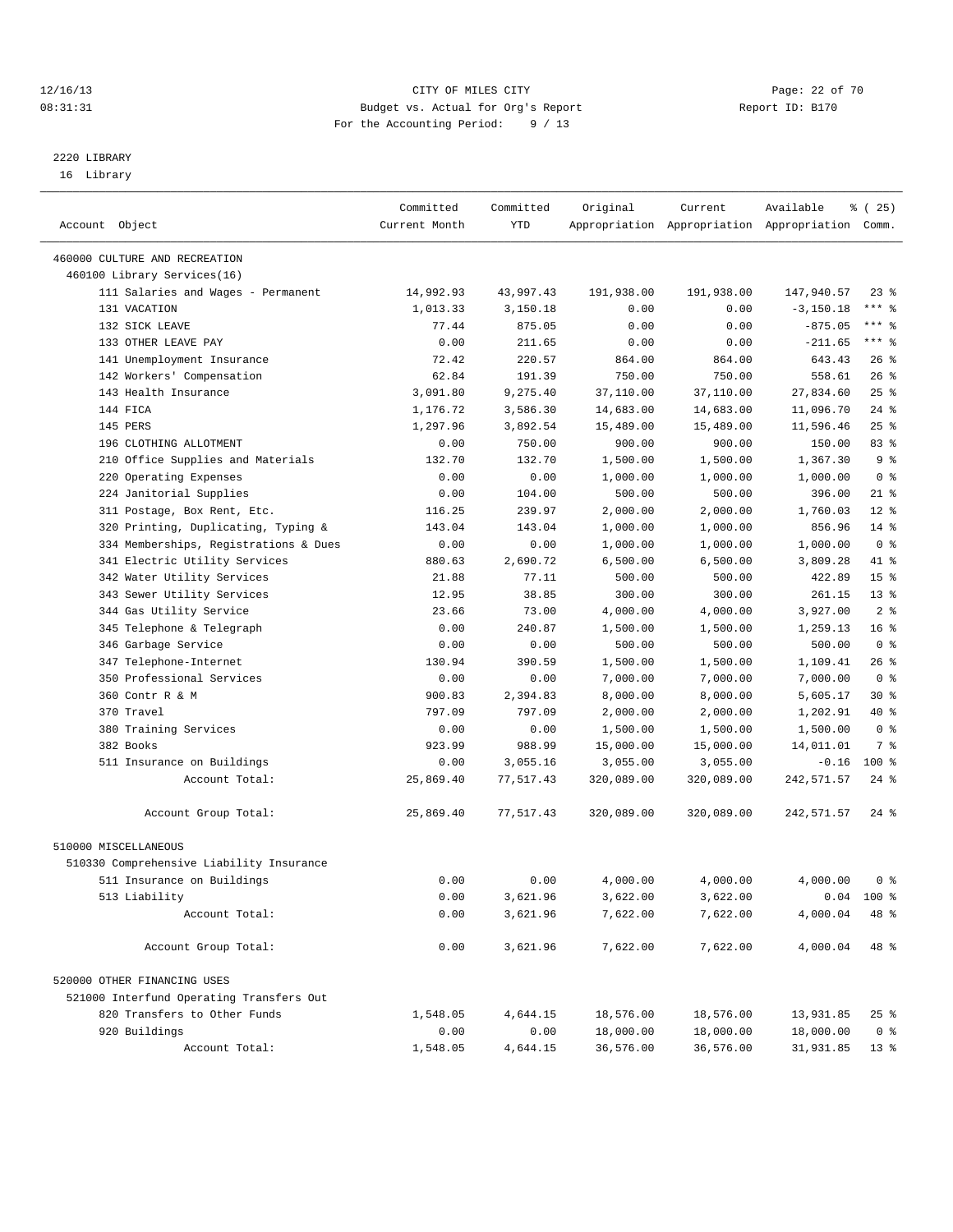12/16/13 CITY OF MILES CITY
08:31:31 Budget vs. Actual for Org's Report Report ID: B170
For the Accounting Period: 9 / 13

2220 LIBRARY
16 Library

| Account Object | Committed Current Month | Committed YTD | Original Appropriation | Current Appropriation | Available Appropriation | % ( 25) Comm. |
|---|---|---|---|---|---|---|
| 460000 CULTURE AND RECREATION | | | | | | |
| 460100 Library Services(16) | | | | | | |
| 111 Salaries and Wages - Permanent | 14,992.93 | 43,997.43 | 191,938.00 | 191,938.00 | 147,940.57 | 23 % |
| 131 VACATION | 1,013.33 | 3,150.18 | 0.00 | 0.00 | -3,150.18 | *** % |
| 132 SICK LEAVE | 77.44 | 875.05 | 0.00 | 0.00 | -875.05 | *** % |
| 133 OTHER LEAVE PAY | 0.00 | 211.65 | 0.00 | 0.00 | -211.65 | *** % |
| 141 Unemployment Insurance | 72.42 | 220.57 | 864.00 | 864.00 | 643.43 | 26 % |
| 142 Workers' Compensation | 62.84 | 191.39 | 750.00 | 750.00 | 558.61 | 26 % |
| 143 Health Insurance | 3,091.80 | 9,275.40 | 37,110.00 | 37,110.00 | 27,834.60 | 25 % |
| 144 FICA | 1,176.72 | 3,586.30 | 14,683.00 | 14,683.00 | 11,096.70 | 24 % |
| 145 PERS | 1,297.96 | 3,892.54 | 15,489.00 | 15,489.00 | 11,596.46 | 25 % |
| 196 CLOTHING ALLOTMENT | 0.00 | 750.00 | 900.00 | 900.00 | 150.00 | 83 % |
| 210 Office Supplies and Materials | 132.70 | 132.70 | 1,500.00 | 1,500.00 | 1,367.30 | 9 % |
| 220 Operating Expenses | 0.00 | 0.00 | 1,000.00 | 1,000.00 | 1,000.00 | 0 % |
| 224 Janitorial Supplies | 0.00 | 104.00 | 500.00 | 500.00 | 396.00 | 21 % |
| 311 Postage, Box Rent, Etc. | 116.25 | 239.97 | 2,000.00 | 2,000.00 | 1,760.03 | 12 % |
| 320 Printing, Duplicating, Typing & | 143.04 | 143.04 | 1,000.00 | 1,000.00 | 856.96 | 14 % |
| 334 Memberships, Registrations & Dues | 0.00 | 0.00 | 1,000.00 | 1,000.00 | 1,000.00 | 0 % |
| 341 Electric Utility Services | 880.63 | 2,690.72 | 6,500.00 | 6,500.00 | 3,809.28 | 41 % |
| 342 Water Utility Services | 21.88 | 77.11 | 500.00 | 500.00 | 422.89 | 15 % |
| 343 Sewer Utility Services | 12.95 | 38.85 | 300.00 | 300.00 | 261.15 | 13 % |
| 344 Gas Utility Service | 23.66 | 73.00 | 4,000.00 | 4,000.00 | 3,927.00 | 2 % |
| 345 Telephone & Telegraph | 0.00 | 240.87 | 1,500.00 | 1,500.00 | 1,259.13 | 16 % |
| 346 Garbage Service | 0.00 | 0.00 | 500.00 | 500.00 | 500.00 | 0 % |
| 347 Telephone-Internet | 130.94 | 390.59 | 1,500.00 | 1,500.00 | 1,109.41 | 26 % |
| 350 Professional Services | 0.00 | 0.00 | 7,000.00 | 7,000.00 | 7,000.00 | 0 % |
| 360 Contr R & M | 900.83 | 2,394.83 | 8,000.00 | 8,000.00 | 5,605.17 | 30 % |
| 370 Travel | 797.09 | 797.09 | 2,000.00 | 2,000.00 | 1,202.91 | 40 % |
| 380 Training Services | 0.00 | 0.00 | 1,500.00 | 1,500.00 | 1,500.00 | 0 % |
| 382 Books | 923.99 | 988.99 | 15,000.00 | 15,000.00 | 14,011.01 | 7 % |
| 511 Insurance on Buildings | 0.00 | 3,055.16 | 3,055.00 | 3,055.00 | -0.16 | 100 % |
| Account Total: | 25,869.40 | 77,517.43 | 320,089.00 | 320,089.00 | 242,571.57 | 24 % |
| Account Group Total: | 25,869.40 | 77,517.43 | 320,089.00 | 320,089.00 | 242,571.57 | 24 % |
| 510000 MISCELLANEOUS | | | | | | |
| 510330 Comprehensive Liability Insurance | | | | | | |
| 511 Insurance on Buildings | 0.00 | 0.00 | 4,000.00 | 4,000.00 | 4,000.00 | 0 % |
| 513 Liability | 0.00 | 3,621.96 | 3,622.00 | 3,622.00 | 0.04 | 100 % |
| Account Total: | 0.00 | 3,621.96 | 7,622.00 | 7,622.00 | 4,000.04 | 48 % |
| Account Group Total: | 0.00 | 3,621.96 | 7,622.00 | 7,622.00 | 4,000.04 | 48 % |
| 520000 OTHER FINANCING USES | | | | | | |
| 521000 Interfund Operating Transfers Out | | | | | | |
| 820 Transfers to Other Funds | 1,548.05 | 4,644.15 | 18,576.00 | 18,576.00 | 13,931.85 | 25 % |
| 920 Buildings | 0.00 | 0.00 | 18,000.00 | 18,000.00 | 18,000.00 | 0 % |
| Account Total: | 1,548.05 | 4,644.15 | 36,576.00 | 36,576.00 | 31,931.85 | 13 % |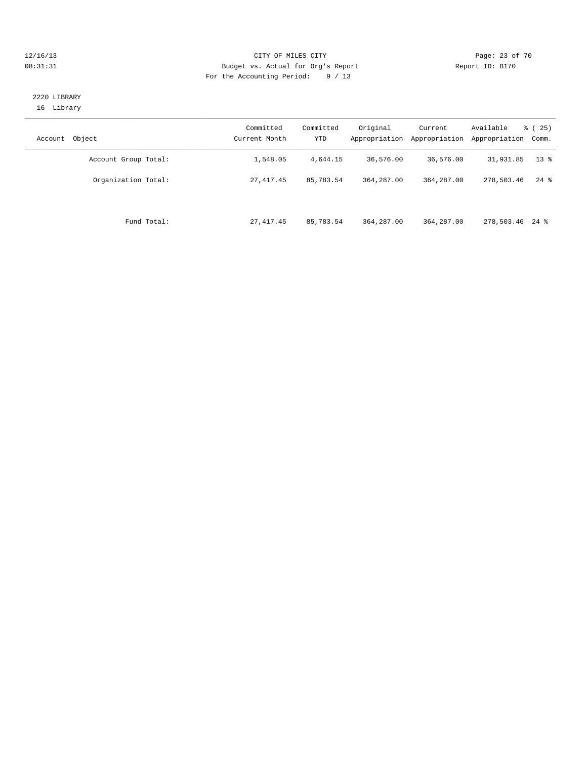CITY OF MILES CITY
Budget vs. Actual for Org's Report
For the Accounting Period: 9 / 13

12/16/13
08:31:31

Report ID: B170

2220 LIBRARY
16 Library

| Account Object | Committed Current Month | Committed YTD | Original Appropriation | Current Appropriation | Available Appropriation | % ( 25) Comm. |
|---|---|---|---|---|---|---|
| Account Group Total: | 1,548.05 | 4,644.15 | 36,576.00 | 36,576.00 | 31,931.85 | 13 % |
| Organization Total: | 27,417.45 | 85,783.54 | 364,287.00 | 364,287.00 | 278,503.46 | 24 % |
| Fund Total: | 27,417.45 | 85,783.54 | 364,287.00 | 364,287.00 | 278,503.46 | 24 % |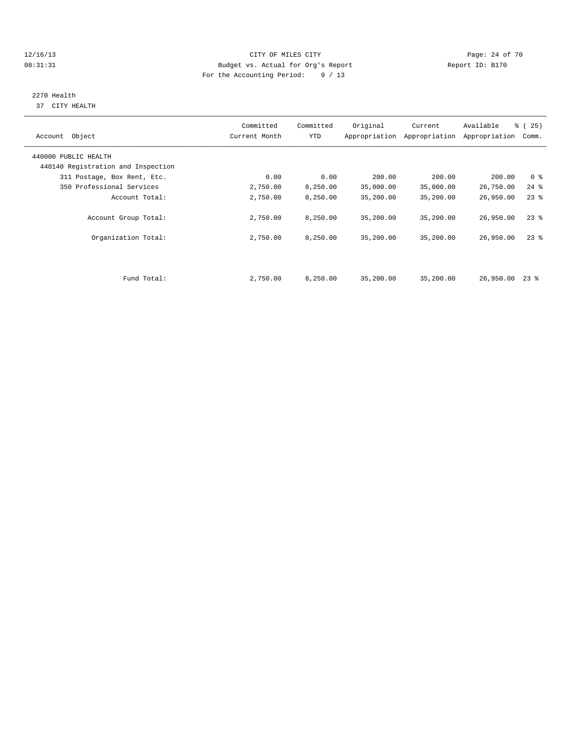CITY OF MILES CITY
Budget vs. Actual for Org's Report
For the Accounting Period: 9 / 13

Report ID: B170

2270 Health
37 CITY HEALTH

| Account Object | Committed Current Month | Committed YTD | Original Appropriation | Current Appropriation | Available Appropriation | % ( 25) Comm. |
|---|---|---|---|---|---|---|
| 440000 PUBLIC HEALTH | | | | | | |
| 440140 Registration and Inspection | | | | | | |
| 311 Postage, Box Rent, Etc. | 0.00 | 0.00 | 200.00 | 200.00 | 200.00 | 0 % |
| 350 Professional Services | 2,750.00 | 8,250.00 | 35,000.00 | 35,000.00 | 26,750.00 | 24 % |
| Account Total: | 2,750.00 | 8,250.00 | 35,200.00 | 35,200.00 | 26,950.00 | 23 % |
| Account Group Total: | 2,750.00 | 8,250.00 | 35,200.00 | 35,200.00 | 26,950.00 | 23 % |
| Organization Total: | 2,750.00 | 8,250.00 | 35,200.00 | 35,200.00 | 26,950.00 | 23 % |
| Fund Total: | 2,750.00 | 8,250.00 | 35,200.00 | 35,200.00 | 26,950.00 | 23 % |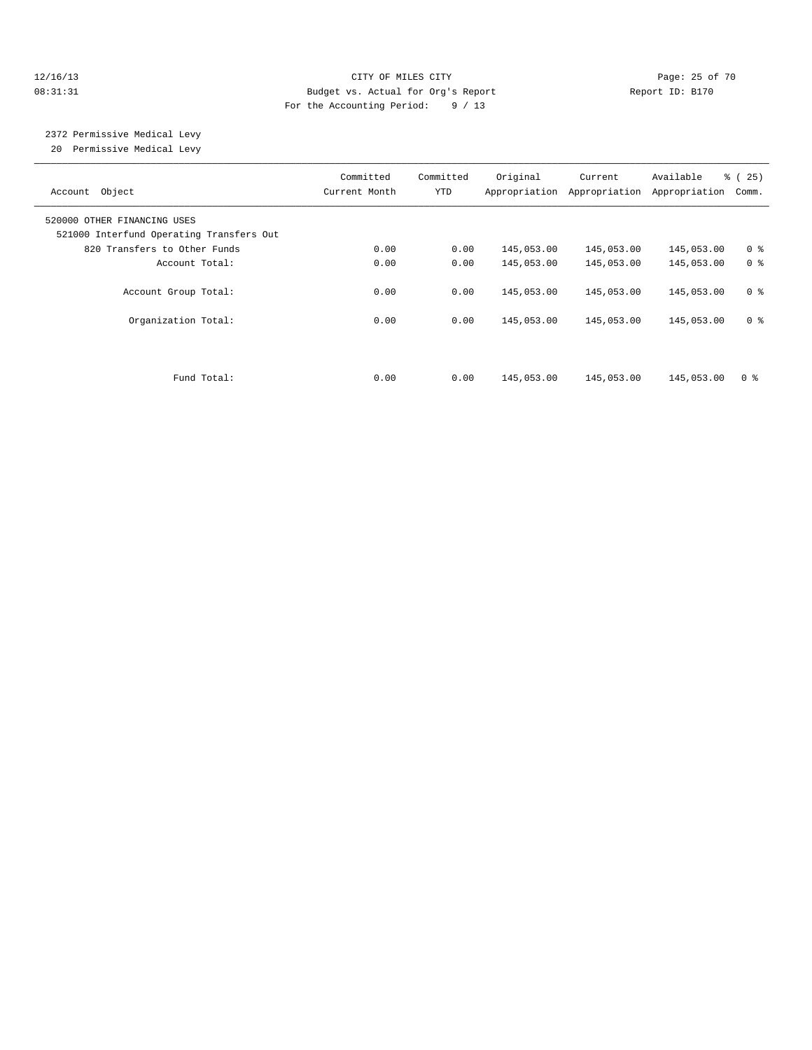CITY OF MILES CITY
Budget vs. Actual for Org's Report
For the Accounting Period: 9 / 13

12/16/13
08:31:31

Report ID: B170

## 2372 Permissive Medical Levy

20 Permissive Medical Levy

| Account Object | Committed Current Month | Committed YTD | Original Appropriation | Current Appropriation | Available Appropriation | % ( 25) Comm. |
|---|---|---|---|---|---|---|
| 520000 OTHER FINANCING USES | | | | | | |
| 521000 Interfund Operating Transfers Out | | | | | | |
| 820 Transfers to Other Funds | 0.00 | 0.00 | 145,053.00 | 145,053.00 | 145,053.00 | 0 % |
| Account Total: | 0.00 | 0.00 | 145,053.00 | 145,053.00 | 145,053.00 | 0 % |
| Account Group Total: | 0.00 | 0.00 | 145,053.00 | 145,053.00 | 145,053.00 | 0 % |
| Organization Total: | 0.00 | 0.00 | 145,053.00 | 145,053.00 | 145,053.00 | 0 % |
| Fund Total: | 0.00 | 0.00 | 145,053.00 | 145,053.00 | 145,053.00 | 0 % |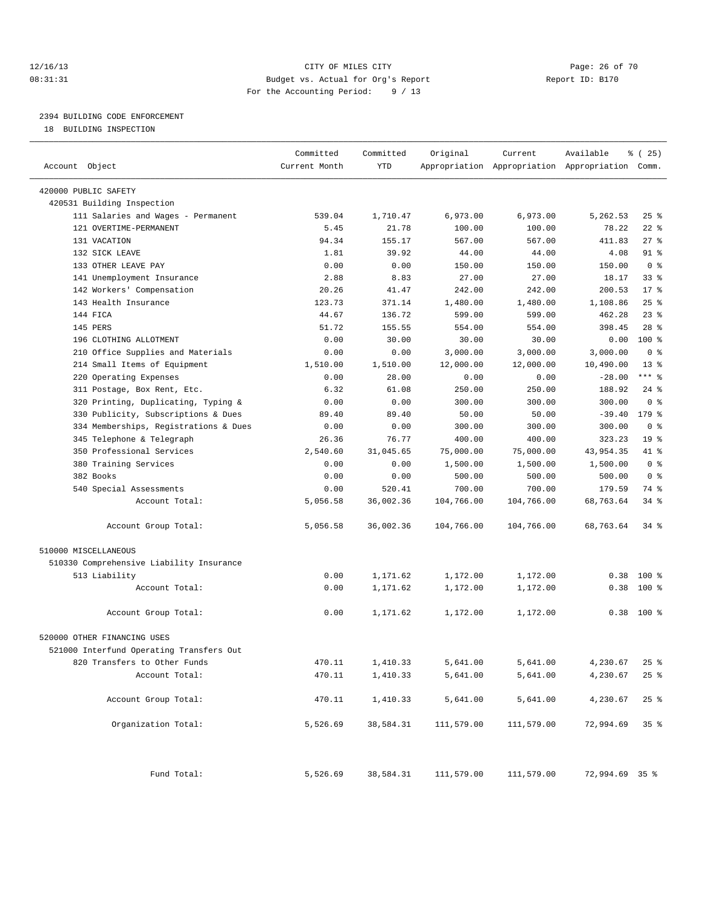CITY OF MILES CITY
Budget vs. Actual for Org's Report
For the Accounting Period: 9 / 13

12/16/13
08:31:31

Report ID: B170

## 2394 BUILDING CODE ENFORCEMENT

18 BUILDING INSPECTION

| Account Object | Committed Current Month | Committed YTD | Original Appropriation | Current Appropriation | Available Appropriation | % ( 25) Comm. |
|---|---|---|---|---|---|---|
| 420000 PUBLIC SAFETY | | | | | | |
| 420531 Building Inspection | | | | | | |
| 111 Salaries and Wages - Permanent | 539.04 | 1,710.47 | 6,973.00 | 6,973.00 | 5,262.53 | 25 % |
| 121 OVERTIME-PERMANENT | 5.45 | 21.78 | 100.00 | 100.00 | 78.22 | 22 % |
| 131 VACATION | 94.34 | 155.17 | 567.00 | 567.00 | 411.83 | 27 % |
| 132 SICK LEAVE | 1.81 | 39.92 | 44.00 | 44.00 | 4.08 | 91 % |
| 133 OTHER LEAVE PAY | 0.00 | 0.00 | 150.00 | 150.00 | 150.00 | 0 % |
| 141 Unemployment Insurance | 2.88 | 8.83 | 27.00 | 27.00 | 18.17 | 33 % |
| 142 Workers' Compensation | 20.26 | 41.47 | 242.00 | 242.00 | 200.53 | 17 % |
| 143 Health Insurance | 123.73 | 371.14 | 1,480.00 | 1,480.00 | 1,108.86 | 25 % |
| 144 FICA | 44.67 | 136.72 | 599.00 | 599.00 | 462.28 | 23 % |
| 145 PERS | 51.72 | 155.55 | 554.00 | 554.00 | 398.45 | 28 % |
| 196 CLOTHING ALLOTMENT | 0.00 | 30.00 | 30.00 | 30.00 | 0.00 | 100 % |
| 210 Office Supplies and Materials | 0.00 | 0.00 | 3,000.00 | 3,000.00 | 3,000.00 | 0 % |
| 214 Small Items of Equipment | 1,510.00 | 1,510.00 | 12,000.00 | 12,000.00 | 10,490.00 | 13 % |
| 220 Operating Expenses | 0.00 | 28.00 | 0.00 | 0.00 | -28.00 | *** % |
| 311 Postage, Box Rent, Etc. | 6.32 | 61.08 | 250.00 | 250.00 | 188.92 | 24 % |
| 320 Printing, Duplicating, Typing & | 0.00 | 0.00 | 300.00 | 300.00 | 300.00 | 0 % |
| 330 Publicity, Subscriptions & Dues | 89.40 | 89.40 | 50.00 | 50.00 | -39.40 | 179 % |
| 334 Memberships, Registrations & Dues | 0.00 | 0.00 | 300.00 | 300.00 | 300.00 | 0 % |
| 345 Telephone & Telegraph | 26.36 | 76.77 | 400.00 | 400.00 | 323.23 | 19 % |
| 350 Professional Services | 2,540.60 | 31,045.65 | 75,000.00 | 75,000.00 | 43,954.35 | 41 % |
| 380 Training Services | 0.00 | 0.00 | 1,500.00 | 1,500.00 | 1,500.00 | 0 % |
| 382 Books | 0.00 | 0.00 | 500.00 | 500.00 | 500.00 | 0 % |
| 540 Special Assessments | 0.00 | 520.41 | 700.00 | 700.00 | 179.59 | 74 % |
| Account Total: | 5,056.58 | 36,002.36 | 104,766.00 | 104,766.00 | 68,763.64 | 34 % |
| Account Group Total: | 5,056.58 | 36,002.36 | 104,766.00 | 104,766.00 | 68,763.64 | 34 % |
| 510000 MISCELLANEOUS | | | | | | |
| 510330 Comprehensive Liability Insurance | | | | | | |
| 513 Liability | 0.00 | 1,171.62 | 1,172.00 | 1,172.00 | 0.38 | 100 % |
| Account Total: | 0.00 | 1,171.62 | 1,172.00 | 1,172.00 | 0.38 | 100 % |
| Account Group Total: | 0.00 | 1,171.62 | 1,172.00 | 1,172.00 | 0.38 | 100 % |
| 520000 OTHER FINANCING USES | | | | | | |
| 521000 Interfund Operating Transfers Out | | | | | | |
| 820 Transfers to Other Funds | 470.11 | 1,410.33 | 5,641.00 | 5,641.00 | 4,230.67 | 25 % |
| Account Total: | 470.11 | 1,410.33 | 5,641.00 | 5,641.00 | 4,230.67 | 25 % |
| Account Group Total: | 470.11 | 1,410.33 | 5,641.00 | 5,641.00 | 4,230.67 | 25 % |
| Organization Total: | 5,526.69 | 38,584.31 | 111,579.00 | 111,579.00 | 72,994.69 | 35 % |
| Fund Total: | 5,526.69 | 38,584.31 | 111,579.00 | 111,579.00 | 72,994.69 | 35 % |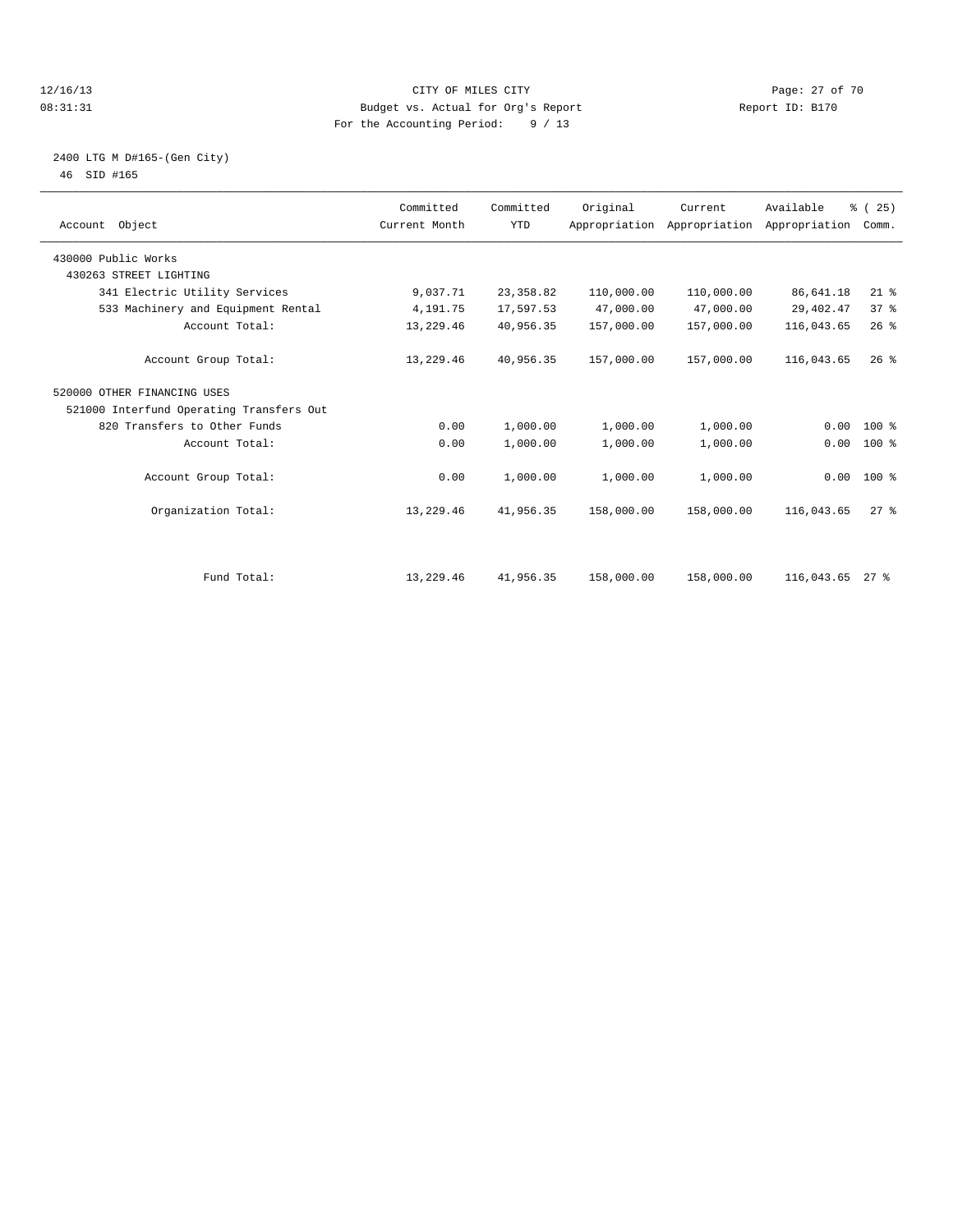CITY OF MILES CITY

Budget vs. Actual for Org's Report

For the Accounting Period: 9 / 13

12/16/13 08:31:31 Report ID: B170

## 2400 LTG M D#165-(Gen City)

46 SID #165

| Account Object | Committed Current Month | Committed YTD | Original Appropriation | Current Appropriation | Available Appropriation | % ( 25) Comm. |
|---|---|---|---|---|---|---|
| 430000 Public Works | | | | | | |
| 430263 STREET LIGHTING | | | | | | |
| 341 Electric Utility Services | 9,037.71 | 23,358.82 | 110,000.00 | 110,000.00 | 86,641.18 | 21 % |
| 533 Machinery and Equipment Rental | 4,191.75 | 17,597.53 | 47,000.00 | 47,000.00 | 29,402.47 | 37 % |
| Account Total: | 13,229.46 | 40,956.35 | 157,000.00 | 157,000.00 | 116,043.65 | 26 % |
| Account Group Total: | 13,229.46 | 40,956.35 | 157,000.00 | 157,000.00 | 116,043.65 | 26 % |
| 520000 OTHER FINANCING USES | | | | | | |
| 521000 Interfund Operating Transfers Out | | | | | | |
| 820 Transfers to Other Funds | 0.00 | 1,000.00 | 1,000.00 | 1,000.00 | 0.00 | 100 % |
| Account Total: | 0.00 | 1,000.00 | 1,000.00 | 1,000.00 | 0.00 | 100 % |
| Account Group Total: | 0.00 | 1,000.00 | 1,000.00 | 1,000.00 | 0.00 | 100 % |
| Organization Total: | 13,229.46 | 41,956.35 | 158,000.00 | 158,000.00 | 116,043.65 | 27 % |
| Fund Total: | 13,229.46 | 41,956.35 | 158,000.00 | 158,000.00 | 116,043.65 | 27 % |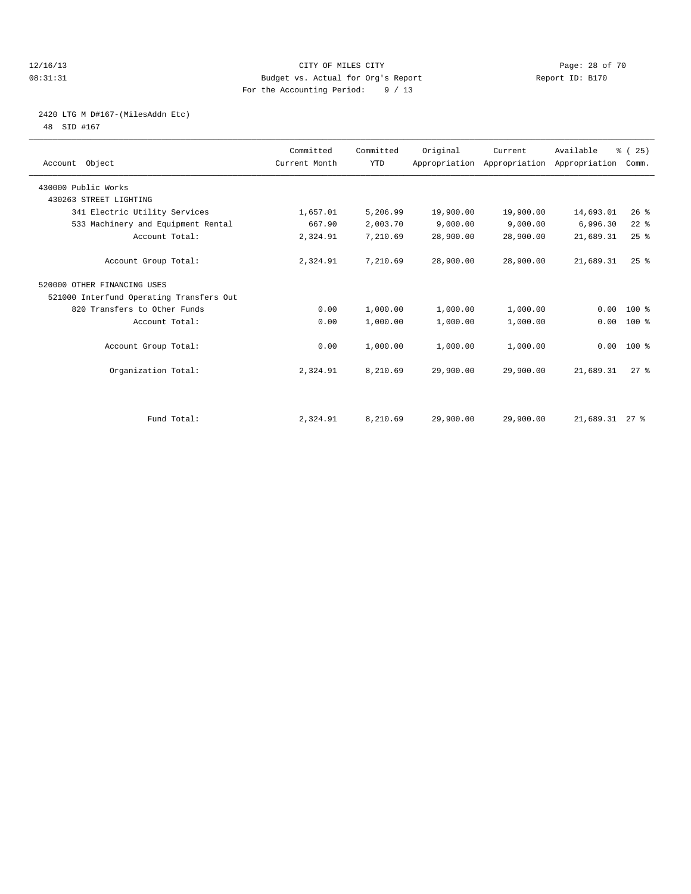CITY OF MILES CITY
Budget vs. Actual for Org's Report
For the Accounting Period: 9 / 13

12/16/13
08:31:31
Report ID: B170

## 2420 LTG M D#167-(MilesAddn Etc)

48 SID #167

| Account Object | Committed Current Month | Committed YTD | Original Appropriation | Current Appropriation | Available Appropriation | % ( 25) Comm. |
|---|---|---|---|---|---|---|
| 430000 Public Works | | | | | | |
| 430263 STREET LIGHTING | | | | | | |
| 341 Electric Utility Services | 1,657.01 | 5,206.99 | 19,900.00 | 19,900.00 | 14,693.01 | 26 % |
| 533 Machinery and Equipment Rental | 667.90 | 2,003.70 | 9,000.00 | 9,000.00 | 6,996.30 | 22 % |
| Account Total: | 2,324.91 | 7,210.69 | 28,900.00 | 28,900.00 | 21,689.31 | 25 % |
| Account Group Total: | 2,324.91 | 7,210.69 | 28,900.00 | 28,900.00 | 21,689.31 | 25 % |
| 520000 OTHER FINANCING USES | | | | | | |
| 521000 Interfund Operating Transfers Out | | | | | | |
| 820 Transfers to Other Funds | 0.00 | 1,000.00 | 1,000.00 | 1,000.00 | 0.00 | 100 % |
| Account Total: | 0.00 | 1,000.00 | 1,000.00 | 1,000.00 | 0.00 | 100 % |
| Account Group Total: | 0.00 | 1,000.00 | 1,000.00 | 1,000.00 | 0.00 | 100 % |
| Organization Total: | 2,324.91 | 8,210.69 | 29,900.00 | 29,900.00 | 21,689.31 | 27 % |
| Fund Total: | 2,324.91 | 8,210.69 | 29,900.00 | 29,900.00 | 21,689.31 | 27 % |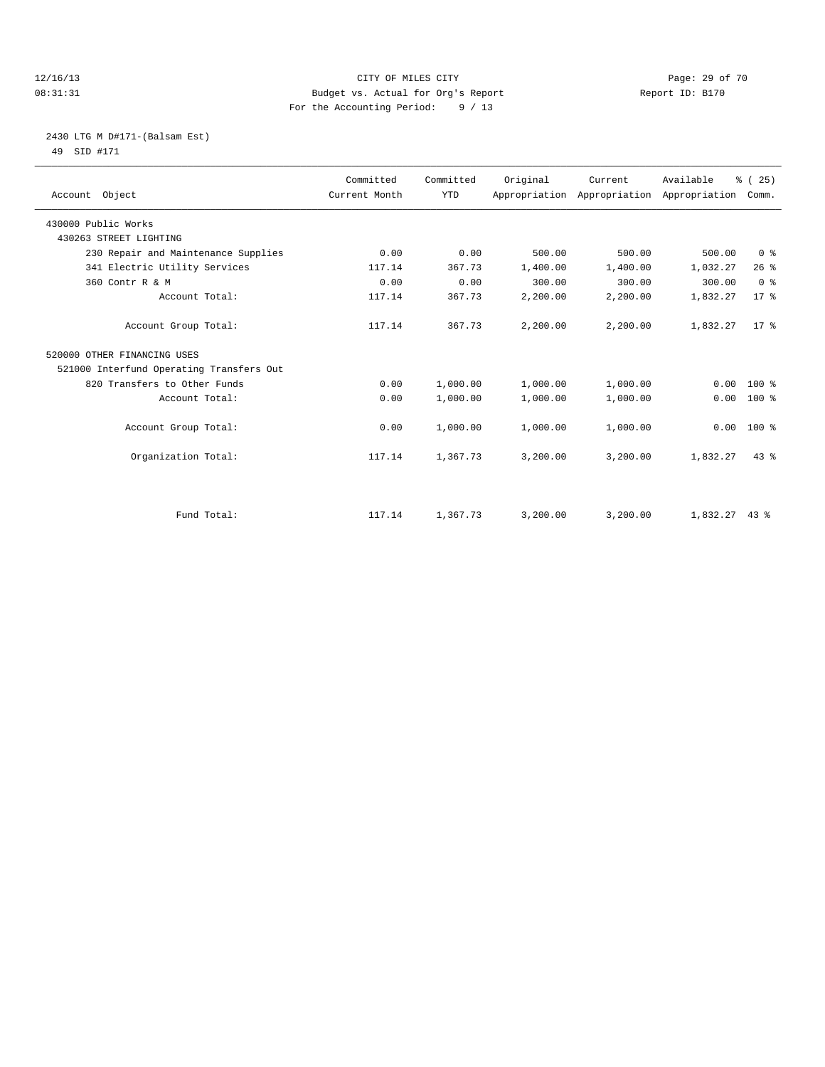CITY OF MILES CITY
Budget vs. Actual for Org's Report
For the Accounting Period: 9 / 13

12/16/13
08:31:31

Report ID: B170

2430 LTG M D#171-(Balsam Est)
49 SID #171

| Account Object | Committed Current Month | Committed YTD | Original Appropriation | Current Appropriation | Available Appropriation | % ( 25) Comm. |
|---|---|---|---|---|---|---|
| 430000 Public Works | | | | | | |
| 430263 STREET LIGHTING | | | | | | |
| 230 Repair and Maintenance Supplies | 0.00 | 0.00 | 500.00 | 500.00 | 500.00 | 0 % |
| 341 Electric Utility Services | 117.14 | 367.73 | 1,400.00 | 1,400.00 | 1,032.27 | 26 % |
| 360 Contr R & M | 0.00 | 0.00 | 300.00 | 300.00 | 300.00 | 0 % |
| Account Total: | 117.14 | 367.73 | 2,200.00 | 2,200.00 | 1,832.27 | 17 % |
| Account Group Total: | 117.14 | 367.73 | 2,200.00 | 2,200.00 | 1,832.27 | 17 % |
| 520000 OTHER FINANCING USES | | | | | | |
| 521000 Interfund Operating Transfers Out | | | | | | |
| 820 Transfers to Other Funds | 0.00 | 1,000.00 | 1,000.00 | 1,000.00 | 0.00 | 100 % |
| Account Total: | 0.00 | 1,000.00 | 1,000.00 | 1,000.00 | 0.00 | 100 % |
| Account Group Total: | 0.00 | 1,000.00 | 1,000.00 | 1,000.00 | 0.00 | 100 % |
| Organization Total: | 117.14 | 1,367.73 | 3,200.00 | 3,200.00 | 1,832.27 | 43 % |
| Fund Total: | 117.14 | 1,367.73 | 3,200.00 | 3,200.00 | 1,832.27 | 43 % |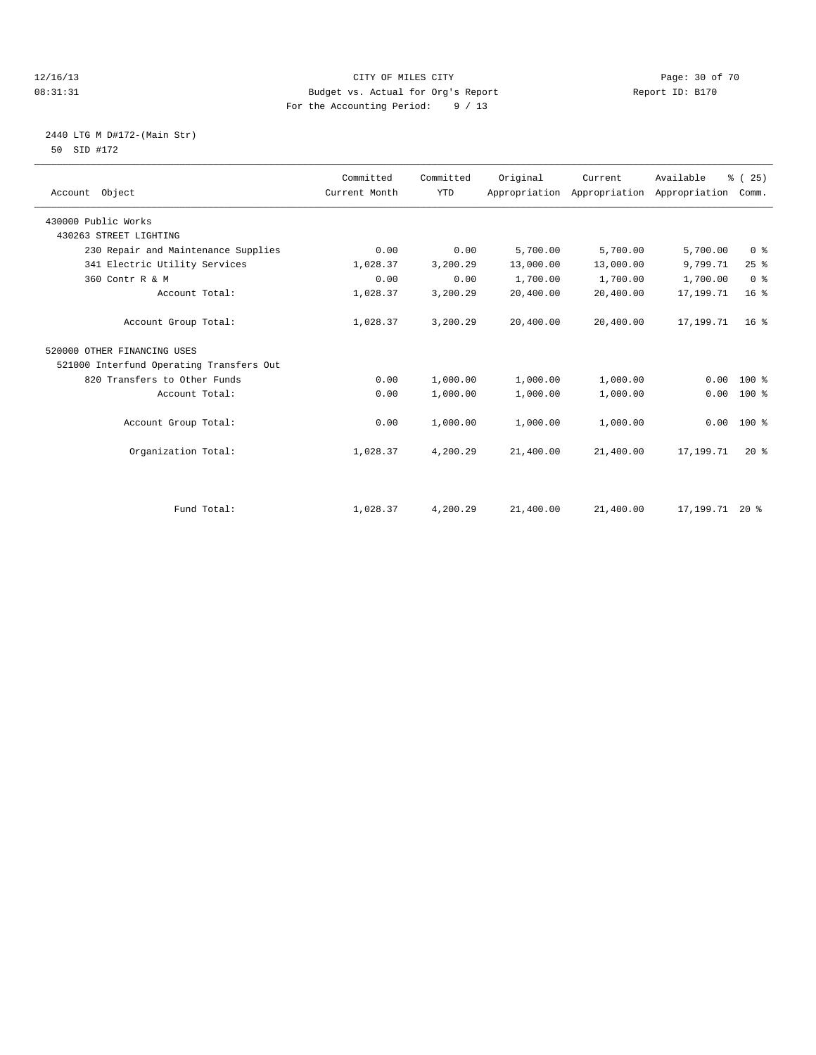CITY OF MILES CITY
Budget vs. Actual for Org's Report
For the Accounting Period: 9 / 13

12/16/13
08:31:31

Report ID: B170

2440 LTG M D#172-(Main Str)
50 SID #172

| Account Object | Committed Current Month | Committed YTD | Original Appropriation | Current Appropriation | Available Appropriation | % ( 25) Comm. |
|---|---|---|---|---|---|---|
| 430000 Public Works | | | | | | |
| 430263 STREET LIGHTING | | | | | | |
| 230 Repair and Maintenance Supplies | 0.00 | 0.00 | 5,700.00 | 5,700.00 | 5,700.00 | 0 % |
| 341 Electric Utility Services | 1,028.37 | 3,200.29 | 13,000.00 | 13,000.00 | 9,799.71 | 25 % |
| 360 Contr R & M | 0.00 | 0.00 | 1,700.00 | 1,700.00 | 1,700.00 | 0 % |
| Account Total: | 1,028.37 | 3,200.29 | 20,400.00 | 20,400.00 | 17,199.71 | 16 % |
| Account Group Total: | 1,028.37 | 3,200.29 | 20,400.00 | 20,400.00 | 17,199.71 | 16 % |
| 520000 OTHER FINANCING USES | | | | | | |
| 521000 Interfund Operating Transfers Out | | | | | | |
| 820 Transfers to Other Funds | 0.00 | 1,000.00 | 1,000.00 | 1,000.00 | 0.00 | 100 % |
| Account Total: | 0.00 | 1,000.00 | 1,000.00 | 1,000.00 | 0.00 | 100 % |
| Account Group Total: | 0.00 | 1,000.00 | 1,000.00 | 1,000.00 | 0.00 | 100 % |
| Organization Total: | 1,028.37 | 4,200.29 | 21,400.00 | 21,400.00 | 17,199.71 | 20 % |
| Fund Total: | 1,028.37 | 4,200.29 | 21,400.00 | 21,400.00 | 17,199.71 | 20 % |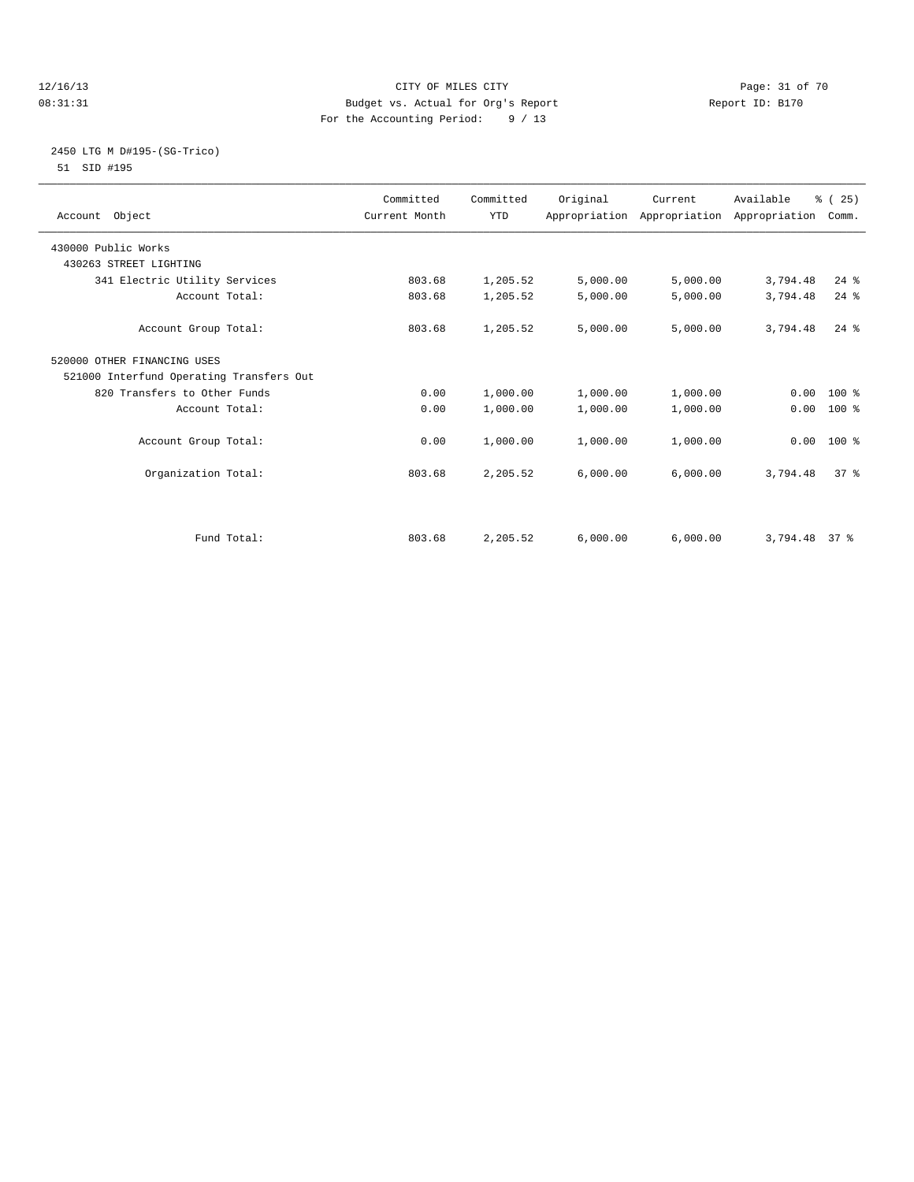CITY OF MILES CITY

Budget vs. Actual for Org's Report

For the Accounting Period: 9 / 13

12/16/13 08:31:31 Report ID: B170

## 2450 LTG M D#195-(SG-Trico)

51 SID #195

| Account Object | Committed Current Month | Committed YTD | Original Appropriation | Current Appropriation | Available Appropriation | % ( 25) Comm. |
|---|---|---|---|---|---|---|
| 430000 Public Works | | | | | | |
| 430263 STREET LIGHTING | | | | | | |
| 341 Electric Utility Services | 803.68 | 1,205.52 | 5,000.00 | 5,000.00 | 3,794.48 | 24 % |
| Account Total: | 803.68 | 1,205.52 | 5,000.00 | 5,000.00 | 3,794.48 | 24 % |
| Account Group Total: | 803.68 | 1,205.52 | 5,000.00 | 5,000.00 | 3,794.48 | 24 % |
| 520000 OTHER FINANCING USES | | | | | | |
| 521000 Interfund Operating Transfers Out | | | | | | |
| 820 Transfers to Other Funds | 0.00 | 1,000.00 | 1,000.00 | 1,000.00 | 0.00 | 100 % |
| Account Total: | 0.00 | 1,000.00 | 1,000.00 | 1,000.00 | 0.00 | 100 % |
| Account Group Total: | 0.00 | 1,000.00 | 1,000.00 | 1,000.00 | 0.00 | 100 % |
| Organization Total: | 803.68 | 2,205.52 | 6,000.00 | 6,000.00 | 3,794.48 | 37 % |
| Fund Total: | 803.68 | 2,205.52 | 6,000.00 | 6,000.00 | 3,794.48 | 37 % |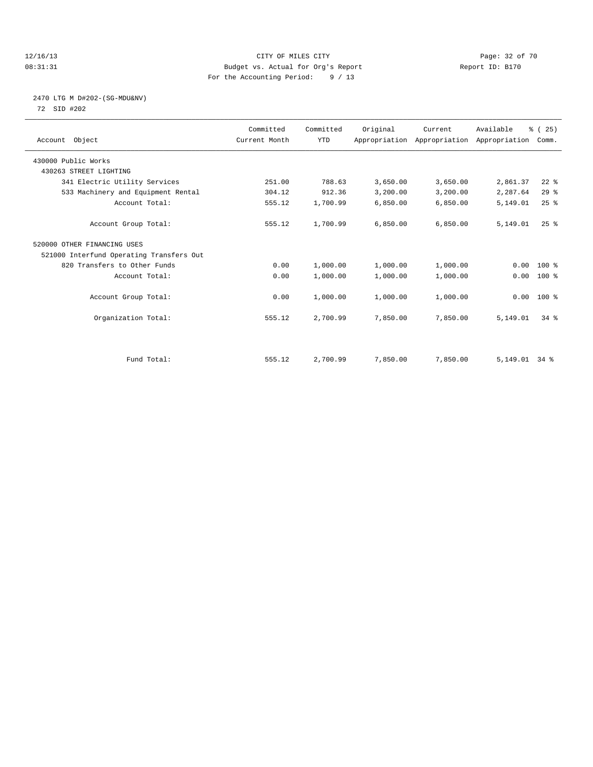CITY OF MILES CITY
Budget vs. Actual for Org's Report
For the Accounting Period: 9 / 13

12/16/13
08:31:31

Report ID: B170

2470 LTG M D#202-(SG-MDU&NV)
72 SID #202

| Account Object | Committed Current Month | Committed YTD | Original Appropriation | Current Appropriation | Available Appropriation | % ( 25) Comm. |
|---|---|---|---|---|---|---|
| 430000 Public Works | | | | | | |
| 430263 STREET LIGHTING | | | | | | |
| 341 Electric Utility Services | 251.00 | 788.63 | 3,650.00 | 3,650.00 | 2,861.37 | 22 % |
| 533 Machinery and Equipment Rental | 304.12 | 912.36 | 3,200.00 | 3,200.00 | 2,287.64 | 29 % |
| Account Total: | 555.12 | 1,700.99 | 6,850.00 | 6,850.00 | 5,149.01 | 25 % |
| Account Group Total: | 555.12 | 1,700.99 | 6,850.00 | 6,850.00 | 5,149.01 | 25 % |
| 520000 OTHER FINANCING USES | | | | | | |
| 521000 Interfund Operating Transfers Out | | | | | | |
| 820 Transfers to Other Funds | 0.00 | 1,000.00 | 1,000.00 | 1,000.00 | 0.00 | 100 % |
| Account Total: | 0.00 | 1,000.00 | 1,000.00 | 1,000.00 | 0.00 | 100 % |
| Account Group Total: | 0.00 | 1,000.00 | 1,000.00 | 1,000.00 | 0.00 | 100 % |
| Organization Total: | 555.12 | 2,700.99 | 7,850.00 | 7,850.00 | 5,149.01 | 34 % |
| Fund Total: | 555.12 | 2,700.99 | 7,850.00 | 7,850.00 | 5,149.01 | 34 % |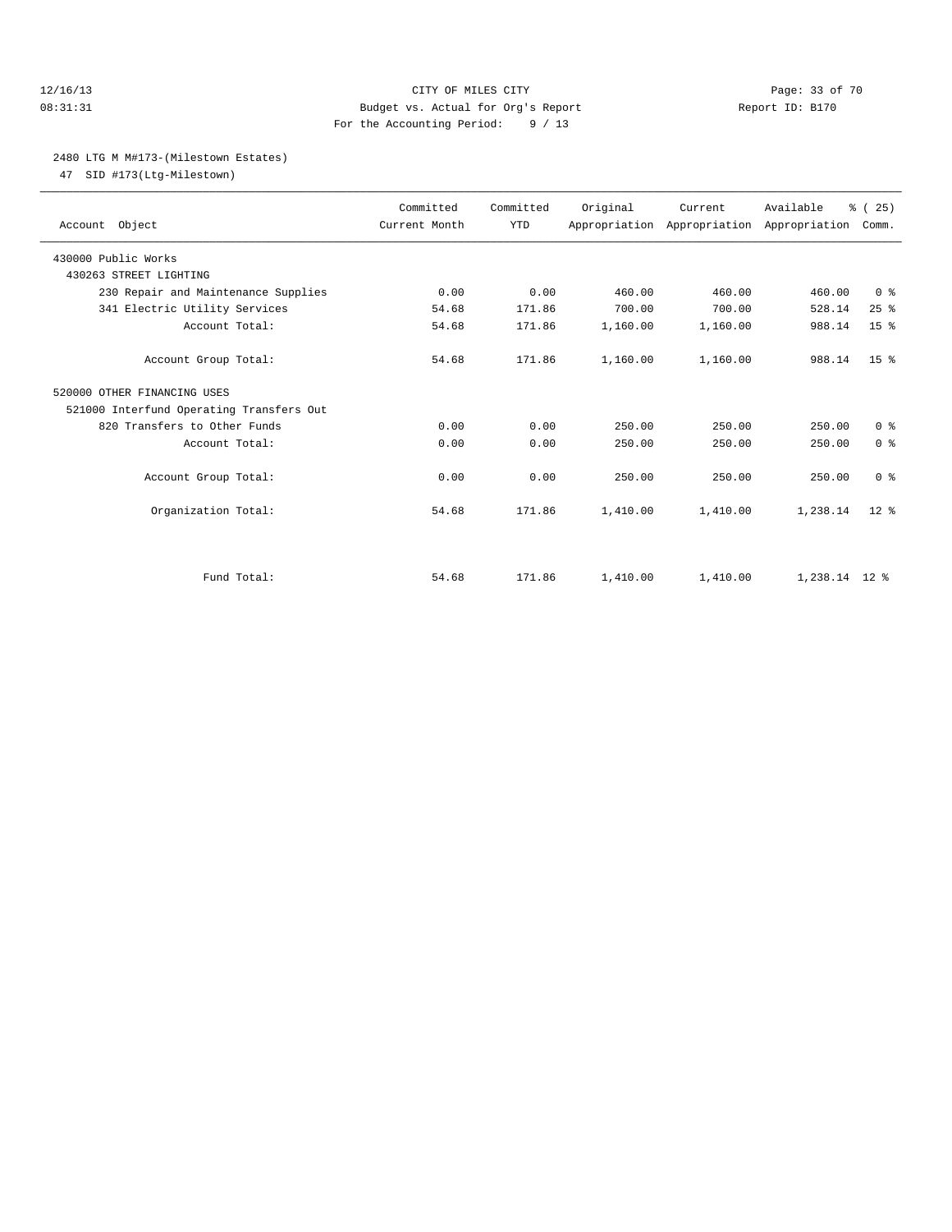CITY OF MILES CITY
Budget vs. Actual for Org's Report
For the Accounting Period: 9 / 13

12/16/13
08:31:31

Report ID: B170

2480 LTG M M#173-(Milestown Estates)
47 SID #173(Ltg-Milestown)

| Account Object | Committed Current Month | Committed YTD | Original Appropriation | Current Appropriation | Available Appropriation | % ( 25) Comm. |
|---|---|---|---|---|---|---|
| 430000 Public Works | | | | | | |
| 430263 STREET LIGHTING | | | | | | |
| 230 Repair and Maintenance Supplies | 0.00 | 0.00 | 460.00 | 460.00 | 460.00 | 0 % |
| 341 Electric Utility Services | 54.68 | 171.86 | 700.00 | 700.00 | 528.14 | 25 % |
| Account Total: | 54.68 | 171.86 | 1,160.00 | 1,160.00 | 988.14 | 15 % |
| Account Group Total: | 54.68 | 171.86 | 1,160.00 | 1,160.00 | 988.14 | 15 % |
| 520000 OTHER FINANCING USES | | | | | | |
| 521000 Interfund Operating Transfers Out | | | | | | |
| 820 Transfers to Other Funds | 0.00 | 0.00 | 250.00 | 250.00 | 250.00 | 0 % |
| Account Total: | 0.00 | 0.00 | 250.00 | 250.00 | 250.00 | 0 % |
| Account Group Total: | 0.00 | 0.00 | 250.00 | 250.00 | 250.00 | 0 % |
| Organization Total: | 54.68 | 171.86 | 1,410.00 | 1,410.00 | 1,238.14 | 12 % |
| Fund Total: | 54.68 | 171.86 | 1,410.00 | 1,410.00 | 1,238.14 | 12 % |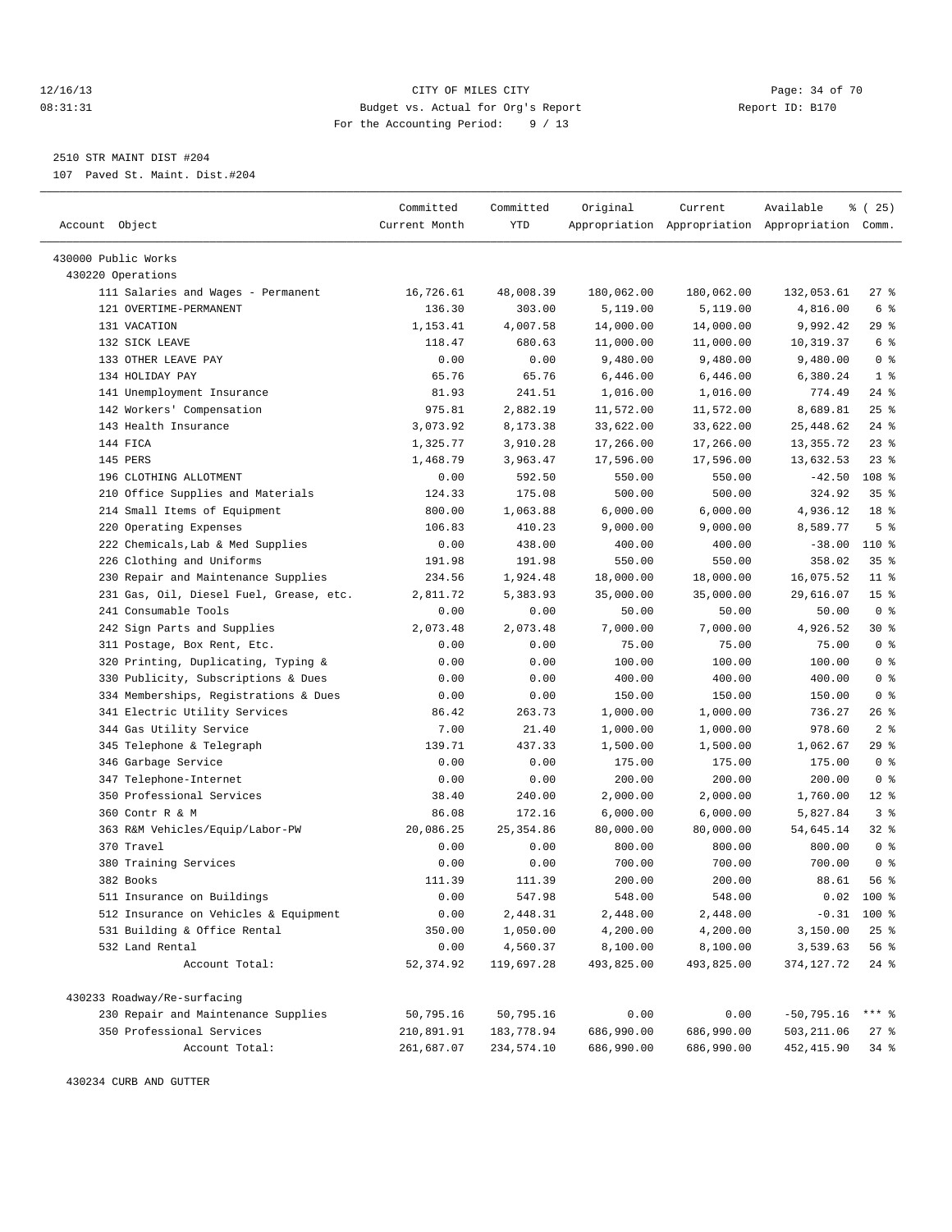CITY OF MILES CITY
Budget vs. Actual for Org's Report
For the Accounting Period: 9 / 13

2510 STR MAINT DIST #204
107 Paved St. Maint. Dist.#204

| Account Object | Committed Current Month | Committed YTD | Original Appropriation | Current Appropriation | Available Appropriation | % ( 25) Comm. |
|---|---|---|---|---|---|---|
| 430000 Public Works | | | | | | |
| 430220 Operations | | | | | | |
| 111 Salaries and Wages - Permanent | 16,726.61 | 48,008.39 | 180,062.00 | 180,062.00 | 132,053.61 | 27 % |
| 121 OVERTIME-PERMANENT | 136.30 | 303.00 | 5,119.00 | 5,119.00 | 4,816.00 | 6 % |
| 131 VACATION | 1,153.41 | 4,007.58 | 14,000.00 | 14,000.00 | 9,992.42 | 29 % |
| 132 SICK LEAVE | 118.47 | 680.63 | 11,000.00 | 11,000.00 | 10,319.37 | 6 % |
| 133 OTHER LEAVE PAY | 0.00 | 0.00 | 9,480.00 | 9,480.00 | 9,480.00 | 0 % |
| 134 HOLIDAY PAY | 65.76 | 65.76 | 6,446.00 | 6,446.00 | 6,380.24 | 1 % |
| 141 Unemployment Insurance | 81.93 | 241.51 | 1,016.00 | 1,016.00 | 774.49 | 24 % |
| 142 Workers' Compensation | 975.81 | 2,882.19 | 11,572.00 | 11,572.00 | 8,689.81 | 25 % |
| 143 Health Insurance | 3,073.92 | 8,173.38 | 33,622.00 | 33,622.00 | 25,448.62 | 24 % |
| 144 FICA | 1,325.77 | 3,910.28 | 17,266.00 | 17,266.00 | 13,355.72 | 23 % |
| 145 PERS | 1,468.79 | 3,963.47 | 17,596.00 | 17,596.00 | 13,632.53 | 23 % |
| 196 CLOTHING ALLOTMENT | 0.00 | 592.50 | 550.00 | 550.00 | -42.50 | 108 % |
| 210 Office Supplies and Materials | 124.33 | 175.08 | 500.00 | 500.00 | 324.92 | 35 % |
| 214 Small Items of Equipment | 800.00 | 1,063.88 | 6,000.00 | 6,000.00 | 4,936.12 | 18 % |
| 220 Operating Expenses | 106.83 | 410.23 | 9,000.00 | 9,000.00 | 8,589.77 | 5 % |
| 222 Chemicals,Lab & Med Supplies | 0.00 | 438.00 | 400.00 | 400.00 | -38.00 | 110 % |
| 226 Clothing and Uniforms | 191.98 | 191.98 | 550.00 | 550.00 | 358.02 | 35 % |
| 230 Repair and Maintenance Supplies | 234.56 | 1,924.48 | 18,000.00 | 18,000.00 | 16,075.52 | 11 % |
| 231 Gas, Oil, Diesel Fuel, Grease, etc. | 2,811.72 | 5,383.93 | 35,000.00 | 35,000.00 | 29,616.07 | 15 % |
| 241 Consumable Tools | 0.00 | 0.00 | 50.00 | 50.00 | 50.00 | 0 % |
| 242 Sign Parts and Supplies | 2,073.48 | 2,073.48 | 7,000.00 | 7,000.00 | 4,926.52 | 30 % |
| 311 Postage, Box Rent, Etc. | 0.00 | 0.00 | 75.00 | 75.00 | 75.00 | 0 % |
| 320 Printing, Duplicating, Typing & | 0.00 | 0.00 | 100.00 | 100.00 | 100.00 | 0 % |
| 330 Publicity, Subscriptions & Dues | 0.00 | 0.00 | 400.00 | 400.00 | 400.00 | 0 % |
| 334 Memberships, Registrations & Dues | 0.00 | 0.00 | 150.00 | 150.00 | 150.00 | 0 % |
| 341 Electric Utility Services | 86.42 | 263.73 | 1,000.00 | 1,000.00 | 736.27 | 26 % |
| 344 Gas Utility Service | 7.00 | 21.40 | 1,000.00 | 1,000.00 | 978.60 | 2 % |
| 345 Telephone & Telegraph | 139.71 | 437.33 | 1,500.00 | 1,500.00 | 1,062.67 | 29 % |
| 346 Garbage Service | 0.00 | 0.00 | 175.00 | 175.00 | 175.00 | 0 % |
| 347 Telephone-Internet | 0.00 | 0.00 | 200.00 | 200.00 | 200.00 | 0 % |
| 350 Professional Services | 38.40 | 240.00 | 2,000.00 | 2,000.00 | 1,760.00 | 12 % |
| 360 Contr R & M | 86.08 | 172.16 | 6,000.00 | 6,000.00 | 5,827.84 | 3 % |
| 363 R&M Vehicles/Equip/Labor-PW | 20,086.25 | 25,354.86 | 80,000.00 | 80,000.00 | 54,645.14 | 32 % |
| 370 Travel | 0.00 | 0.00 | 800.00 | 800.00 | 800.00 | 0 % |
| 380 Training Services | 0.00 | 0.00 | 700.00 | 700.00 | 700.00 | 0 % |
| 382 Books | 111.39 | 111.39 | 200.00 | 200.00 | 88.61 | 56 % |
| 511 Insurance on Buildings | 0.00 | 547.98 | 548.00 | 548.00 | 0.02 | 100 % |
| 512 Insurance on Vehicles & Equipment | 0.00 | 2,448.31 | 2,448.00 | 2,448.00 | -0.31 | 100 % |
| 531 Building & Office Rental | 350.00 | 1,050.00 | 4,200.00 | 4,200.00 | 3,150.00 | 25 % |
| 532 Land Rental | 0.00 | 4,560.37 | 8,100.00 | 8,100.00 | 3,539.63 | 56 % |
| Account Total: | 52,374.92 | 119,697.28 | 493,825.00 | 493,825.00 | 374,127.72 | 24 % |
| 430233 Roadway/Re-surfacing | | | | | | |
| 230 Repair and Maintenance Supplies | 50,795.16 | 50,795.16 | 0.00 | 0.00 | -50,795.16 | *** % |
| 350 Professional Services | 210,891.91 | 183,778.94 | 686,990.00 | 686,990.00 | 503,211.06 | 27 % |
| Account Total: | 261,687.07 | 234,574.10 | 686,990.00 | 686,990.00 | 452,415.90 | 34 % |
| 430234 CURB AND GUTTER | | | | | | |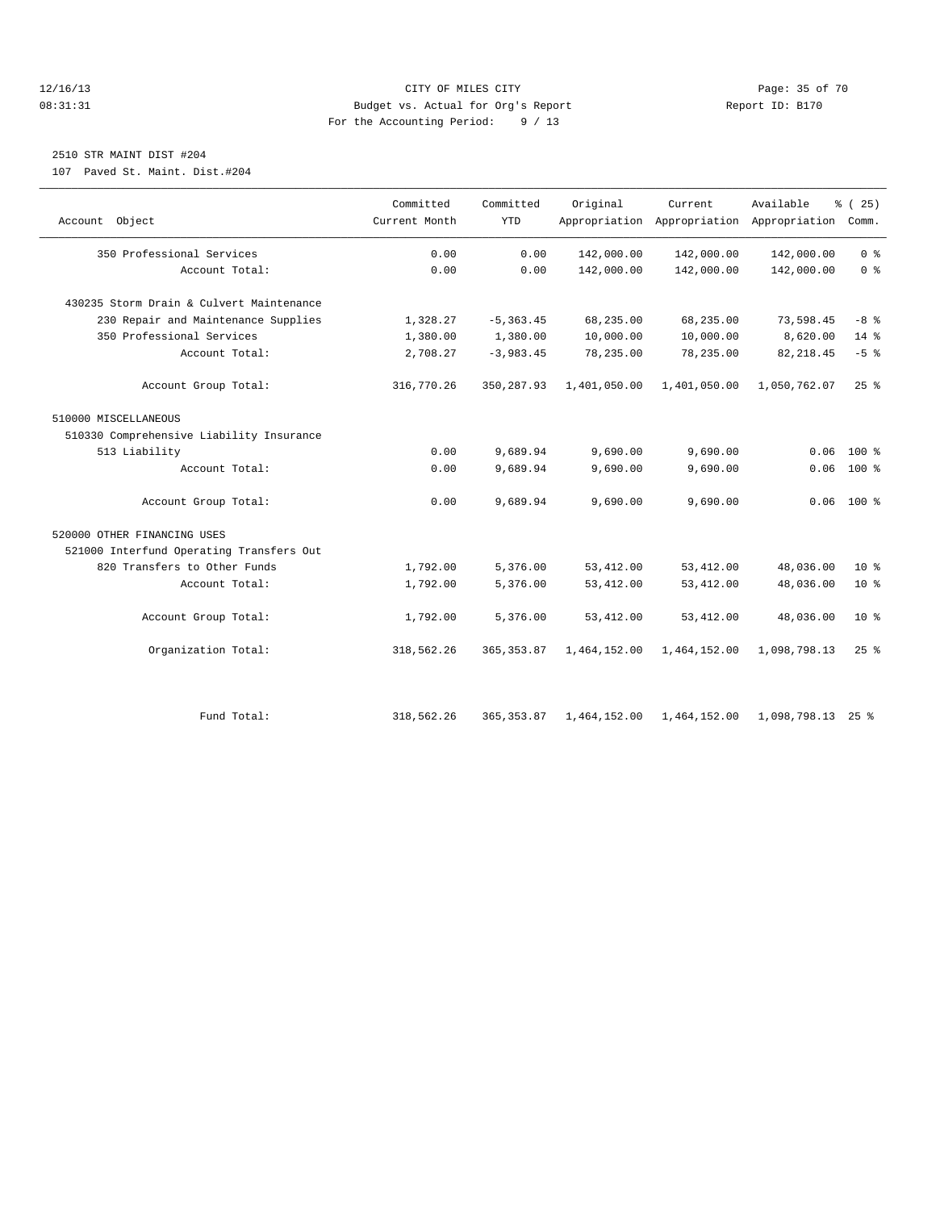CITY OF MILES CITY

Budget vs. Actual for Org's Report

For the Accounting Period: 9 / 13

12/16/13 08:31:31 — Report ID: B170

## 2510 STR MAINT DIST #204

107 Paved St. Maint. Dist.#204

| Account Object | Committed Current Month | Committed YTD | Original Appropriation | Current Appropriation | Available Appropriation | % ( 25) Comm. |
|---|---|---|---|---|---|---|
| 350 Professional Services | 0.00 | 0.00 | 142,000.00 | 142,000.00 | 142,000.00 | 0 % |
| Account Total: | 0.00 | 0.00 | 142,000.00 | 142,000.00 | 142,000.00 | 0 % |
| 430235 Storm Drain & Culvert Maintenance | | | | | | |
| 230 Repair and Maintenance Supplies | 1,328.27 | -5,363.45 | 68,235.00 | 68,235.00 | 73,598.45 | -8 % |
| 350 Professional Services | 1,380.00 | 1,380.00 | 10,000.00 | 10,000.00 | 8,620.00 | 14 % |
| Account Total: | 2,708.27 | -3,983.45 | 78,235.00 | 78,235.00 | 82,218.45 | -5 % |
| Account Group Total: | 316,770.26 | 350,287.93 | 1,401,050.00 | 1,401,050.00 | 1,050,762.07 | 25 % |
| 510000 MISCELLANEOUS | | | | | | |
| 510330 Comprehensive Liability Insurance | | | | | | |
| 513 Liability | 0.00 | 9,689.94 | 9,690.00 | 9,690.00 | 0.06 | 100 % |
| Account Total: | 0.00 | 9,689.94 | 9,690.00 | 9,690.00 | 0.06 | 100 % |
| Account Group Total: | 0.00 | 9,689.94 | 9,690.00 | 9,690.00 | 0.06 | 100 % |
| 520000 OTHER FINANCING USES | | | | | | |
| 521000 Interfund Operating Transfers Out | | | | | | |
| 820 Transfers to Other Funds | 1,792.00 | 5,376.00 | 53,412.00 | 53,412.00 | 48,036.00 | 10 % |
| Account Total: | 1,792.00 | 5,376.00 | 53,412.00 | 53,412.00 | 48,036.00 | 10 % |
| Account Group Total: | 1,792.00 | 5,376.00 | 53,412.00 | 53,412.00 | 48,036.00 | 10 % |
| Organization Total: | 318,562.26 | 365,353.87 | 1,464,152.00 | 1,464,152.00 | 1,098,798.13 | 25 % |
| Fund Total: | 318,562.26 | 365,353.87 | 1,464,152.00 | 1,464,152.00 | 1,098,798.13 | 25 % |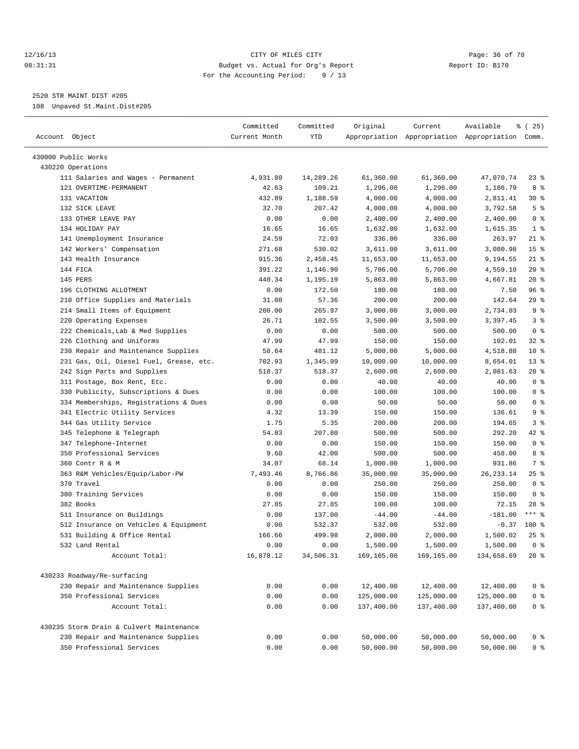CITY OF MILES CITY
Budget vs. Actual for Org's Report
For the Accounting Period: 9 / 13

2520 STR MAINT DIST #205

108 Unpaved St.Maint.Dist#205

| Account Object | Committed Current Month | Committed YTD | Original Appropriation | Current Appropriation | Available Appropriation | % ( 25) Comm. |
|---|---|---|---|---|---|---|
| 430000 Public Works | | | | | | |
| 430220 Operations | | | | | | |
| 111 Salaries and Wages - Permanent | 4,931.80 | 14,289.26 | 61,360.00 | 61,360.00 | 47,070.74 | 23 % |
| 121 OVERTIME-PERMANENT | 42.63 | 109.21 | 1,296.00 | 1,296.00 | 1,186.79 | 8 % |
| 131 VACATION | 432.89 | 1,188.59 | 4,000.00 | 4,000.00 | 2,811.41 | 30 % |
| 132 SICK LEAVE | 32.70 | 207.42 | 4,000.00 | 4,000.00 | 3,792.58 | 5 % |
| 133 OTHER LEAVE PAY | 0.00 | 0.00 | 2,400.00 | 2,400.00 | 2,400.00 | 0 % |
| 134 HOLIDAY PAY | 16.65 | 16.65 | 1,632.00 | 1,632.00 | 1,615.35 | 1 % |
| 141 Unemployment Insurance | 24.59 | 72.03 | 336.00 | 336.00 | 263.97 | 21 % |
| 142 Workers' Compensation | 271.68 | 530.02 | 3,611.00 | 3,611.00 | 3,080.98 | 15 % |
| 143 Health Insurance | 915.36 | 2,458.45 | 11,653.00 | 11,653.00 | 9,194.55 | 21 % |
| 144 FICA | 391.22 | 1,146.90 | 5,706.00 | 5,706.00 | 4,559.10 | 20 % |
| 145 PERS | 440.34 | 1,195.19 | 5,863.00 | 5,863.00 | 4,667.81 | 20 % |
| 196 CLOTHING ALLOTMENT | 0.00 | 172.50 | 180.00 | 180.00 | 7.50 | 96 % |
| 210 Office Supplies and Materials | 31.08 | 57.36 | 200.00 | 200.00 | 142.64 | 29 % |
| 214 Small Items of Equipment | 200.00 | 265.97 | 3,000.00 | 3,000.00 | 2,734.03 | 9 % |
| 220 Operating Expenses | 26.71 | 102.55 | 3,500.00 | 3,500.00 | 3,397.45 | 3 % |
| 222 Chemicals,Lab & Med Supplies | 0.00 | 0.00 | 500.00 | 500.00 | 500.00 | 0 % |
| 226 Clothing and Uniforms | 47.99 | 47.99 | 150.00 | 150.00 | 102.01 | 32 % |
| 230 Repair and Maintenance Supplies | 58.64 | 481.12 | 5,000.00 | 5,000.00 | 4,518.88 | 10 % |
| 231 Gas, Oil, Diesel Fuel, Grease, etc. | 702.93 | 1,345.99 | 10,000.00 | 10,000.00 | 8,654.01 | 13 % |
| 242 Sign Parts and Supplies | 518.37 | 518.37 | 2,600.00 | 2,600.00 | 2,081.63 | 20 % |
| 311 Postage, Box Rent, Etc. | 0.00 | 0.00 | 40.00 | 40.00 | 40.00 | 0 % |
| 330 Publicity, Subscriptions & Dues | 0.00 | 0.00 | 100.00 | 100.00 | 100.00 | 0 % |
| 334 Memberships, Registrations & Dues | 0.00 | 0.00 | 50.00 | 50.00 | 50.00 | 0 % |
| 341 Electric Utility Services | 4.32 | 13.39 | 150.00 | 150.00 | 136.61 | 9 % |
| 344 Gas Utility Service | 1.75 | 5.35 | 200.00 | 200.00 | 194.65 | 3 % |
| 345 Telephone & Telegraph | 54.83 | 207.80 | 500.00 | 500.00 | 292.20 | 42 % |
| 347 Telephone-Internet | 0.00 | 0.00 | 150.00 | 150.00 | 150.00 | 0 % |
| 350 Professional Services | 9.60 | 42.00 | 500.00 | 500.00 | 458.00 | 8 % |
| 360 Contr R & M | 34.07 | 68.14 | 1,000.00 | 1,000.00 | 931.86 | 7 % |
| 363 R&M Vehicles/Equip/Labor-PW | 7,493.46 | 8,766.86 | 35,000.00 | 35,000.00 | 26,233.14 | 25 % |
| 370 Travel | 0.00 | 0.00 | 250.00 | 250.00 | 250.00 | 0 % |
| 380 Training Services | 0.00 | 0.00 | 150.00 | 150.00 | 150.00 | 0 % |
| 382 Books | 27.85 | 27.85 | 100.00 | 100.00 | 72.15 | 28 % |
| 511 Insurance on Buildings | 0.00 | 137.00 | -44.00 | -44.00 | -181.00 | *** % |
| 512 Insurance on Vehicles & Equipment | 0.00 | 532.37 | 532.00 | 532.00 | -0.37 | 100 % |
| 531 Building & Office Rental | 166.66 | 499.98 | 2,000.00 | 2,000.00 | 1,500.02 | 25 % |
| 532 Land Rental | 0.00 | 0.00 | 1,500.00 | 1,500.00 | 1,500.00 | 0 % |
| Account Total: | 16,878.12 | 34,506.31 | 169,165.00 | 169,165.00 | 134,658.69 | 20 % |
| 430233 Roadway/Re-surfacing | | | | | | |
| 230 Repair and Maintenance Supplies | 0.00 | 0.00 | 12,400.00 | 12,400.00 | 12,400.00 | 0 % |
| 350 Professional Services | 0.00 | 0.00 | 125,000.00 | 125,000.00 | 125,000.00 | 0 % |
| Account Total: | 0.00 | 0.00 | 137,400.00 | 137,400.00 | 137,400.00 | 0 % |
| 430235 Storm Drain & Culvert Maintenance | | | | | | |
| 230 Repair and Maintenance Supplies | 0.00 | 0.00 | 50,000.00 | 50,000.00 | 50,000.00 | 0 % |
| 350 Professional Services | 0.00 | 0.00 | 50,000.00 | 50,000.00 | 50,000.00 | 0 % |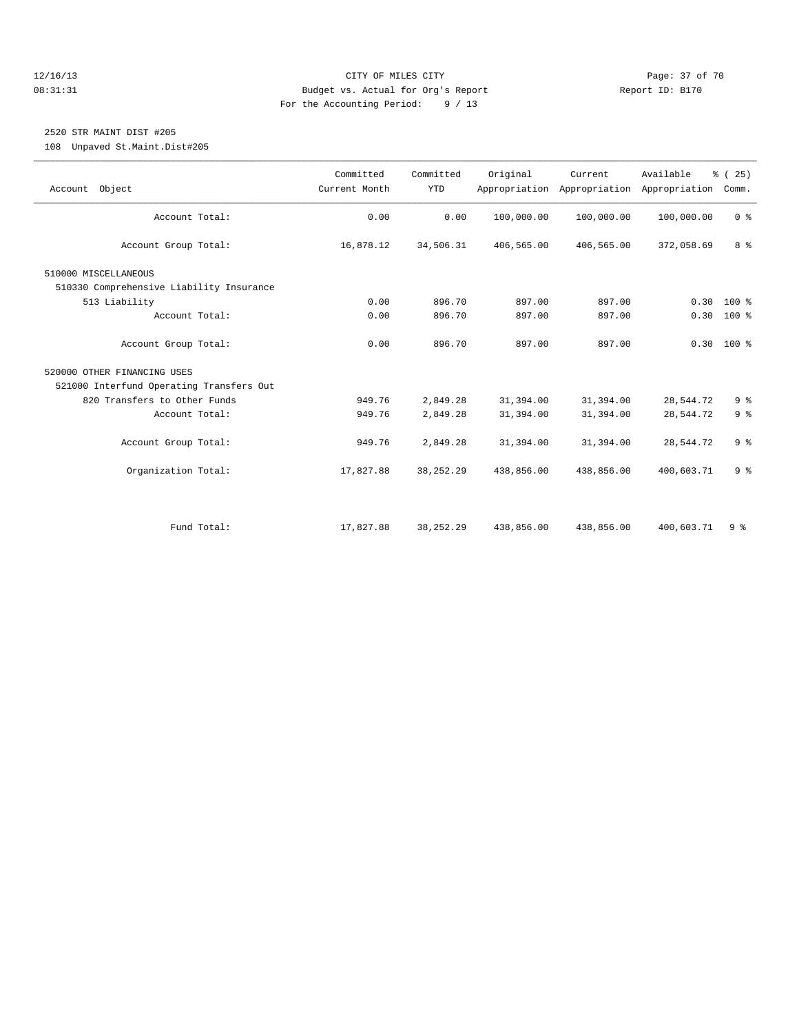CITY OF MILES CITY
Budget vs. Actual for Org's Report
For the Accounting Period: 9 / 13

12/16/13
08:31:31

Report ID: B170

## 2520 STR MAINT DIST #205

108 Unpaved St.Maint.Dist#205

| Account Object | Committed Current Month | Committed YTD | Original Appropriation | Current Appropriation | Available Appropriation | % ( 25) Comm. |
|---|---|---|---|---|---|---|
| Account Total: | 0.00 | 0.00 | 100,000.00 | 100,000.00 | 100,000.00 | 0 % |
| Account Group Total: | 16,878.12 | 34,506.31 | 406,565.00 | 406,565.00 | 372,058.69 | 8 % |
| 510000 MISCELLANEOUS | | | | | | |
| 510330 Comprehensive Liability Insurance | | | | | | |
| 513 Liability | 0.00 | 896.70 | 897.00 | 897.00 | 0.30 | 100 % |
| Account Total: | 0.00 | 896.70 | 897.00 | 897.00 | 0.30 | 100 % |
| Account Group Total: | 0.00 | 896.70 | 897.00 | 897.00 | 0.30 | 100 % |
| 520000 OTHER FINANCING USES | | | | | | |
| 521000 Interfund Operating Transfers Out | | | | | | |
| 820 Transfers to Other Funds | 949.76 | 2,849.28 | 31,394.00 | 31,394.00 | 28,544.72 | 9 % |
| Account Total: | 949.76 | 2,849.28 | 31,394.00 | 31,394.00 | 28,544.72 | 9 % |
| Account Group Total: | 949.76 | 2,849.28 | 31,394.00 | 31,394.00 | 28,544.72 | 9 % |
| Organization Total: | 17,827.88 | 38,252.29 | 438,856.00 | 438,856.00 | 400,603.71 | 9 % |
| Fund Total: | 17,827.88 | 38,252.29 | 438,856.00 | 438,856.00 | 400,603.71 | 9 % |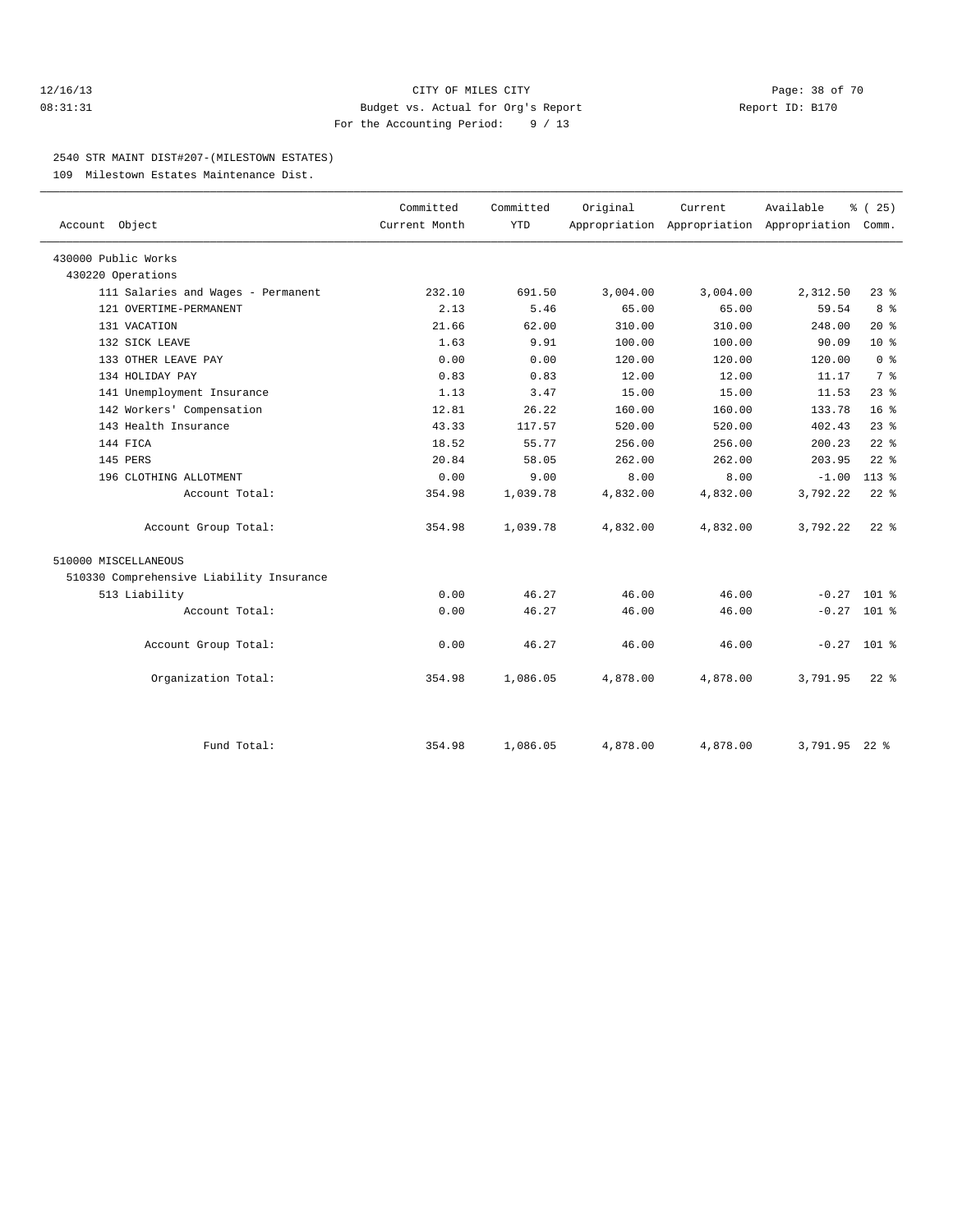# CITY OF MILES CITY

Budget vs. Actual for Org's Report

For the Accounting Period: 9 / 13

12/16/13 08:31:31 — Report ID: B170

## 2540 STR MAINT DIST#207-(MILESTOWN ESTATES)

109 Milestown Estates Maintenance Dist.

| Account Object | Committed Current Month | Committed YTD | Original Appropriation | Current Appropriation | Available Appropriation | % ( 25) Comm. |
|---|---|---|---|---|---|---|
| 430000 Public Works | | | | | | |
| 430220 Operations | | | | | | |
| 111 Salaries and Wages - Permanent | 232.10 | 691.50 | 3,004.00 | 3,004.00 | 2,312.50 | 23 % |
| 121 OVERTIME-PERMANENT | 2.13 | 5.46 | 65.00 | 65.00 | 59.54 | 8 % |
| 131 VACATION | 21.66 | 62.00 | 310.00 | 310.00 | 248.00 | 20 % |
| 132 SICK LEAVE | 1.63 | 9.91 | 100.00 | 100.00 | 90.09 | 10 % |
| 133 OTHER LEAVE PAY | 0.00 | 0.00 | 120.00 | 120.00 | 120.00 | 0 % |
| 134 HOLIDAY PAY | 0.83 | 0.83 | 12.00 | 12.00 | 11.17 | 7 % |
| 141 Unemployment Insurance | 1.13 | 3.47 | 15.00 | 15.00 | 11.53 | 23 % |
| 142 Workers' Compensation | 12.81 | 26.22 | 160.00 | 160.00 | 133.78 | 16 % |
| 143 Health Insurance | 43.33 | 117.57 | 520.00 | 520.00 | 402.43 | 23 % |
| 144 FICA | 18.52 | 55.77 | 256.00 | 256.00 | 200.23 | 22 % |
| 145 PERS | 20.84 | 58.05 | 262.00 | 262.00 | 203.95 | 22 % |
| 196 CLOTHING ALLOTMENT | 0.00 | 9.00 | 8.00 | 8.00 | -1.00 | 113 % |
| Account Total: | 354.98 | 1,039.78 | 4,832.00 | 4,832.00 | 3,792.22 | 22 % |
| Account Group Total: | 354.98 | 1,039.78 | 4,832.00 | 4,832.00 | 3,792.22 | 22 % |
| 510000 MISCELLANEOUS | | | | | | |
| 510330 Comprehensive Liability Insurance | | | | | | |
| 513 Liability | 0.00 | 46.27 | 46.00 | 46.00 | -0.27 | 101 % |
| Account Total: | 0.00 | 46.27 | 46.00 | 46.00 | -0.27 | 101 % |
| Account Group Total: | 0.00 | 46.27 | 46.00 | 46.00 | -0.27 | 101 % |
| Organization Total: | 354.98 | 1,086.05 | 4,878.00 | 4,878.00 | 3,791.95 | 22 % |
| Fund Total: | 354.98 | 1,086.05 | 4,878.00 | 4,878.00 | 3,791.95 | 22 % |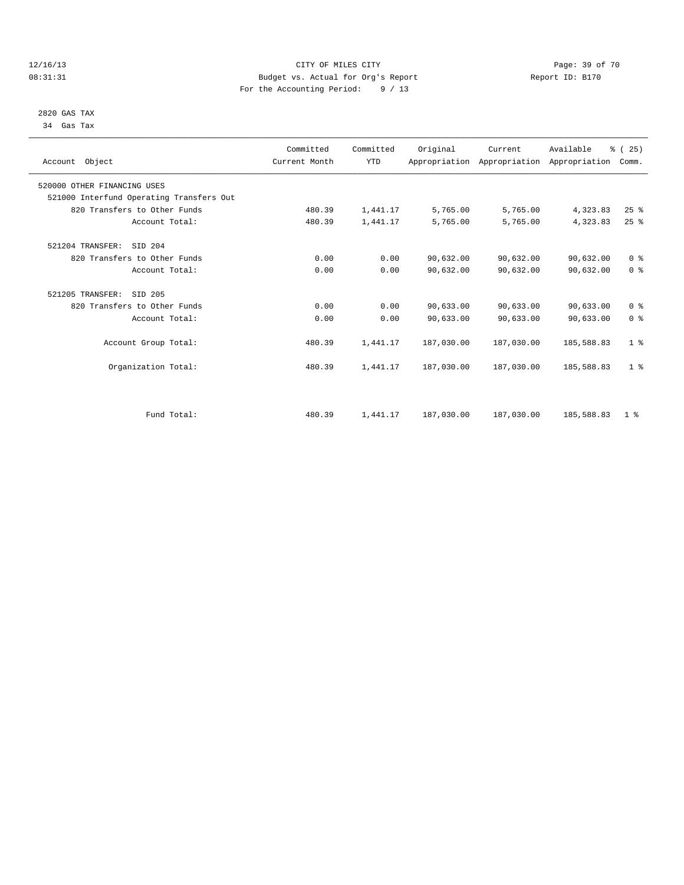CITY OF MILES CITY
Budget vs. Actual for Org's Report
For the Accounting Period: 9 / 13

12/16/13
08:31:31

Report ID: B170

2820 GAS TAX
34 Gas Tax

| Account Object | Committed Current Month | Committed YTD | Original Appropriation | Current Appropriation | Available Appropriation | % ( 25) Comm. |
|---|---|---|---|---|---|---|
| 520000 OTHER FINANCING USES | | | | | | |
| 521000 Interfund Operating Transfers Out | | | | | | |
| 820 Transfers to Other Funds | 480.39 | 1,441.17 | 5,765.00 | 5,765.00 | 4,323.83 | 25 % |
| Account Total: | 480.39 | 1,441.17 | 5,765.00 | 5,765.00 | 4,323.83 | 25 % |
| 521204 TRANSFER: SID 204 | | | | | | |
| 820 Transfers to Other Funds | 0.00 | 0.00 | 90,632.00 | 90,632.00 | 90,632.00 | 0 % |
| Account Total: | 0.00 | 0.00 | 90,632.00 | 90,632.00 | 90,632.00 | 0 % |
| 521205 TRANSFER: SID 205 | | | | | | |
| 820 Transfers to Other Funds | 0.00 | 0.00 | 90,633.00 | 90,633.00 | 90,633.00 | 0 % |
| Account Total: | 0.00 | 0.00 | 90,633.00 | 90,633.00 | 90,633.00 | 0 % |
| Account Group Total: | 480.39 | 1,441.17 | 187,030.00 | 187,030.00 | 185,588.83 | 1 % |
| Organization Total: | 480.39 | 1,441.17 | 187,030.00 | 187,030.00 | 185,588.83 | 1 % |
| Fund Total: | 480.39 | 1,441.17 | 187,030.00 | 187,030.00 | 185,588.83 | 1 % |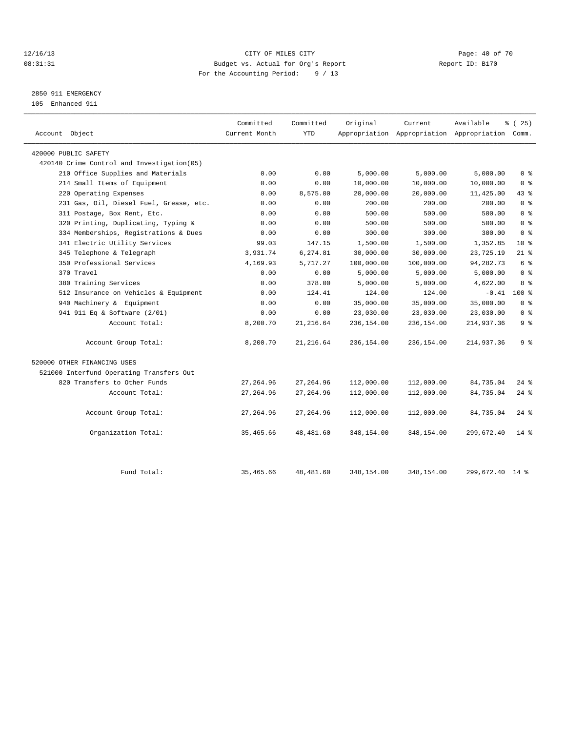CITY OF MILES CITY
Budget vs. Actual for Org's Report
For the Accounting Period: 9 / 13

12/16/13
08:31:31

Report ID: B170

2850 911 EMERGENCY
105 Enhanced 911

| Account Object | Committed Current Month | Committed YTD | Original Appropriation | Current Appropriation | Available Appropriation | % ( 25) Comm. |
|---|---|---|---|---|---|---|
| 420000 PUBLIC SAFETY | | | | | | |
| 420140 Crime Control and Investigation(05) | | | | | | |
| 210 Office Supplies and Materials | 0.00 | 0.00 | 5,000.00 | 5,000.00 | 5,000.00 | 0 % |
| 214 Small Items of Equipment | 0.00 | 0.00 | 10,000.00 | 10,000.00 | 10,000.00 | 0 % |
| 220 Operating Expenses | 0.00 | 8,575.00 | 20,000.00 | 20,000.00 | 11,425.00 | 43 % |
| 231 Gas, Oil, Diesel Fuel, Grease, etc. | 0.00 | 0.00 | 200.00 | 200.00 | 200.00 | 0 % |
| 311 Postage, Box Rent, Etc. | 0.00 | 0.00 | 500.00 | 500.00 | 500.00 | 0 % |
| 320 Printing, Duplicating, Typing & | 0.00 | 0.00 | 500.00 | 500.00 | 500.00 | 0 % |
| 334 Memberships, Registrations & Dues | 0.00 | 0.00 | 300.00 | 300.00 | 300.00 | 0 % |
| 341 Electric Utility Services | 99.03 | 147.15 | 1,500.00 | 1,500.00 | 1,352.85 | 10 % |
| 345 Telephone & Telegraph | 3,931.74 | 6,274.81 | 30,000.00 | 30,000.00 | 23,725.19 | 21 % |
| 350 Professional Services | 4,169.93 | 5,717.27 | 100,000.00 | 100,000.00 | 94,282.73 | 6 % |
| 370 Travel | 0.00 | 0.00 | 5,000.00 | 5,000.00 | 5,000.00 | 0 % |
| 380 Training Services | 0.00 | 378.00 | 5,000.00 | 5,000.00 | 4,622.00 | 8 % |
| 512 Insurance on Vehicles & Equipment | 0.00 | 124.41 | 124.00 | 124.00 | -0.41 | 100 % |
| 940 Machinery & Equipment | 0.00 | 0.00 | 35,000.00 | 35,000.00 | 35,000.00 | 0 % |
| 941 911 Eq & Software (2/01) | 0.00 | 0.00 | 23,030.00 | 23,030.00 | 23,030.00 | 0 % |
| Account Total: | 8,200.70 | 21,216.64 | 236,154.00 | 236,154.00 | 214,937.36 | 9 % |
| Account Group Total: | 8,200.70 | 21,216.64 | 236,154.00 | 236,154.00 | 214,937.36 | 9 % |
| 520000 OTHER FINANCING USES | | | | | | |
| 521000 Interfund Operating Transfers Out | | | | | | |
| 820 Transfers to Other Funds | 27,264.96 | 27,264.96 | 112,000.00 | 112,000.00 | 84,735.04 | 24 % |
| Account Total: | 27,264.96 | 27,264.96 | 112,000.00 | 112,000.00 | 84,735.04 | 24 % |
| Account Group Total: | 27,264.96 | 27,264.96 | 112,000.00 | 112,000.00 | 84,735.04 | 24 % |
| Organization Total: | 35,465.66 | 48,481.60 | 348,154.00 | 348,154.00 | 299,672.40 | 14 % |
| Fund Total: | 35,465.66 | 48,481.60 | 348,154.00 | 348,154.00 | 299,672.40 | 14 % |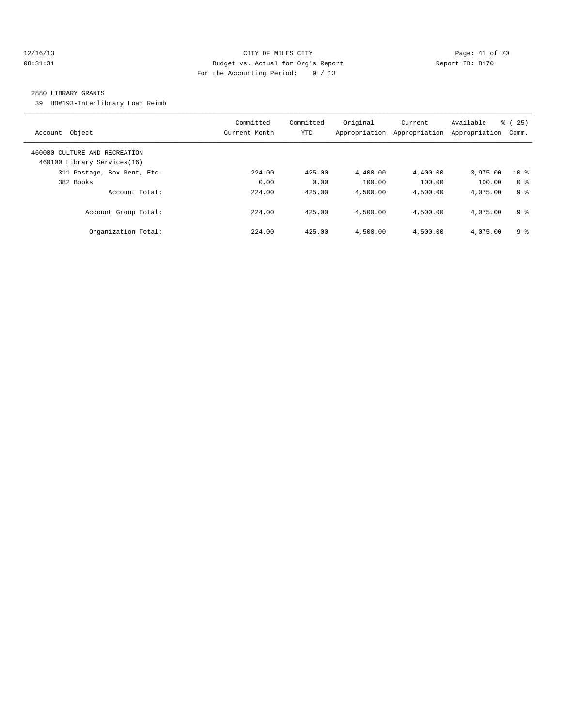CITY OF MILES CITY
Budget vs. Actual for Org's Report
For the Accounting Period: 9 / 13

12/16/13
08:31:31

Report ID: B170

2880 LIBRARY GRANTS

39 HB#193-Interlibrary Loan Reimb

| Account Object | Committed Current Month | Committed YTD | Original Appropriation | Current Appropriation | Available Appropriation | % ( 25) Comm. |
|---|---|---|---|---|---|---|
| 460000 CULTURE AND RECREATION | | | | | | |
| 460100 Library Services(16) | | | | | | |
| 311 Postage, Box Rent, Etc. | 224.00 | 425.00 | 4,400.00 | 4,400.00 | 3,975.00 | 10 % |
| 382 Books | 0.00 | 0.00 | 100.00 | 100.00 | 100.00 | 0 % |
| Account Total: | 224.00 | 425.00 | 4,500.00 | 4,500.00 | 4,075.00 | 9 % |
| Account Group Total: | 224.00 | 425.00 | 4,500.00 | 4,500.00 | 4,075.00 | 9 % |
| Organization Total: | 224.00 | 425.00 | 4,500.00 | 4,500.00 | 4,075.00 | 9 % |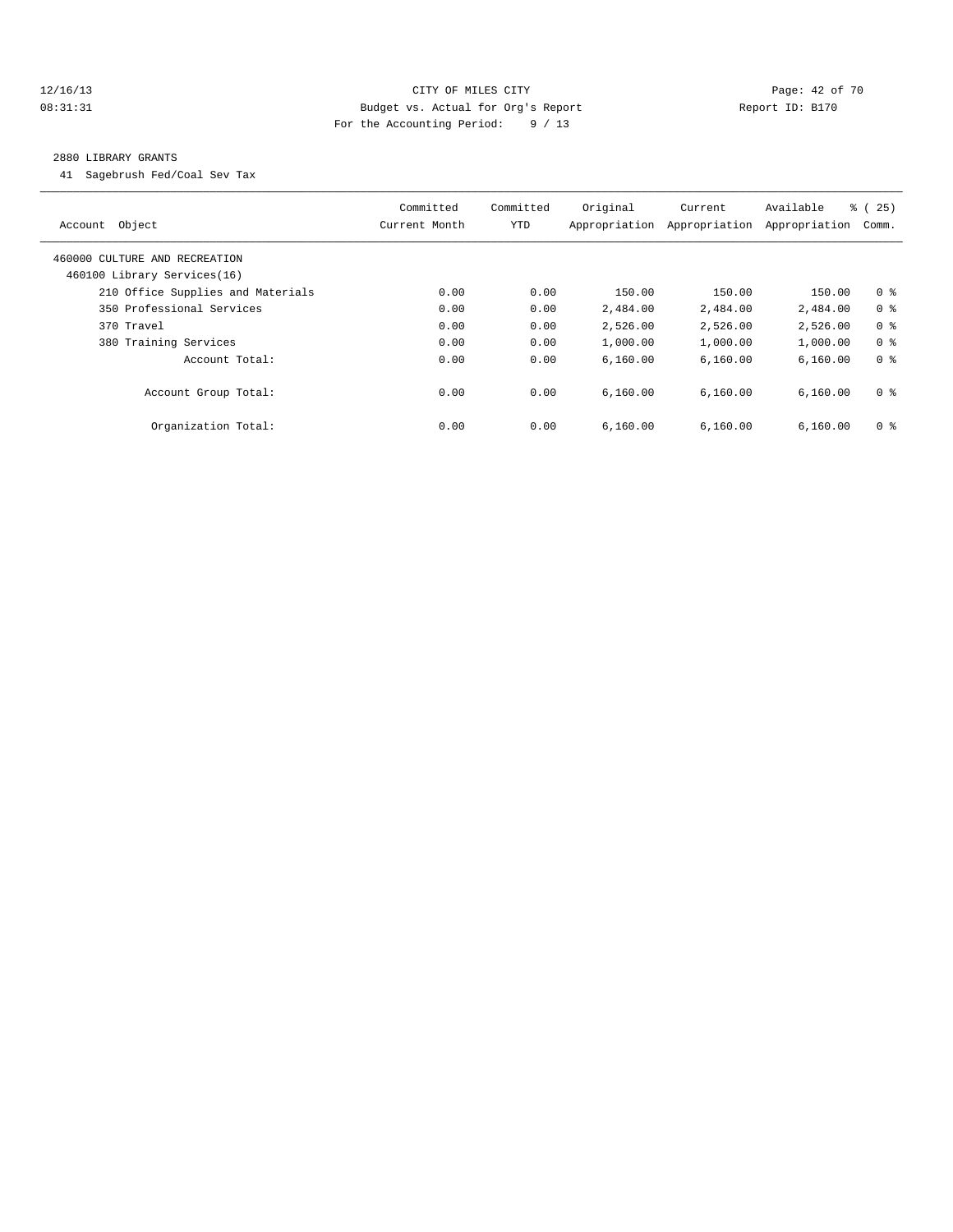CITY OF MILES CITY

Budget vs. Actual for Org's Report

For the Accounting Period: 9 / 13

12/16/13 08:31:31 Report ID: B170

## 2880 LIBRARY GRANTS

41 Sagebrush Fed/Coal Sev Tax

| Account Object | Committed Current Month | Committed YTD | Original Appropriation | Current Appropriation | Available Appropriation | % ( 25) Comm. |
|---|---|---|---|---|---|---|
| 460000 CULTURE AND RECREATION | | | | | | |
| 460100 Library Services(16) | | | | | | |
| 210 Office Supplies and Materials | 0.00 | 0.00 | 150.00 | 150.00 | 150.00 | 0 % |
| 350 Professional Services | 0.00 | 0.00 | 2,484.00 | 2,484.00 | 2,484.00 | 0 % |
| 370 Travel | 0.00 | 0.00 | 2,526.00 | 2,526.00 | 2,526.00 | 0 % |
| 380 Training Services | 0.00 | 0.00 | 1,000.00 | 1,000.00 | 1,000.00 | 0 % |
| Account Total: | 0.00 | 0.00 | 6,160.00 | 6,160.00 | 6,160.00 | 0 % |
| Account Group Total: | 0.00 | 0.00 | 6,160.00 | 6,160.00 | 6,160.00 | 0 % |
| Organization Total: | 0.00 | 0.00 | 6,160.00 | 6,160.00 | 6,160.00 | 0 % |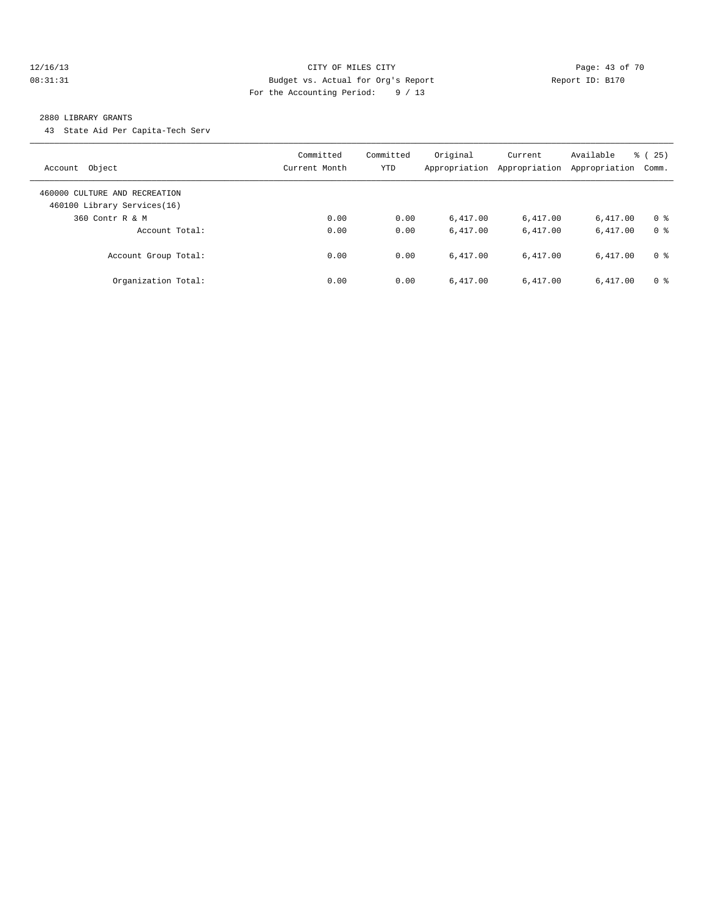## 2880 LIBRARY GRANTS

43 State Aid Per Capita-Tech Serv

| Account Object | Committed Current Month | Committed YTD | Original Appropriation | Current Appropriation | Available Appropriation | % ( 25) Comm. |
|---|---|---|---|---|---|---|
| 460000 CULTURE AND RECREATION | | | | | | |
| 460100 Library Services(16) | | | | | | |
| 360 Contr R & M | 0.00 | 0.00 | 6,417.00 | 6,417.00 | 6,417.00 | 0 % |
| Account Total: | 0.00 | 0.00 | 6,417.00 | 6,417.00 | 6,417.00 | 0 % |
| Account Group Total: | 0.00 | 0.00 | 6,417.00 | 6,417.00 | 6,417.00 | 0 % |
| Organization Total: | 0.00 | 0.00 | 6,417.00 | 6,417.00 | 6,417.00 | 0 % |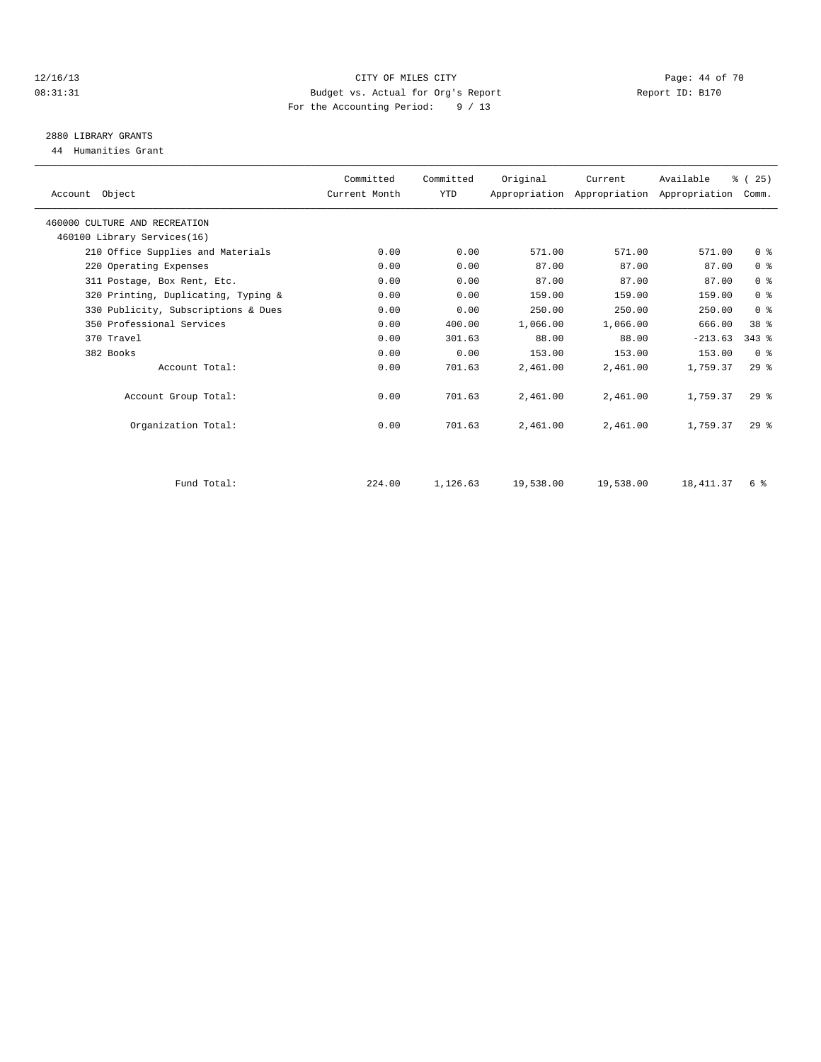CITY OF MILES CITY

Budget vs. Actual for Org's Report

For the Accounting Period: 9 / 13

12/16/13 08:31:31 Report ID: B170

## 2880 LIBRARY GRANTS

44 Humanities Grant

| Account Object | Committed Current Month | Committed YTD | Original Appropriation | Current Appropriation | Available Appropriation | % ( 25) Comm. |
|---|---|---|---|---|---|---|
| 460000 CULTURE AND RECREATION | | | | | | |
| 460100 Library Services(16) | | | | | | |
| 210 Office Supplies and Materials | 0.00 | 0.00 | 571.00 | 571.00 | 571.00 | 0 % |
| 220 Operating Expenses | 0.00 | 0.00 | 87.00 | 87.00 | 87.00 | 0 % |
| 311 Postage, Box Rent, Etc. | 0.00 | 0.00 | 87.00 | 87.00 | 87.00 | 0 % |
| 320 Printing, Duplicating, Typing & | 0.00 | 0.00 | 159.00 | 159.00 | 159.00 | 0 % |
| 330 Publicity, Subscriptions & Dues | 0.00 | 0.00 | 250.00 | 250.00 | 250.00 | 0 % |
| 350 Professional Services | 0.00 | 400.00 | 1,066.00 | 1,066.00 | 666.00 | 38 % |
| 370 Travel | 0.00 | 301.63 | 88.00 | 88.00 | -213.63 | 343 % |
| 382 Books | 0.00 | 0.00 | 153.00 | 153.00 | 153.00 | 0 % |
| Account Total: | 0.00 | 701.63 | 2,461.00 | 2,461.00 | 1,759.37 | 29 % |
| Account Group Total: | 0.00 | 701.63 | 2,461.00 | 2,461.00 | 1,759.37 | 29 % |
| Organization Total: | 0.00 | 701.63 | 2,461.00 | 2,461.00 | 1,759.37 | 29 % |
| Fund Total: | 224.00 | 1,126.63 | 19,538.00 | 19,538.00 | 18,411.37 | 6 % |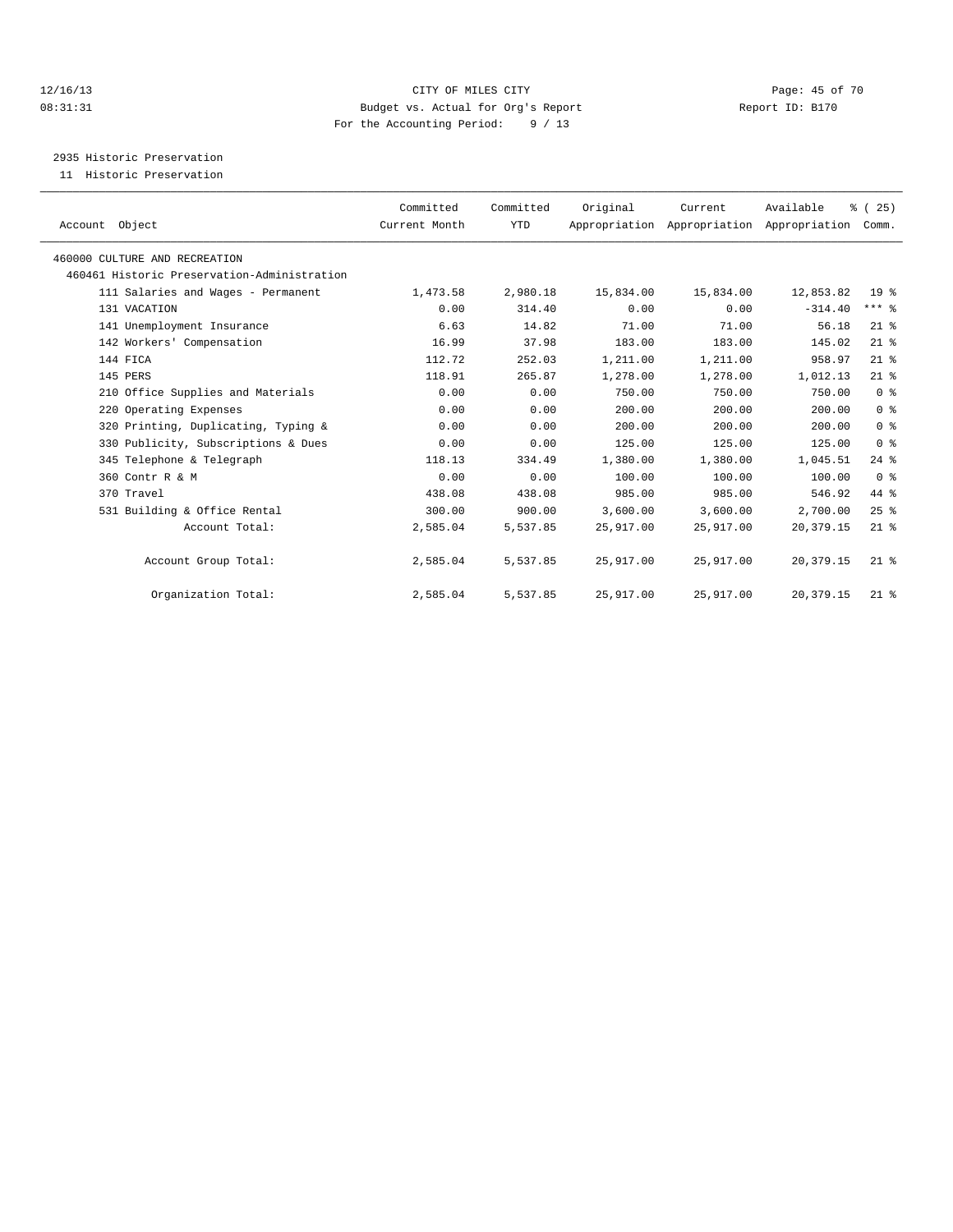CITY OF MILES CITY
Budget vs. Actual for Org's Report
For the Accounting Period: 9 / 13

12/16/13
08:31:31

Report ID: B170

## 2935 Historic Preservation

11 Historic Preservation

| Account Object | Committed Current Month | Committed YTD | Original Appropriation | Current Appropriation | Available Appropriation | % ( 25) Comm. |
|---|---|---|---|---|---|---|
| 460000 CULTURE AND RECREATION | | | | | | |
| 460461 Historic Preservation-Administration | | | | | | |
| 111 Salaries and Wages - Permanent | 1,473.58 | 2,980.18 | 15,834.00 | 15,834.00 | 12,853.82 | 19 % |
| 131 VACATION | 0.00 | 314.40 | 0.00 | 0.00 | -314.40 | *** % |
| 141 Unemployment Insurance | 6.63 | 14.82 | 71.00 | 71.00 | 56.18 | 21 % |
| 142 Workers' Compensation | 16.99 | 37.98 | 183.00 | 183.00 | 145.02 | 21 % |
| 144 FICA | 112.72 | 252.03 | 1,211.00 | 1,211.00 | 958.97 | 21 % |
| 145 PERS | 118.91 | 265.87 | 1,278.00 | 1,278.00 | 1,012.13 | 21 % |
| 210 Office Supplies and Materials | 0.00 | 0.00 | 750.00 | 750.00 | 750.00 | 0 % |
| 220 Operating Expenses | 0.00 | 0.00 | 200.00 | 200.00 | 200.00 | 0 % |
| 320 Printing, Duplicating, Typing & | 0.00 | 0.00 | 200.00 | 200.00 | 200.00 | 0 % |
| 330 Publicity, Subscriptions & Dues | 0.00 | 0.00 | 125.00 | 125.00 | 125.00 | 0 % |
| 345 Telephone & Telegraph | 118.13 | 334.49 | 1,380.00 | 1,380.00 | 1,045.51 | 24 % |
| 360 Contr R & M | 0.00 | 0.00 | 100.00 | 100.00 | 100.00 | 0 % |
| 370 Travel | 438.08 | 438.08 | 985.00 | 985.00 | 546.92 | 44 % |
| 531 Building & Office Rental | 300.00 | 900.00 | 3,600.00 | 3,600.00 | 2,700.00 | 25 % |
| Account Total: | 2,585.04 | 5,537.85 | 25,917.00 | 25,917.00 | 20,379.15 | 21 % |
| Account Group Total: | 2,585.04 | 5,537.85 | 25,917.00 | 25,917.00 | 20,379.15 | 21 % |
| Organization Total: | 2,585.04 | 5,537.85 | 25,917.00 | 25,917.00 | 20,379.15 | 21 % |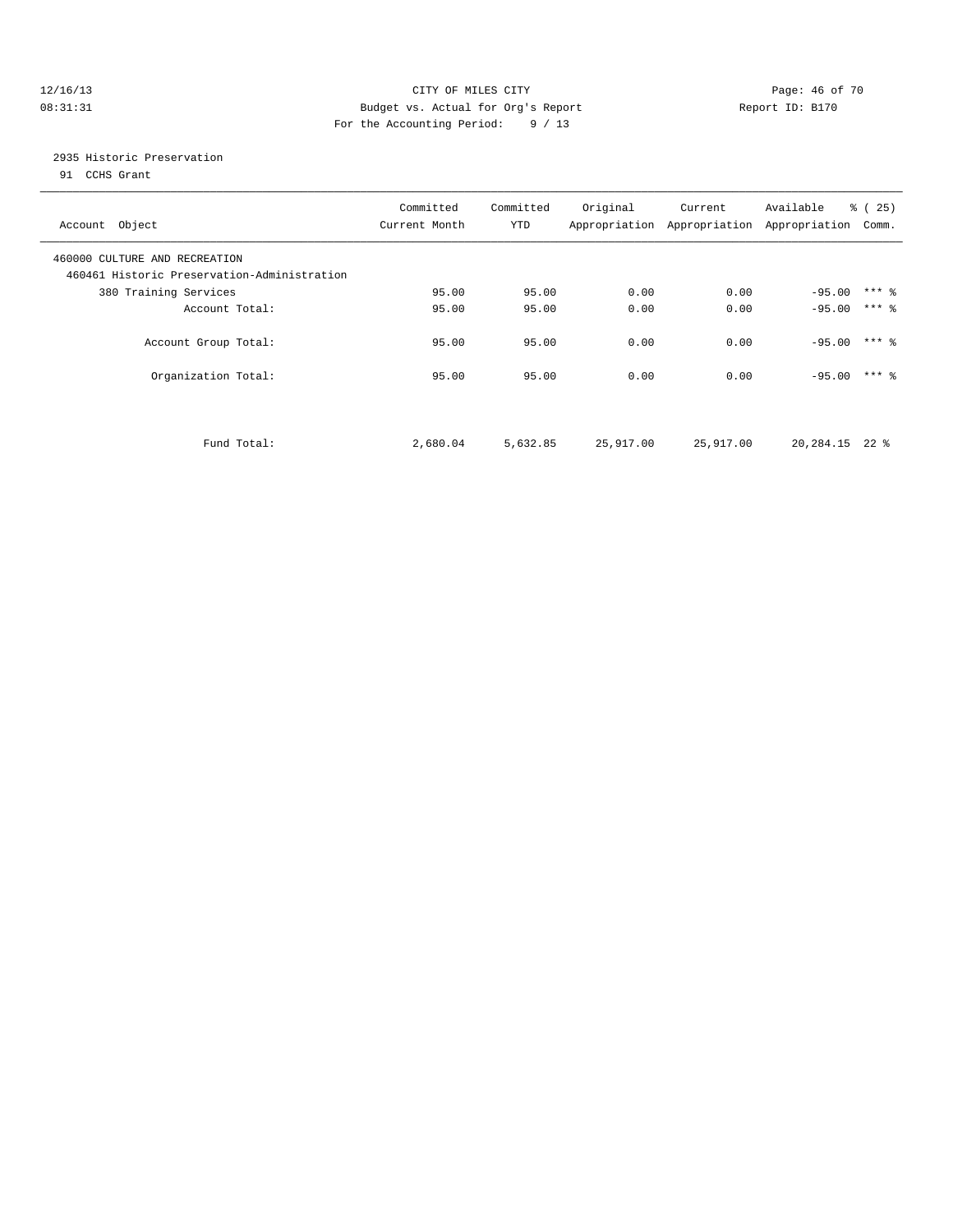CITY OF MILES CITY
Budget vs. Actual for Org's Report
For the Accounting Period: 9 / 13

12/16/13 08:31:31 — Report ID: B170

## 2935 Historic Preservation

91 CCHS Grant

| Account Object | Committed Current Month | Committed YTD | Original Appropriation | Current Appropriation | Available Appropriation | % ( 25) Comm. |
|---|---|---|---|---|---|---|
| 460000 CULTURE AND RECREATION | | | | | | |
| 460461 Historic Preservation-Administration | | | | | | |
| 380 Training Services | 95.00 | 95.00 | 0.00 | 0.00 | -95.00 | *** % |
| Account Total: | 95.00 | 95.00 | 0.00 | 0.00 | -95.00 | *** % |
| Account Group Total: | 95.00 | 95.00 | 0.00 | 0.00 | -95.00 | *** % |
| Organization Total: | 95.00 | 95.00 | 0.00 | 0.00 | -95.00 | *** % |
| Fund Total: | 2,680.04 | 5,632.85 | 25,917.00 | 25,917.00 | 20,284.15 | 22 % |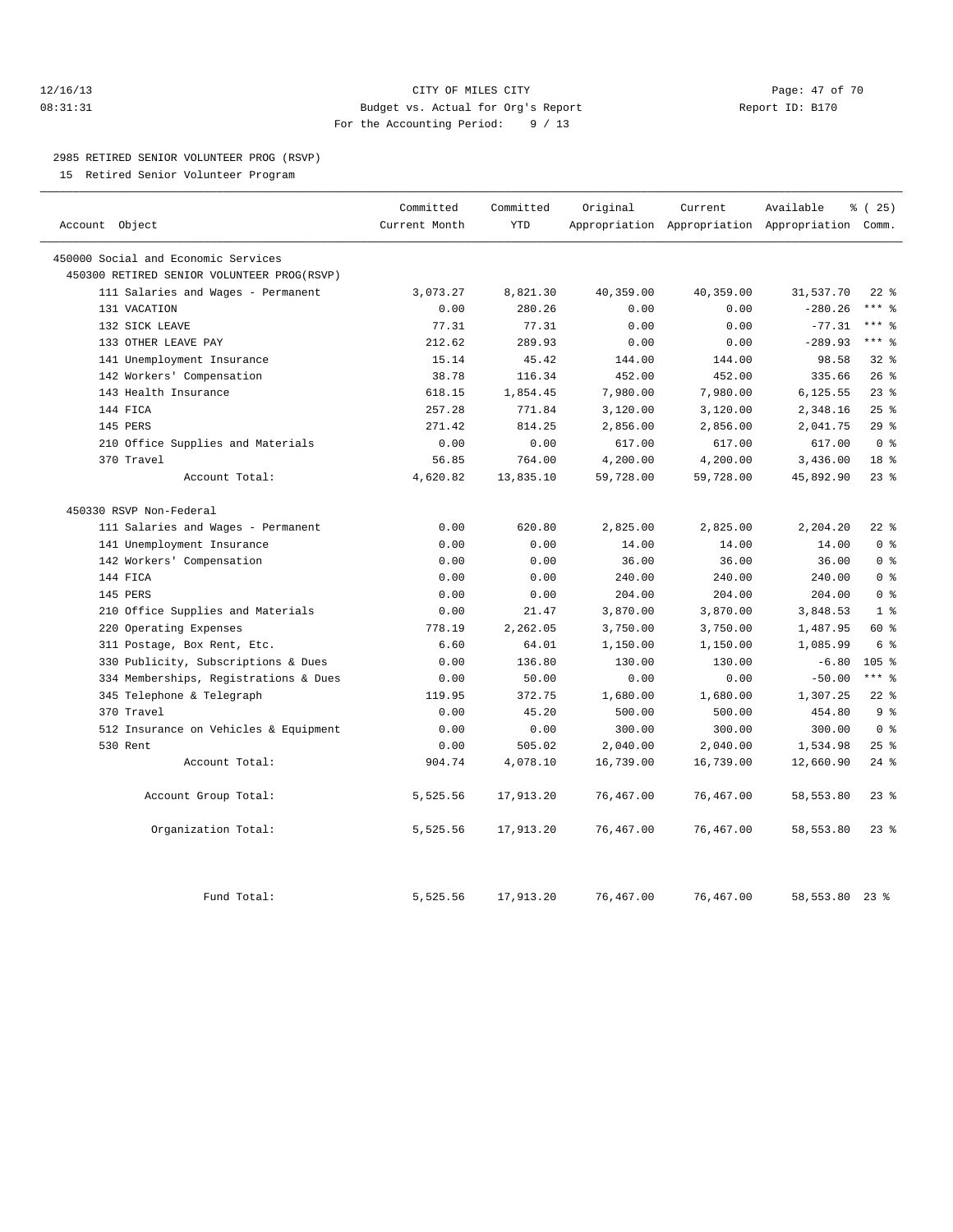# CITY OF MILES CITY

Budget vs. Actual for Org's Report

For the Accounting Period: 9 / 13

12/16/13 08:31:31 — Report ID: B170

## 2985 RETIRED SENIOR VOLUNTEER PROG (RSVP)

15 Retired Senior Volunteer Program

| Account Object | Committed Current Month | Committed YTD | Original Appropriation | Current Appropriation | Available Appropriation | % ( 25) Comm. |
|---|---|---|---|---|---|---|
| 450000 Social and Economic Services | | | | | | |
| 450300 RETIRED SENIOR VOLUNTEER PROG(RSVP) | | | | | | |
| 111 Salaries and Wages - Permanent | 3,073.27 | 8,821.30 | 40,359.00 | 40,359.00 | 31,537.70 | 22 % |
| 131 VACATION | 0.00 | 280.26 | 0.00 | 0.00 | -280.26 | *** % |
| 132 SICK LEAVE | 77.31 | 77.31 | 0.00 | 0.00 | -77.31 | *** % |
| 133 OTHER LEAVE PAY | 212.62 | 289.93 | 0.00 | 0.00 | -289.93 | *** % |
| 141 Unemployment Insurance | 15.14 | 45.42 | 144.00 | 144.00 | 98.58 | 32 % |
| 142 Workers' Compensation | 38.78 | 116.34 | 452.00 | 452.00 | 335.66 | 26 % |
| 143 Health Insurance | 618.15 | 1,854.45 | 7,980.00 | 7,980.00 | 6,125.55 | 23 % |
| 144 FICA | 257.28 | 771.84 | 3,120.00 | 3,120.00 | 2,348.16 | 25 % |
| 145 PERS | 271.42 | 814.25 | 2,856.00 | 2,856.00 | 2,041.75 | 29 % |
| 210 Office Supplies and Materials | 0.00 | 0.00 | 617.00 | 617.00 | 617.00 | 0 % |
| 370 Travel | 56.85 | 764.00 | 4,200.00 | 4,200.00 | 3,436.00 | 18 % |
| Account Total: | 4,620.82 | 13,835.10 | 59,728.00 | 59,728.00 | 45,892.90 | 23 % |
| 450330 RSVP Non-Federal | | | | | | |
| 111 Salaries and Wages - Permanent | 0.00 | 620.80 | 2,825.00 | 2,825.00 | 2,204.20 | 22 % |
| 141 Unemployment Insurance | 0.00 | 0.00 | 14.00 | 14.00 | 14.00 | 0 % |
| 142 Workers' Compensation | 0.00 | 0.00 | 36.00 | 36.00 | 36.00 | 0 % |
| 144 FICA | 0.00 | 0.00 | 240.00 | 240.00 | 240.00 | 0 % |
| 145 PERS | 0.00 | 0.00 | 204.00 | 204.00 | 204.00 | 0 % |
| 210 Office Supplies and Materials | 0.00 | 21.47 | 3,870.00 | 3,870.00 | 3,848.53 | 1 % |
| 220 Operating Expenses | 778.19 | 2,262.05 | 3,750.00 | 3,750.00 | 1,487.95 | 60 % |
| 311 Postage, Box Rent, Etc. | 6.60 | 64.01 | 1,150.00 | 1,150.00 | 1,085.99 | 6 % |
| 330 Publicity, Subscriptions & Dues | 0.00 | 136.80 | 130.00 | 130.00 | -6.80 | 105 % |
| 334 Memberships, Registrations & Dues | 0.00 | 50.00 | 0.00 | 0.00 | -50.00 | *** % |
| 345 Telephone & Telegraph | 119.95 | 372.75 | 1,680.00 | 1,680.00 | 1,307.25 | 22 % |
| 370 Travel | 0.00 | 45.20 | 500.00 | 500.00 | 454.80 | 9 % |
| 512 Insurance on Vehicles & Equipment | 0.00 | 0.00 | 300.00 | 300.00 | 300.00 | 0 % |
| 530 Rent | 0.00 | 505.02 | 2,040.00 | 2,040.00 | 1,534.98 | 25 % |
| Account Total: | 904.74 | 4,078.10 | 16,739.00 | 16,739.00 | 12,660.90 | 24 % |
| Account Group Total: | 5,525.56 | 17,913.20 | 76,467.00 | 76,467.00 | 58,553.80 | 23 % |
| Organization Total: | 5,525.56 | 17,913.20 | 76,467.00 | 76,467.00 | 58,553.80 | 23 % |
| Fund Total: | 5,525.56 | 17,913.20 | 76,467.00 | 76,467.00 | 58,553.80 | 23 % |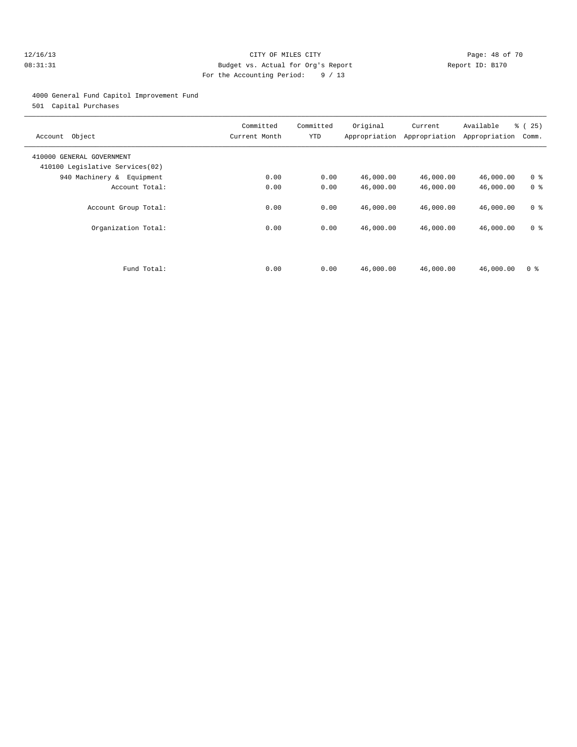CITY OF MILES CITY
Budget vs. Actual for Org's Report
For the Accounting Period: 9 / 13

12/16/13
08:31:31

Report ID: B170

4000 General Fund Capitol Improvement Fund
501 Capital Purchases

| Account Object | Committed Current Month | Committed YTD | Original Appropriation | Current Appropriation | Available Appropriation | % ( 25) Comm. |
|---|---|---|---|---|---|---|
| 410000 GENERAL GOVERNMENT | | | | | | |
| 410100 Legislative Services(02) | | | | | | |
| 940 Machinery & Equipment | 0.00 | 0.00 | 46,000.00 | 46,000.00 | 46,000.00 | 0 % |
| Account Total: | 0.00 | 0.00 | 46,000.00 | 46,000.00 | 46,000.00 | 0 % |
| Account Group Total: | 0.00 | 0.00 | 46,000.00 | 46,000.00 | 46,000.00 | 0 % |
| Organization Total: | 0.00 | 0.00 | 46,000.00 | 46,000.00 | 46,000.00 | 0 % |
| Fund Total: | 0.00 | 0.00 | 46,000.00 | 46,000.00 | 46,000.00 | 0 % |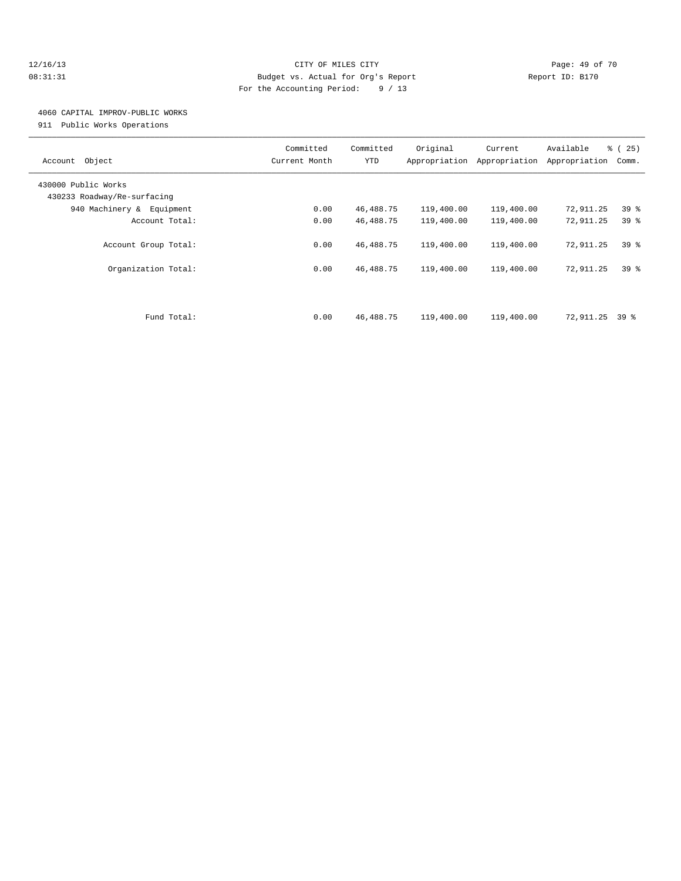## 4060 CAPITAL IMPROV-PUBLIC WORKS

911 Public Works Operations

| Account Object | Committed Current Month | Committed YTD | Original Appropriation | Current Appropriation | Available Appropriation | % ( 25) Comm. |
|---|---|---|---|---|---|---|
| 430000 Public Works | | | | | | |
| 430233 Roadway/Re-surfacing | | | | | | |
| 940 Machinery & Equipment | 0.00 | 46,488.75 | 119,400.00 | 119,400.00 | 72,911.25 | 39 % |
| Account Total: | 0.00 | 46,488.75 | 119,400.00 | 119,400.00 | 72,911.25 | 39 % |
| Account Group Total: | 0.00 | 46,488.75 | 119,400.00 | 119,400.00 | 72,911.25 | 39 % |
| Organization Total: | 0.00 | 46,488.75 | 119,400.00 | 119,400.00 | 72,911.25 | 39 % |
| Fund Total: | 0.00 | 46,488.75 | 119,400.00 | 119,400.00 | 72,911.25 | 39 % |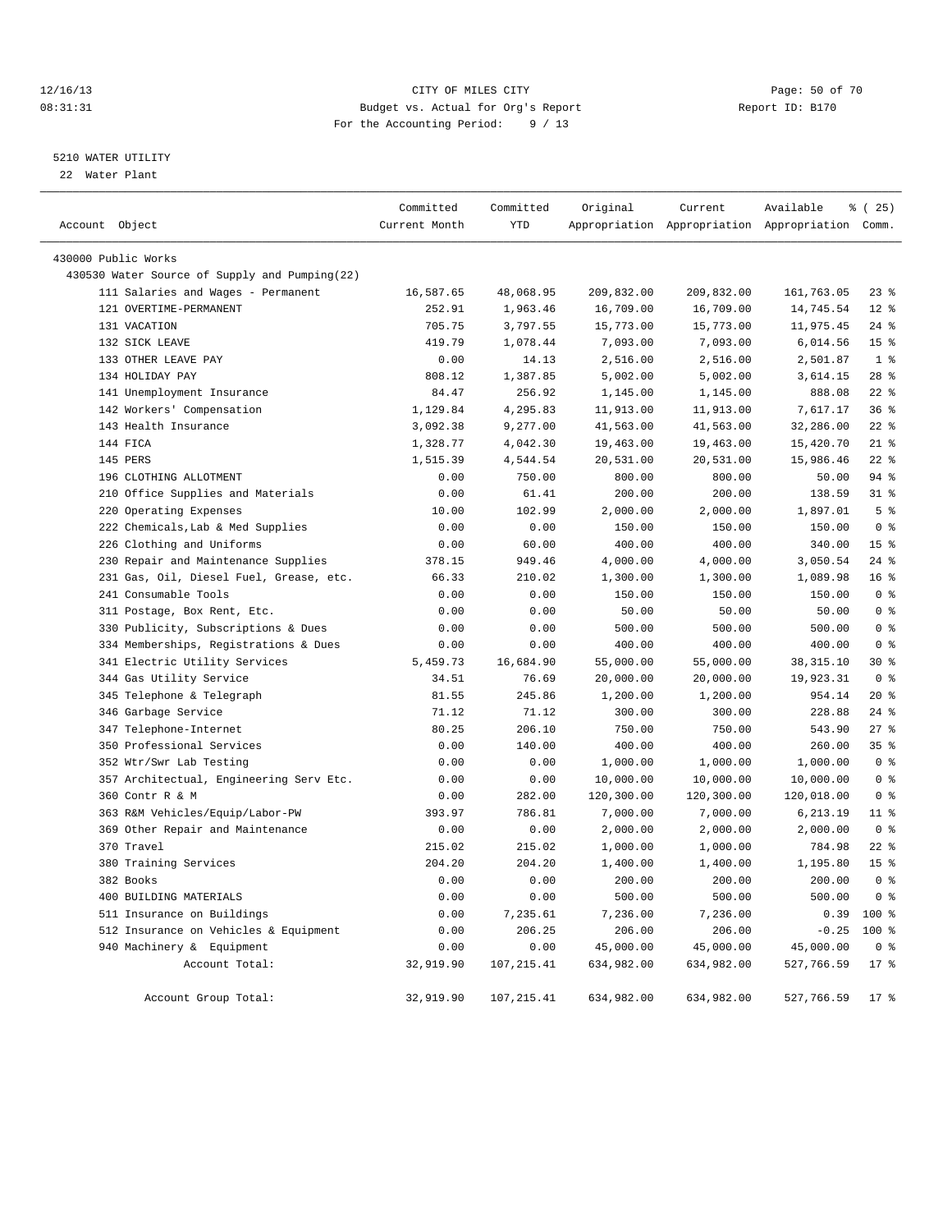CITY OF MILES CITY
Budget vs. Actual for Org's Report
For the Accounting Period: 9 / 13

12/16/13
08:31:31

Report ID: B170

5210 WATER UTILITY
22 Water Plant

| Account Object | Committed Current Month | Committed YTD | Original Appropriation | Current Appropriation | Available Appropriation | % ( 25) Comm. |
|---|---|---|---|---|---|---|
| 430000 Public Works | | | | | | |
| 430530 Water Source of Supply and Pumping(22) | | | | | | |
| 111 Salaries and Wages - Permanent | 16,587.65 | 48,068.95 | 209,832.00 | 209,832.00 | 161,763.05 | 23 % |
| 121 OVERTIME-PERMANENT | 252.91 | 1,963.46 | 16,709.00 | 16,709.00 | 14,745.54 | 12 % |
| 131 VACATION | 705.75 | 3,797.55 | 15,773.00 | 15,773.00 | 11,975.45 | 24 % |
| 132 SICK LEAVE | 419.79 | 1,078.44 | 7,093.00 | 7,093.00 | 6,014.56 | 15 % |
| 133 OTHER LEAVE PAY | 0.00 | 14.13 | 2,516.00 | 2,516.00 | 2,501.87 | 1 % |
| 134 HOLIDAY PAY | 808.12 | 1,387.85 | 5,002.00 | 5,002.00 | 3,614.15 | 28 % |
| 141 Unemployment Insurance | 84.47 | 256.92 | 1,145.00 | 1,145.00 | 888.08 | 22 % |
| 142 Workers' Compensation | 1,129.84 | 4,295.83 | 11,913.00 | 11,913.00 | 7,617.17 | 36 % |
| 143 Health Insurance | 3,092.38 | 9,277.00 | 41,563.00 | 41,563.00 | 32,286.00 | 22 % |
| 144 FICA | 1,328.77 | 4,042.30 | 19,463.00 | 19,463.00 | 15,420.70 | 21 % |
| 145 PERS | 1,515.39 | 4,544.54 | 20,531.00 | 20,531.00 | 15,986.46 | 22 % |
| 196 CLOTHING ALLOTMENT | 0.00 | 750.00 | 800.00 | 800.00 | 50.00 | 94 % |
| 210 Office Supplies and Materials | 0.00 | 61.41 | 200.00 | 200.00 | 138.59 | 31 % |
| 220 Operating Expenses | 10.00 | 102.99 | 2,000.00 | 2,000.00 | 1,897.01 | 5 % |
| 222 Chemicals,Lab & Med Supplies | 0.00 | 0.00 | 150.00 | 150.00 | 150.00 | 0 % |
| 226 Clothing and Uniforms | 0.00 | 60.00 | 400.00 | 400.00 | 340.00 | 15 % |
| 230 Repair and Maintenance Supplies | 378.15 | 949.46 | 4,000.00 | 4,000.00 | 3,050.54 | 24 % |
| 231 Gas, Oil, Diesel Fuel, Grease, etc. | 66.33 | 210.02 | 1,300.00 | 1,300.00 | 1,089.98 | 16 % |
| 241 Consumable Tools | 0.00 | 0.00 | 150.00 | 150.00 | 150.00 | 0 % |
| 311 Postage, Box Rent, Etc. | 0.00 | 0.00 | 50.00 | 50.00 | 50.00 | 0 % |
| 330 Publicity, Subscriptions & Dues | 0.00 | 0.00 | 500.00 | 500.00 | 500.00 | 0 % |
| 334 Memberships, Registrations & Dues | 0.00 | 0.00 | 400.00 | 400.00 | 400.00 | 0 % |
| 341 Electric Utility Services | 5,459.73 | 16,684.90 | 55,000.00 | 55,000.00 | 38,315.10 | 30 % |
| 344 Gas Utility Service | 34.51 | 76.69 | 20,000.00 | 20,000.00 | 19,923.31 | 0 % |
| 345 Telephone & Telegraph | 81.55 | 245.86 | 1,200.00 | 1,200.00 | 954.14 | 20 % |
| 346 Garbage Service | 71.12 | 71.12 | 300.00 | 300.00 | 228.88 | 24 % |
| 347 Telephone-Internet | 80.25 | 206.10 | 750.00 | 750.00 | 543.90 | 27 % |
| 350 Professional Services | 0.00 | 140.00 | 400.00 | 400.00 | 260.00 | 35 % |
| 352 Wtr/Swr Lab Testing | 0.00 | 0.00 | 1,000.00 | 1,000.00 | 1,000.00 | 0 % |
| 357 Architectual, Engineering Serv Etc. | 0.00 | 0.00 | 10,000.00 | 10,000.00 | 10,000.00 | 0 % |
| 360 Contr R & M | 0.00 | 282.00 | 120,300.00 | 120,300.00 | 120,018.00 | 0 % |
| 363 R&M Vehicles/Equip/Labor-PW | 393.97 | 786.81 | 7,000.00 | 7,000.00 | 6,213.19 | 11 % |
| 369 Other Repair and Maintenance | 0.00 | 0.00 | 2,000.00 | 2,000.00 | 2,000.00 | 0 % |
| 370 Travel | 215.02 | 215.02 | 1,000.00 | 1,000.00 | 784.98 | 22 % |
| 380 Training Services | 204.20 | 204.20 | 1,400.00 | 1,400.00 | 1,195.80 | 15 % |
| 382 Books | 0.00 | 0.00 | 200.00 | 200.00 | 200.00 | 0 % |
| 400 BUILDING MATERIALS | 0.00 | 0.00 | 500.00 | 500.00 | 500.00 | 0 % |
| 511 Insurance on Buildings | 0.00 | 7,235.61 | 7,236.00 | 7,236.00 | 0.39 | 100 % |
| 512 Insurance on Vehicles & Equipment | 0.00 | 206.25 | 206.00 | 206.00 | -0.25 | 100 % |
| 940 Machinery & Equipment | 0.00 | 0.00 | 45,000.00 | 45,000.00 | 45,000.00 | 0 % |
| Account Total: | 32,919.90 | 107,215.41 | 634,982.00 | 634,982.00 | 527,766.59 | 17 % |
| Account Group Total: | 32,919.90 | 107,215.41 | 634,982.00 | 634,982.00 | 527,766.59 | 17 % |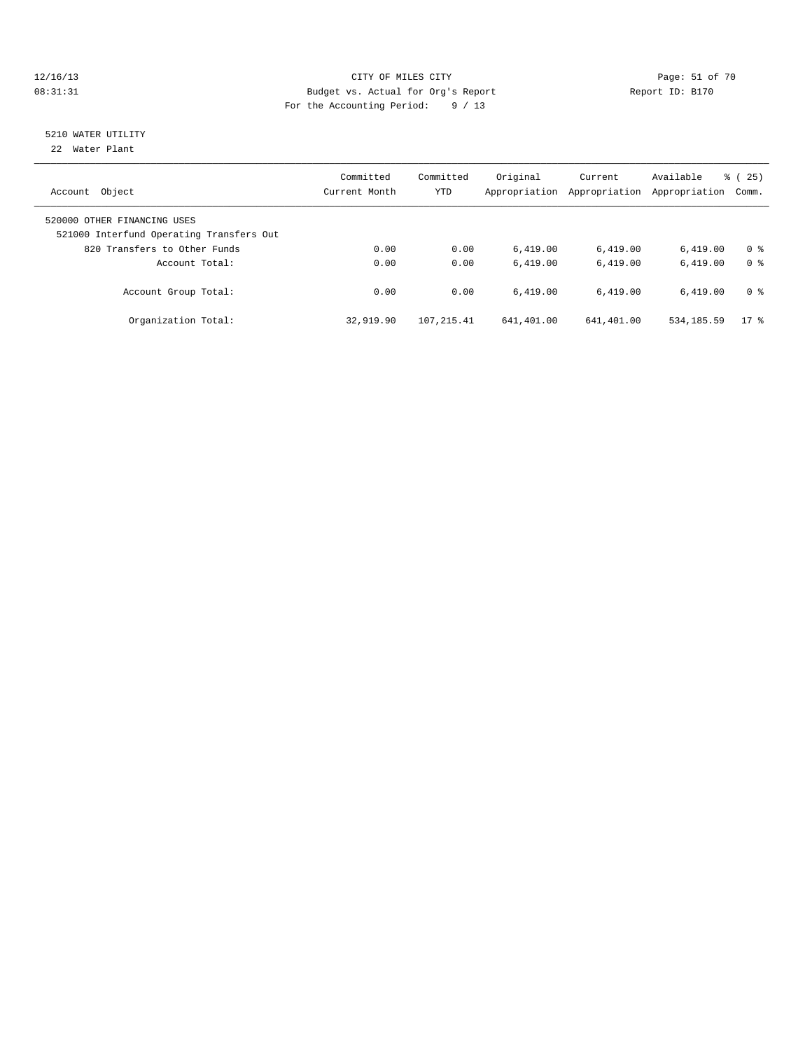CITY OF MILES CITY
Budget vs. Actual for Org's Report
For the Accounting Period: 9 / 13

12/16/13
08:31:31

Report ID: B170

5210 WATER UTILITY
22 Water Plant

| Account Object | Committed Current Month | Committed YTD | Original Appropriation | Current Appropriation | Available Appropriation | % ( 25) Comm. |
|---|---|---|---|---|---|---|
| 520000 OTHER FINANCING USES | | | | | | |
| 521000 Interfund Operating Transfers Out | | | | | | |
| 820 Transfers to Other Funds | 0.00 | 0.00 | 6,419.00 | 6,419.00 | 6,419.00 | 0 % |
| Account Total: | 0.00 | 0.00 | 6,419.00 | 6,419.00 | 6,419.00 | 0 % |
| Account Group Total: | 0.00 | 0.00 | 6,419.00 | 6,419.00 | 6,419.00 | 0 % |
| Organization Total: | 32,919.90 | 107,215.41 | 641,401.00 | 641,401.00 | 534,185.59 | 17 % |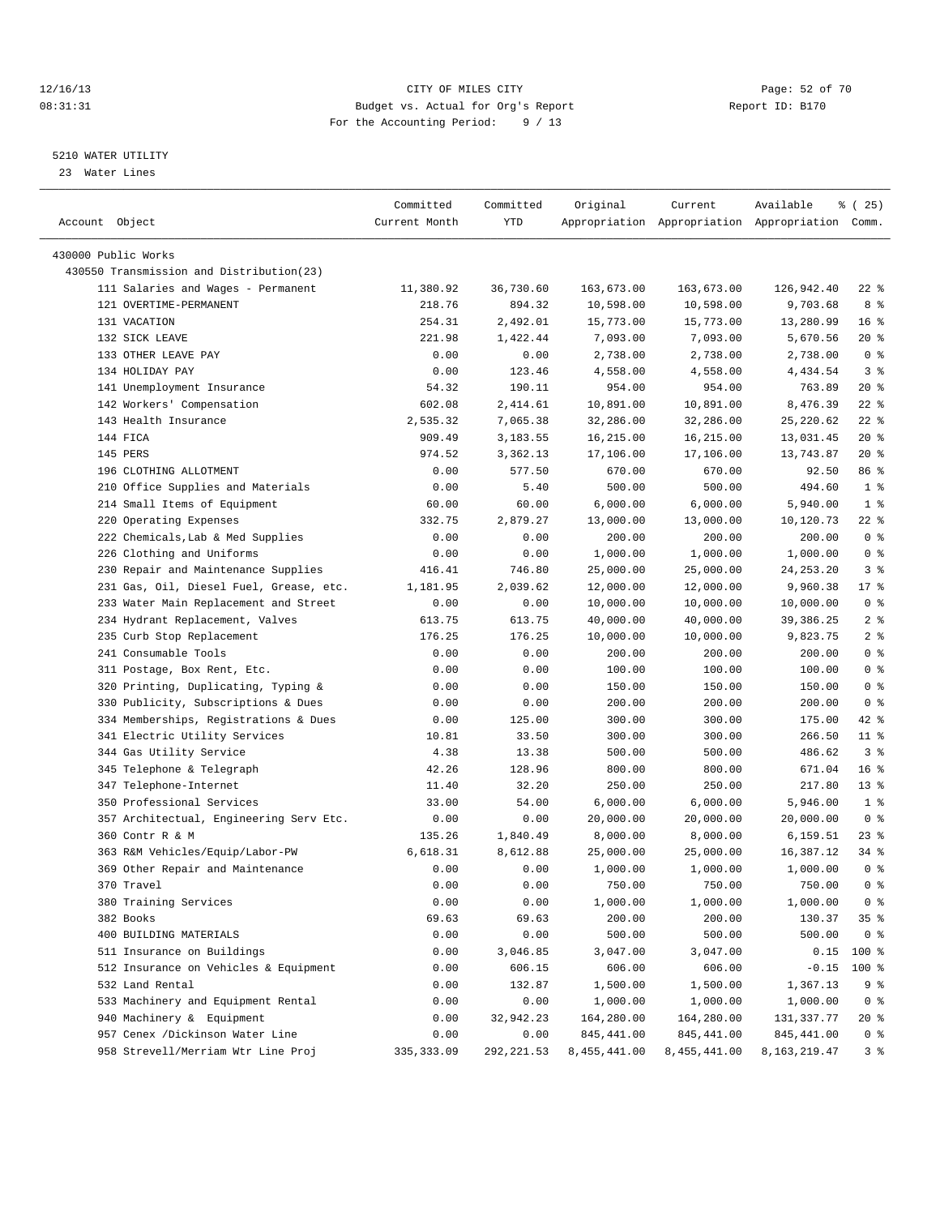12/16/13 CITY OF MILES CITY
08:31:31 Budget vs. Actual for Org's Report Report ID: B170
For the Accounting Period: 9 / 13

5210 WATER UTILITY
23 Water Lines

| Account Object | Committed Current Month | Committed YTD | Original Appropriation | Current Appropriation | Available Appropriation | % ( 25) Comm. |
|---|---|---|---|---|---|---|
| 430000 Public Works | | | | | | |
| 430550 Transmission and Distribution(23) | | | | | | |
| 111 Salaries and Wages - Permanent | 11,380.92 | 36,730.60 | 163,673.00 | 163,673.00 | 126,942.40 | 22 % |
| 121 OVERTIME-PERMANENT | 218.76 | 894.32 | 10,598.00 | 10,598.00 | 9,703.68 | 8 % |
| 131 VACATION | 254.31 | 2,492.01 | 15,773.00 | 15,773.00 | 13,280.99 | 16 % |
| 132 SICK LEAVE | 221.98 | 1,422.44 | 7,093.00 | 7,093.00 | 5,670.56 | 20 % |
| 133 OTHER LEAVE PAY | 0.00 | 0.00 | 2,738.00 | 2,738.00 | 2,738.00 | 0 % |
| 134 HOLIDAY PAY | 0.00 | 123.46 | 4,558.00 | 4,558.00 | 4,434.54 | 3 % |
| 141 Unemployment Insurance | 54.32 | 190.11 | 954.00 | 954.00 | 763.89 | 20 % |
| 142 Workers' Compensation | 602.08 | 2,414.61 | 10,891.00 | 10,891.00 | 8,476.39 | 22 % |
| 143 Health Insurance | 2,535.32 | 7,065.38 | 32,286.00 | 32,286.00 | 25,220.62 | 22 % |
| 144 FICA | 909.49 | 3,183.55 | 16,215.00 | 16,215.00 | 13,031.45 | 20 % |
| 145 PERS | 974.52 | 3,362.13 | 17,106.00 | 17,106.00 | 13,743.87 | 20 % |
| 196 CLOTHING ALLOTMENT | 0.00 | 577.50 | 670.00 | 670.00 | 92.50 | 86 % |
| 210 Office Supplies and Materials | 0.00 | 5.40 | 500.00 | 500.00 | 494.60 | 1 % |
| 214 Small Items of Equipment | 60.00 | 60.00 | 6,000.00 | 6,000.00 | 5,940.00 | 1 % |
| 220 Operating Expenses | 332.75 | 2,879.27 | 13,000.00 | 13,000.00 | 10,120.73 | 22 % |
| 222 Chemicals,Lab & Med Supplies | 0.00 | 0.00 | 200.00 | 200.00 | 200.00 | 0 % |
| 226 Clothing and Uniforms | 0.00 | 0.00 | 1,000.00 | 1,000.00 | 1,000.00 | 0 % |
| 230 Repair and Maintenance Supplies | 416.41 | 746.80 | 25,000.00 | 25,000.00 | 24,253.20 | 3 % |
| 231 Gas, Oil, Diesel Fuel, Grease, etc. | 1,181.95 | 2,039.62 | 12,000.00 | 12,000.00 | 9,960.38 | 17 % |
| 233 Water Main Replacement and Street | 0.00 | 0.00 | 10,000.00 | 10,000.00 | 10,000.00 | 0 % |
| 234 Hydrant Replacement, Valves | 613.75 | 613.75 | 40,000.00 | 40,000.00 | 39,386.25 | 2 % |
| 235 Curb Stop Replacement | 176.25 | 176.25 | 10,000.00 | 10,000.00 | 9,823.75 | 2 % |
| 241 Consumable Tools | 0.00 | 0.00 | 200.00 | 200.00 | 200.00 | 0 % |
| 311 Postage, Box Rent, Etc. | 0.00 | 0.00 | 100.00 | 100.00 | 100.00 | 0 % |
| 320 Printing, Duplicating, Typing & | 0.00 | 0.00 | 150.00 | 150.00 | 150.00 | 0 % |
| 330 Publicity, Subscriptions & Dues | 0.00 | 0.00 | 200.00 | 200.00 | 200.00 | 0 % |
| 334 Memberships, Registrations & Dues | 0.00 | 125.00 | 300.00 | 300.00 | 175.00 | 42 % |
| 341 Electric Utility Services | 10.81 | 33.50 | 300.00 | 300.00 | 266.50 | 11 % |
| 344 Gas Utility Service | 4.38 | 13.38 | 500.00 | 500.00 | 486.62 | 3 % |
| 345 Telephone & Telegraph | 42.26 | 128.96 | 800.00 | 800.00 | 671.04 | 16 % |
| 347 Telephone-Internet | 11.40 | 32.20 | 250.00 | 250.00 | 217.80 | 13 % |
| 350 Professional Services | 33.00 | 54.00 | 6,000.00 | 6,000.00 | 5,946.00 | 1 % |
| 357 Architectual, Engineering Serv Etc. | 0.00 | 0.00 | 20,000.00 | 20,000.00 | 20,000.00 | 0 % |
| 360 Contr R & M | 135.26 | 1,840.49 | 8,000.00 | 8,000.00 | 6,159.51 | 23 % |
| 363 R&M Vehicles/Equip/Labor-PW | 6,618.31 | 8,612.88 | 25,000.00 | 25,000.00 | 16,387.12 | 34 % |
| 369 Other Repair and Maintenance | 0.00 | 0.00 | 1,000.00 | 1,000.00 | 1,000.00 | 0 % |
| 370 Travel | 0.00 | 0.00 | 750.00 | 750.00 | 750.00 | 0 % |
| 380 Training Services | 0.00 | 0.00 | 1,000.00 | 1,000.00 | 1,000.00 | 0 % |
| 382 Books | 69.63 | 69.63 | 200.00 | 200.00 | 130.37 | 35 % |
| 400 BUILDING MATERIALS | 0.00 | 0.00 | 500.00 | 500.00 | 500.00 | 0 % |
| 511 Insurance on Buildings | 0.00 | 3,046.85 | 3,047.00 | 3,047.00 | 0.15 | 100 % |
| 512 Insurance on Vehicles & Equipment | 0.00 | 606.15 | 606.00 | 606.00 | -0.15 | 100 % |
| 532 Land Rental | 0.00 | 132.87 | 1,500.00 | 1,500.00 | 1,367.13 | 9 % |
| 533 Machinery and Equipment Rental | 0.00 | 0.00 | 1,000.00 | 1,000.00 | 1,000.00 | 0 % |
| 940 Machinery & Equipment | 0.00 | 32,942.23 | 164,280.00 | 164,280.00 | 131,337.77 | 20 % |
| 957 Cenex /Dickinson Water Line | 0.00 | 0.00 | 845,441.00 | 845,441.00 | 845,441.00 | 0 % |
| 958 Strevell/Merriam Wtr Line Proj | 335,333.09 | 292,221.53 | 8,455,441.00 | 8,455,441.00 | 8,163,219.47 | 3 % |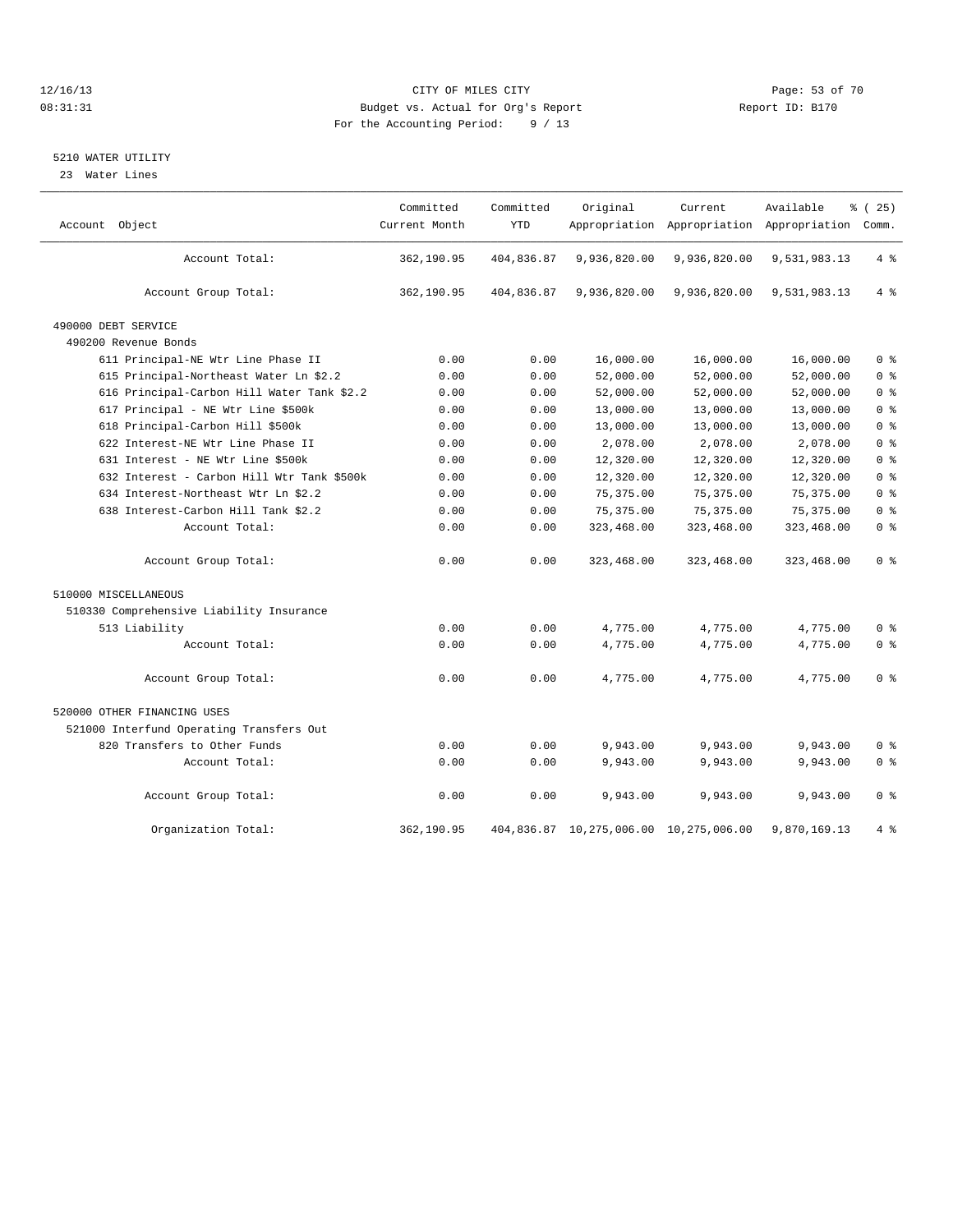12/16/13 CITY OF MILES CITY
08:31:31 Budget vs. Actual for Org's Report Report ID: B170
For the Accounting Period: 9 / 13

## 5210 WATER UTILITY

23 Water Lines

| Account Object | Committed Current Month | Committed YTD | Original Appropriation | Current Appropriation | Available Appropriation | % ( 25) Comm. |
|---|---|---|---|---|---|---|
| Account Total: | 362,190.95 | 404,836.87 | 9,936,820.00 | 9,936,820.00 | 9,531,983.13 | 4 % |
| Account Group Total: | 362,190.95 | 404,836.87 | 9,936,820.00 | 9,936,820.00 | 9,531,983.13 | 4 % |
| 490000 DEBT SERVICE | | | | | | |
| 490200 Revenue Bonds | | | | | | |
| 611 Principal-NE Wtr Line Phase II | 0.00 | 0.00 | 16,000.00 | 16,000.00 | 16,000.00 | 0 % |
| 615 Principal-Northeast Water Ln $2.2 | 0.00 | 0.00 | 52,000.00 | 52,000.00 | 52,000.00 | 0 % |
| 616 Principal-Carbon Hill Water Tank $2.2 | 0.00 | 0.00 | 52,000.00 | 52,000.00 | 52,000.00 | 0 % |
| 617 Principal - NE Wtr Line $500k | 0.00 | 0.00 | 13,000.00 | 13,000.00 | 13,000.00 | 0 % |
| 618 Principal-Carbon Hill $500k | 0.00 | 0.00 | 13,000.00 | 13,000.00 | 13,000.00 | 0 % |
| 622 Interest-NE Wtr Line Phase II | 0.00 | 0.00 | 2,078.00 | 2,078.00 | 2,078.00 | 0 % |
| 631 Interest - NE Wtr Line $500k | 0.00 | 0.00 | 12,320.00 | 12,320.00 | 12,320.00 | 0 % |
| 632 Interest - Carbon Hill Wtr Tank $500k | 0.00 | 0.00 | 12,320.00 | 12,320.00 | 12,320.00 | 0 % |
| 634 Interest-Northeast Wtr Ln $2.2 | 0.00 | 0.00 | 75,375.00 | 75,375.00 | 75,375.00 | 0 % |
| 638 Interest-Carbon Hill Tank $2.2 | 0.00 | 0.00 | 75,375.00 | 75,375.00 | 75,375.00 | 0 % |
| Account Total: | 0.00 | 0.00 | 323,468.00 | 323,468.00 | 323,468.00 | 0 % |
| Account Group Total: | 0.00 | 0.00 | 323,468.00 | 323,468.00 | 323,468.00 | 0 % |
| 510000 MISCELLANEOUS | | | | | | |
| 510330 Comprehensive Liability Insurance | | | | | | |
| 513 Liability | 0.00 | 0.00 | 4,775.00 | 4,775.00 | 4,775.00 | 0 % |
| Account Total: | 0.00 | 0.00 | 4,775.00 | 4,775.00 | 4,775.00 | 0 % |
| Account Group Total: | 0.00 | 0.00 | 4,775.00 | 4,775.00 | 4,775.00 | 0 % |
| 520000 OTHER FINANCING USES | | | | | | |
| 521000 Interfund Operating Transfers Out | | | | | | |
| 820 Transfers to Other Funds | 0.00 | 0.00 | 9,943.00 | 9,943.00 | 9,943.00 | 0 % |
| Account Total: | 0.00 | 0.00 | 9,943.00 | 9,943.00 | 9,943.00 | 0 % |
| Account Group Total: | 0.00 | 0.00 | 9,943.00 | 9,943.00 | 9,943.00 | 0 % |
| Organization Total: | 362,190.95 | 404,836.87 | 10,275,006.00 | 10,275,006.00 | 9,870,169.13 | 4 % |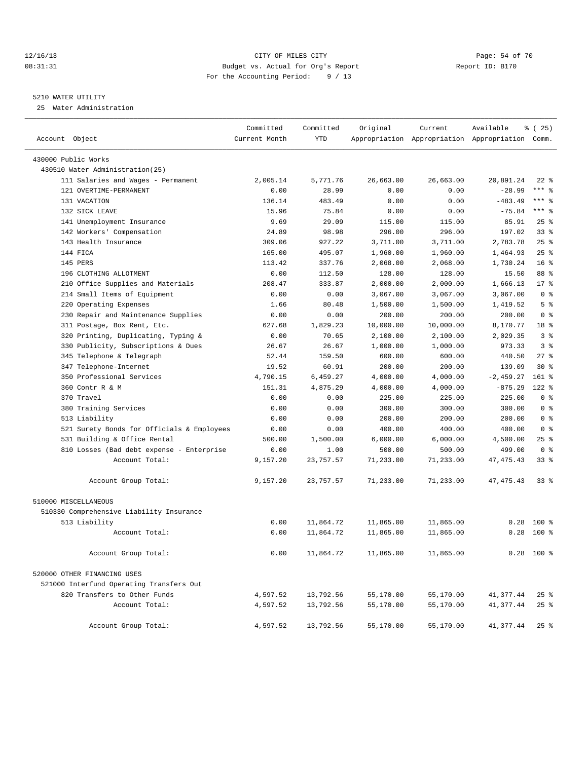12/16/13 CITY OF MILES CITY
08:31:31 Budget vs. Actual for Org's Report Report ID: B170
For the Accounting Period: 9 / 13

5210 WATER UTILITY
25 Water Administration

| Account Object | Committed Current Month | Committed YTD | Original Appropriation | Current Appropriation | Available Appropriation | % ( 25) Comm. |
|---|---|---|---|---|---|---|
| 430000 Public Works | | | | | | |
| 430510 Water Administration(25) | | | | | | |
| 111 Salaries and Wages - Permanent | 2,005.14 | 5,771.76 | 26,663.00 | 26,663.00 | 20,891.24 | 22 % |
| 121 OVERTIME-PERMANENT | 0.00 | 28.99 | 0.00 | 0.00 | -28.99 | *** % |
| 131 VACATION | 136.14 | 483.49 | 0.00 | 0.00 | -483.49 | *** % |
| 132 SICK LEAVE | 15.96 | 75.84 | 0.00 | 0.00 | -75.84 | *** % |
| 141 Unemployment Insurance | 9.69 | 29.09 | 115.00 | 115.00 | 85.91 | 25 % |
| 142 Workers' Compensation | 24.89 | 98.98 | 296.00 | 296.00 | 197.02 | 33 % |
| 143 Health Insurance | 309.06 | 927.22 | 3,711.00 | 3,711.00 | 2,783.78 | 25 % |
| 144 FICA | 165.00 | 495.07 | 1,960.00 | 1,960.00 | 1,464.93 | 25 % |
| 145 PERS | 113.42 | 337.76 | 2,068.00 | 2,068.00 | 1,730.24 | 16 % |
| 196 CLOTHING ALLOTMENT | 0.00 | 112.50 | 128.00 | 128.00 | 15.50 | 88 % |
| 210 Office Supplies and Materials | 208.47 | 333.87 | 2,000.00 | 2,000.00 | 1,666.13 | 17 % |
| 214 Small Items of Equipment | 0.00 | 0.00 | 3,067.00 | 3,067.00 | 3,067.00 | 0 % |
| 220 Operating Expenses | 1.66 | 80.48 | 1,500.00 | 1,500.00 | 1,419.52 | 5 % |
| 230 Repair and Maintenance Supplies | 0.00 | 0.00 | 200.00 | 200.00 | 200.00 | 0 % |
| 311 Postage, Box Rent, Etc. | 627.68 | 1,829.23 | 10,000.00 | 10,000.00 | 8,170.77 | 18 % |
| 320 Printing, Duplicating, Typing & | 0.00 | 70.65 | 2,100.00 | 2,100.00 | 2,029.35 | 3 % |
| 330 Publicity, Subscriptions & Dues | 26.67 | 26.67 | 1,000.00 | 1,000.00 | 973.33 | 3 % |
| 345 Telephone & Telegraph | 52.44 | 159.50 | 600.00 | 600.00 | 440.50 | 27 % |
| 347 Telephone-Internet | 19.52 | 60.91 | 200.00 | 200.00 | 139.09 | 30 % |
| 350 Professional Services | 4,790.15 | 6,459.27 | 4,000.00 | 4,000.00 | -2,459.27 | 161 % |
| 360 Contr R & M | 151.31 | 4,875.29 | 4,000.00 | 4,000.00 | -875.29 | 122 % |
| 370 Travel | 0.00 | 0.00 | 225.00 | 225.00 | 225.00 | 0 % |
| 380 Training Services | 0.00 | 0.00 | 300.00 | 300.00 | 300.00 | 0 % |
| 513 Liability | 0.00 | 0.00 | 200.00 | 200.00 | 200.00 | 0 % |
| 521 Surety Bonds for Officials & Employees | 0.00 | 0.00 | 400.00 | 400.00 | 400.00 | 0 % |
| 531 Building & Office Rental | 500.00 | 1,500.00 | 6,000.00 | 6,000.00 | 4,500.00 | 25 % |
| 810 Losses (Bad debt expense - Enterprise | 0.00 | 1.00 | 500.00 | 500.00 | 499.00 | 0 % |
| Account Total: | 9,157.20 | 23,757.57 | 71,233.00 | 71,233.00 | 47,475.43 | 33 % |
| Account Group Total: | 9,157.20 | 23,757.57 | 71,233.00 | 71,233.00 | 47,475.43 | 33 % |
| 510000 MISCELLANEOUS | | | | | | |
| 510330 Comprehensive Liability Insurance | | | | | | |
| 513 Liability | 0.00 | 11,864.72 | 11,865.00 | 11,865.00 | 0.28 | 100 % |
| Account Total: | 0.00 | 11,864.72 | 11,865.00 | 11,865.00 | 0.28 | 100 % |
| Account Group Total: | 0.00 | 11,864.72 | 11,865.00 | 11,865.00 | 0.28 | 100 % |
| 520000 OTHER FINANCING USES | | | | | | |
| 521000 Interfund Operating Transfers Out | | | | | | |
| 820 Transfers to Other Funds | 4,597.52 | 13,792.56 | 55,170.00 | 55,170.00 | 41,377.44 | 25 % |
| Account Total: | 4,597.52 | 13,792.56 | 55,170.00 | 55,170.00 | 41,377.44 | 25 % |
| Account Group Total: | 4,597.52 | 13,792.56 | 55,170.00 | 55,170.00 | 41,377.44 | 25 % |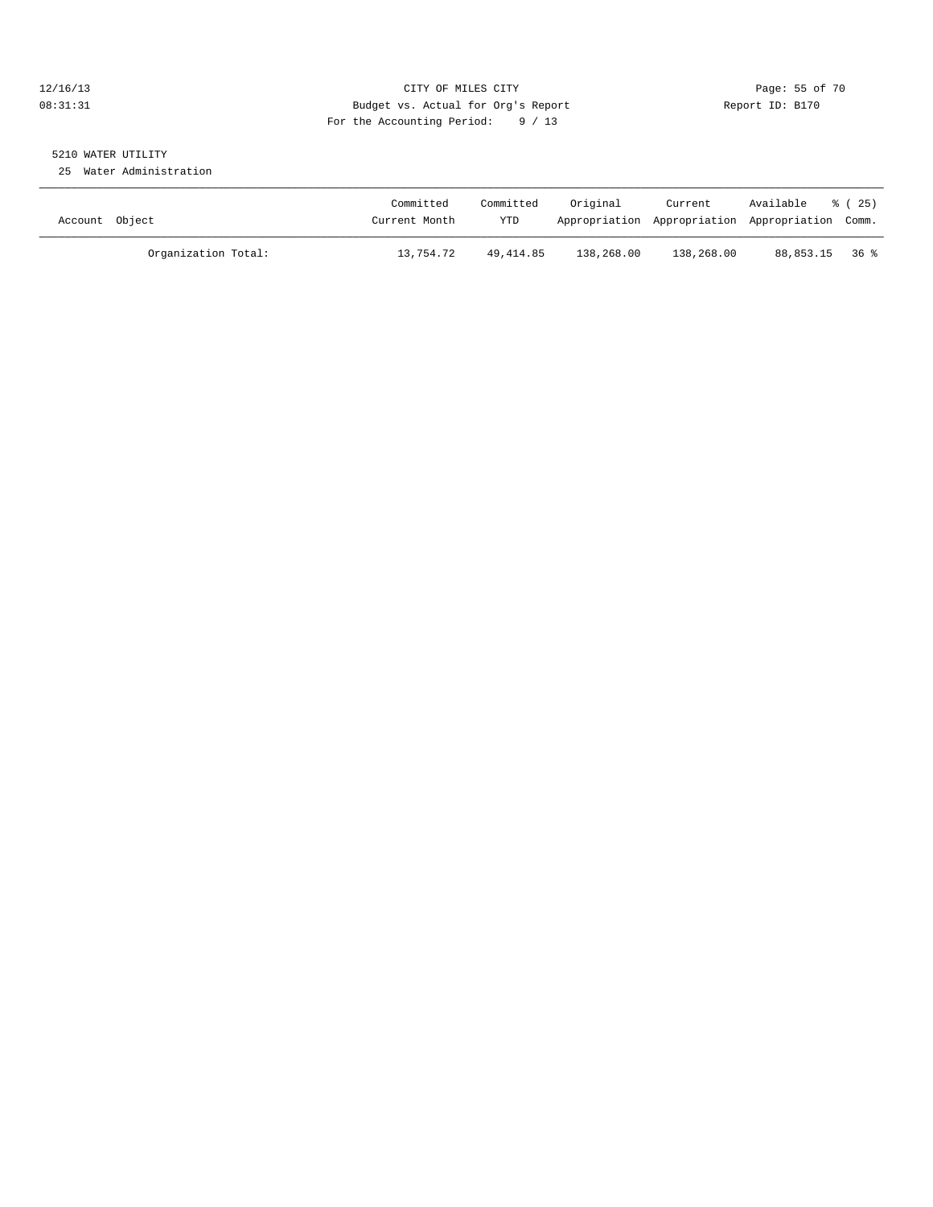CITY OF MILES CITY
Budget vs. Actual for Org's Report
For the Accounting Period: 9 / 13

12/16/13
08:31:31

Report ID: B170

5210 WATER UTILITY

25 Water Administration

| Account Object | Committed Current Month | Committed YTD | Original Appropriation | Current Appropriation | Available Appropriation | % ( 25) Comm. |
|---|---|---|---|---|---|---|
| Organization Total: | 13,754.72 | 49,414.85 | 138,268.00 | 138,268.00 | 88,853.15 | 36 % |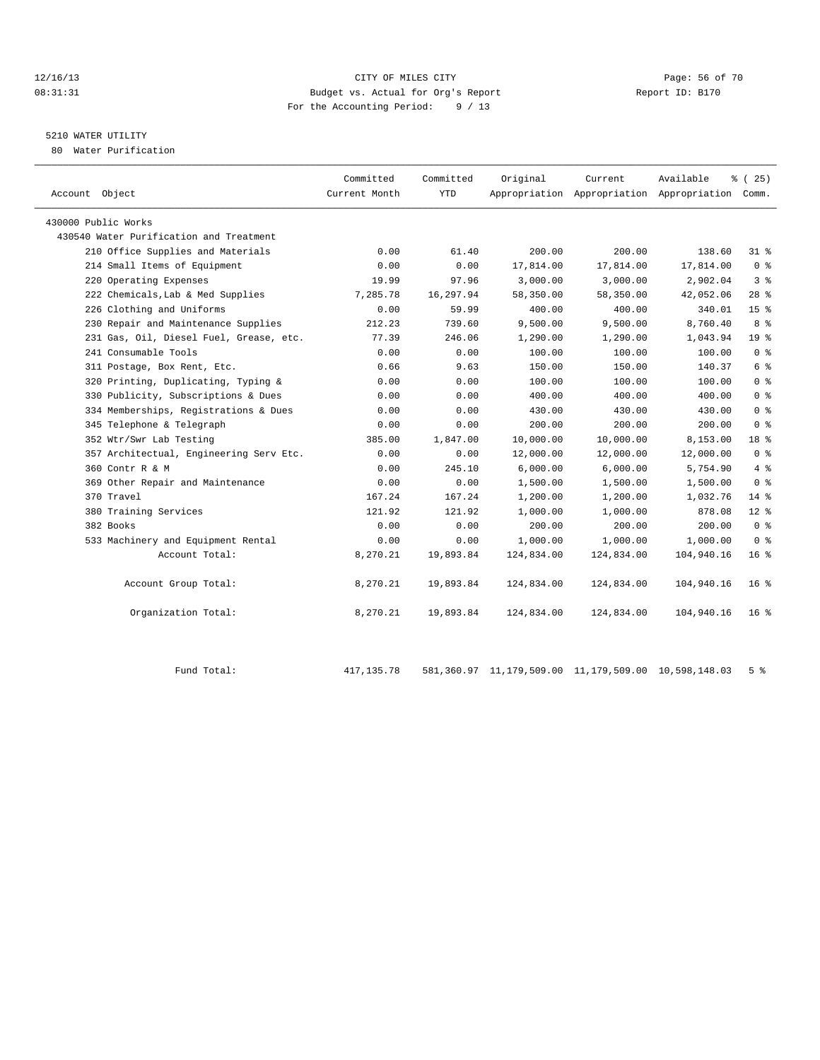# CITY OF MILES CITY

Budget vs. Actual for Org's Report

For the Accounting Period: 9 / 13

12/16/13 08:31:31 — Report ID: B170

## 5210 WATER UTILITY

80 Water Purification

| Account Object | Committed Current Month | Committed YTD | Original Appropriation | Current Appropriation | Available Appropriation | % ( 25) Comm. |
|---|---|---|---|---|---|---|
| 430000 Public Works | | | | | | |
| 430540 Water Purification and Treatment | | | | | | |
| 210 Office Supplies and Materials | 0.00 | 61.40 | 200.00 | 200.00 | 138.60 | 31 % |
| 214 Small Items of Equipment | 0.00 | 0.00 | 17,814.00 | 17,814.00 | 17,814.00 | 0 % |
| 220 Operating Expenses | 19.99 | 97.96 | 3,000.00 | 3,000.00 | 2,902.04 | 3 % |
| 222 Chemicals,Lab & Med Supplies | 7,285.78 | 16,297.94 | 58,350.00 | 58,350.00 | 42,052.06 | 28 % |
| 226 Clothing and Uniforms | 0.00 | 59.99 | 400.00 | 400.00 | 340.01 | 15 % |
| 230 Repair and Maintenance Supplies | 212.23 | 739.60 | 9,500.00 | 9,500.00 | 8,760.40 | 8 % |
| 231 Gas, Oil, Diesel Fuel, Grease, etc. | 77.39 | 246.06 | 1,290.00 | 1,290.00 | 1,043.94 | 19 % |
| 241 Consumable Tools | 0.00 | 0.00 | 100.00 | 100.00 | 100.00 | 0 % |
| 311 Postage, Box Rent, Etc. | 0.66 | 9.63 | 150.00 | 150.00 | 140.37 | 6 % |
| 320 Printing, Duplicating, Typing & | 0.00 | 0.00 | 100.00 | 100.00 | 100.00 | 0 % |
| 330 Publicity, Subscriptions & Dues | 0.00 | 0.00 | 400.00 | 400.00 | 400.00 | 0 % |
| 334 Memberships, Registrations & Dues | 0.00 | 0.00 | 430.00 | 430.00 | 430.00 | 0 % |
| 345 Telephone & Telegraph | 0.00 | 0.00 | 200.00 | 200.00 | 200.00 | 0 % |
| 352 Wtr/Swr Lab Testing | 385.00 | 1,847.00 | 10,000.00 | 10,000.00 | 8,153.00 | 18 % |
| 357 Architectual, Engineering Serv Etc. | 0.00 | 0.00 | 12,000.00 | 12,000.00 | 12,000.00 | 0 % |
| 360 Contr R & M | 0.00 | 245.10 | 6,000.00 | 6,000.00 | 5,754.90 | 4 % |
| 369 Other Repair and Maintenance | 0.00 | 0.00 | 1,500.00 | 1,500.00 | 1,500.00 | 0 % |
| 370 Travel | 167.24 | 167.24 | 1,200.00 | 1,200.00 | 1,032.76 | 14 % |
| 380 Training Services | 121.92 | 121.92 | 1,000.00 | 1,000.00 | 878.08 | 12 % |
| 382 Books | 0.00 | 0.00 | 200.00 | 200.00 | 200.00 | 0 % |
| 533 Machinery and Equipment Rental | 0.00 | 0.00 | 1,000.00 | 1,000.00 | 1,000.00 | 0 % |
| Account Total: | 8,270.21 | 19,893.84 | 124,834.00 | 124,834.00 | 104,940.16 | 16 % |
| Account Group Total: | 8,270.21 | 19,893.84 | 124,834.00 | 124,834.00 | 104,940.16 | 16 % |
| Organization Total: | 8,270.21 | 19,893.84 | 124,834.00 | 124,834.00 | 104,940.16 | 16 % |
| Fund Total: | 417,135.78 | 581,360.97 | 11,179,509.00 | 11,179,509.00 | 10,598,148.03 | 5 % |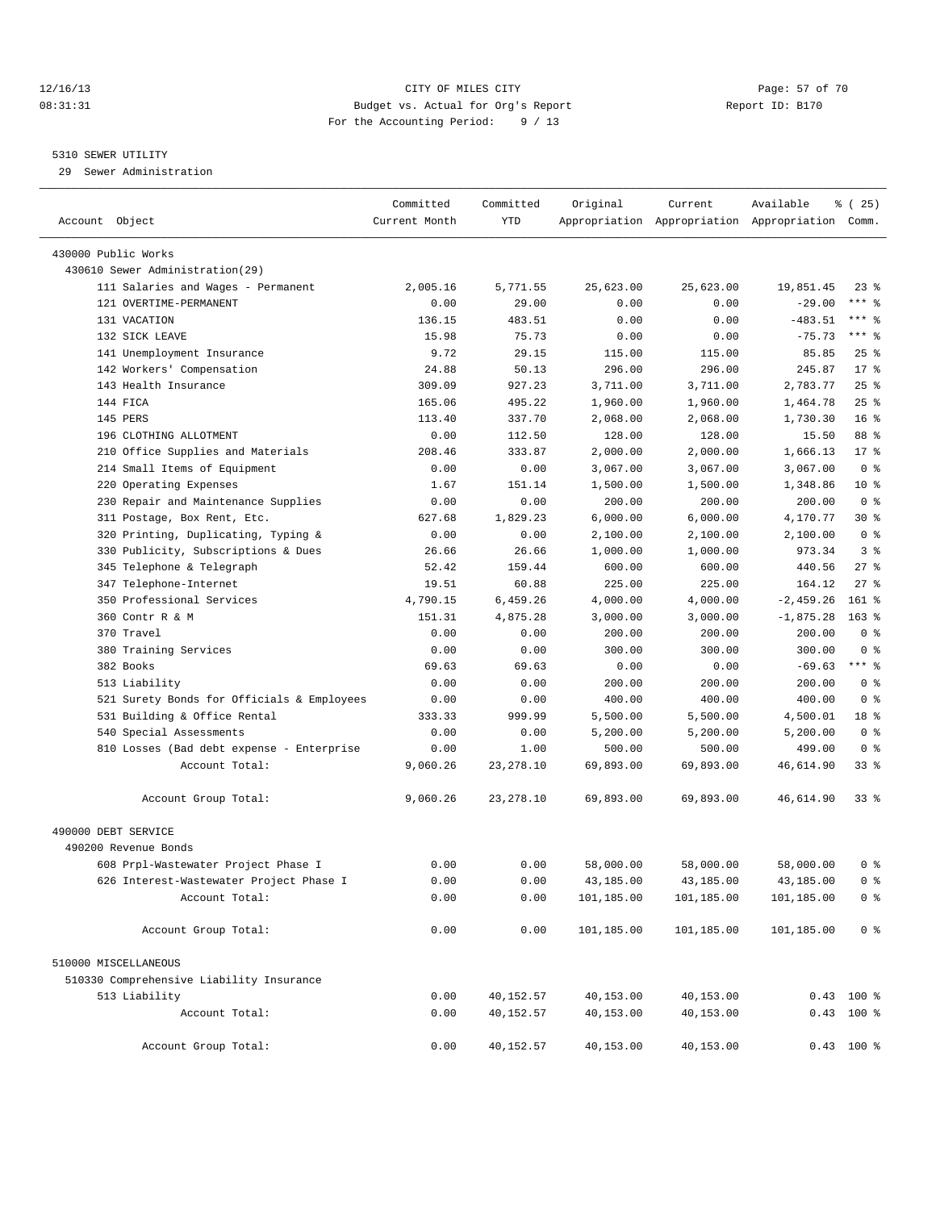12/16/13 CITY OF MILES CITY
08:31:31 Budget vs. Actual for Org's Report Report ID: B170
For the Accounting Period: 9 / 13

5310 SEWER UTILITY
29 Sewer Administration

| Account Object | Committed Current Month | Committed YTD | Original Appropriation | Current Appropriation | Available Appropriation | % ( 25) Comm. |
|---|---|---|---|---|---|---|
| 430000 Public Works | | | | | | |
| 430610 Sewer Administration(29) | | | | | | |
| 111 Salaries and Wages - Permanent | 2,005.16 | 5,771.55 | 25,623.00 | 25,623.00 | 19,851.45 | 23 % |
| 121 OVERTIME-PERMANENT | 0.00 | 29.00 | 0.00 | 0.00 | -29.00 | *** % |
| 131 VACATION | 136.15 | 483.51 | 0.00 | 0.00 | -483.51 | *** % |
| 132 SICK LEAVE | 15.98 | 75.73 | 0.00 | 0.00 | -75.73 | *** % |
| 141 Unemployment Insurance | 9.72 | 29.15 | 115.00 | 115.00 | 85.85 | 25 % |
| 142 Workers' Compensation | 24.88 | 50.13 | 296.00 | 296.00 | 245.87 | 17 % |
| 143 Health Insurance | 309.09 | 927.23 | 3,711.00 | 3,711.00 | 2,783.77 | 25 % |
| 144 FICA | 165.06 | 495.22 | 1,960.00 | 1,960.00 | 1,464.78 | 25 % |
| 145 PERS | 113.40 | 337.70 | 2,068.00 | 2,068.00 | 1,730.30 | 16 % |
| 196 CLOTHING ALLOTMENT | 0.00 | 112.50 | 128.00 | 128.00 | 15.50 | 88 % |
| 210 Office Supplies and Materials | 208.46 | 333.87 | 2,000.00 | 2,000.00 | 1,666.13 | 17 % |
| 214 Small Items of Equipment | 0.00 | 0.00 | 3,067.00 | 3,067.00 | 3,067.00 | 0 % |
| 220 Operating Expenses | 1.67 | 151.14 | 1,500.00 | 1,500.00 | 1,348.86 | 10 % |
| 230 Repair and Maintenance Supplies | 0.00 | 0.00 | 200.00 | 200.00 | 200.00 | 0 % |
| 311 Postage, Box Rent, Etc. | 627.68 | 1,829.23 | 6,000.00 | 6,000.00 | 4,170.77 | 30 % |
| 320 Printing, Duplicating, Typing & | 0.00 | 0.00 | 2,100.00 | 2,100.00 | 2,100.00 | 0 % |
| 330 Publicity, Subscriptions & Dues | 26.66 | 26.66 | 1,000.00 | 1,000.00 | 973.34 | 3 % |
| 345 Telephone & Telegraph | 52.42 | 159.44 | 600.00 | 600.00 | 440.56 | 27 % |
| 347 Telephone-Internet | 19.51 | 60.88 | 225.00 | 225.00 | 164.12 | 27 % |
| 350 Professional Services | 4,790.15 | 6,459.26 | 4,000.00 | 4,000.00 | -2,459.26 | 161 % |
| 360 Contr R & M | 151.31 | 4,875.28 | 3,000.00 | 3,000.00 | -1,875.28 | 163 % |
| 370 Travel | 0.00 | 0.00 | 200.00 | 200.00 | 200.00 | 0 % |
| 380 Training Services | 0.00 | 0.00 | 300.00 | 300.00 | 300.00 | 0 % |
| 382 Books | 69.63 | 69.63 | 0.00 | 0.00 | -69.63 | *** % |
| 513 Liability | 0.00 | 0.00 | 200.00 | 200.00 | 200.00 | 0 % |
| 521 Surety Bonds for Officials & Employees | 0.00 | 0.00 | 400.00 | 400.00 | 400.00 | 0 % |
| 531 Building & Office Rental | 333.33 | 999.99 | 5,500.00 | 5,500.00 | 4,500.01 | 18 % |
| 540 Special Assessments | 0.00 | 0.00 | 5,200.00 | 5,200.00 | 5,200.00 | 0 % |
| 810 Losses (Bad debt expense - Enterprise | 0.00 | 1.00 | 500.00 | 500.00 | 499.00 | 0 % |
| Account Total: | 9,060.26 | 23,278.10 | 69,893.00 | 69,893.00 | 46,614.90 | 33 % |
| Account Group Total: | 9,060.26 | 23,278.10 | 69,893.00 | 69,893.00 | 46,614.90 | 33 % |
| 490000 DEBT SERVICE | | | | | | |
| 490200 Revenue Bonds | | | | | | |
| 608 Prpl-Wastewater Project Phase I | 0.00 | 0.00 | 58,000.00 | 58,000.00 | 58,000.00 | 0 % |
| 626 Interest-Wastewater Project Phase I | 0.00 | 0.00 | 43,185.00 | 43,185.00 | 43,185.00 | 0 % |
| Account Total: | 0.00 | 0.00 | 101,185.00 | 101,185.00 | 101,185.00 | 0 % |
| Account Group Total: | 0.00 | 0.00 | 101,185.00 | 101,185.00 | 101,185.00 | 0 % |
| 510000 MISCELLANEOUS | | | | | | |
| 510330 Comprehensive Liability Insurance | | | | | | |
| 513 Liability | 0.00 | 40,152.57 | 40,153.00 | 40,153.00 | 0.43 | 100 % |
| Account Total: | 0.00 | 40,152.57 | 40,153.00 | 40,153.00 | 0.43 | 100 % |
| Account Group Total: | 0.00 | 40,152.57 | 40,153.00 | 40,153.00 | 0.43 | 100 % |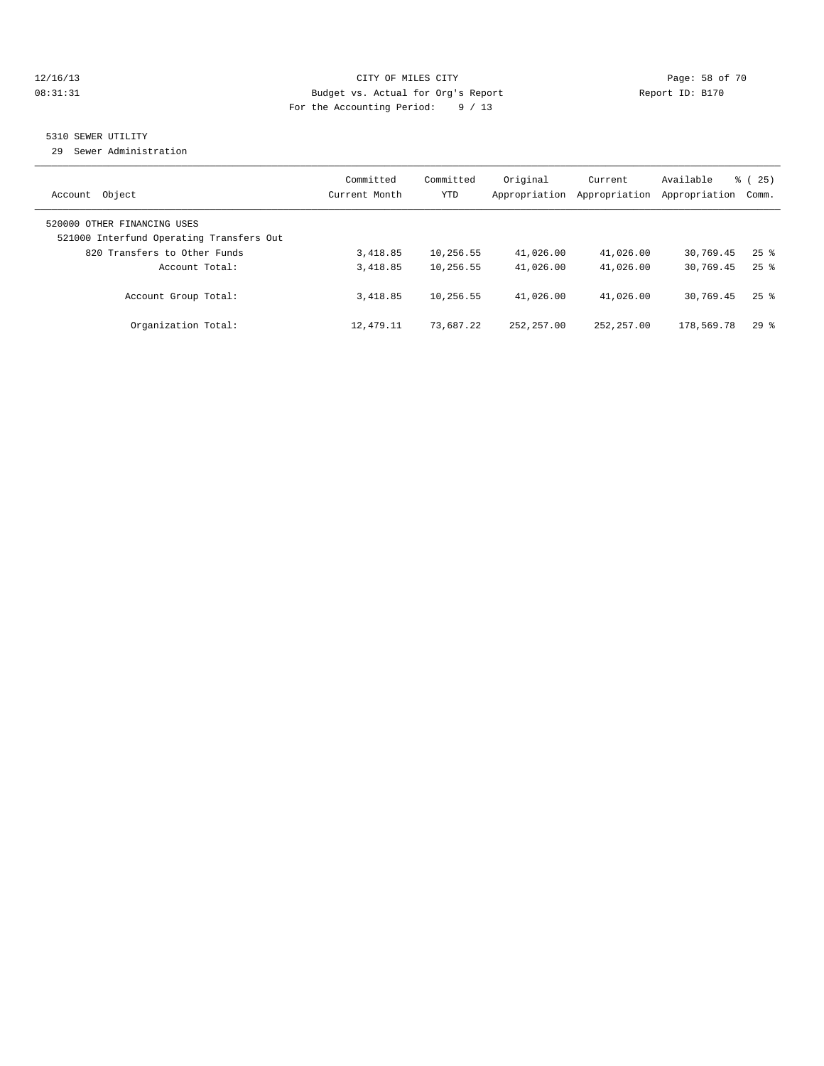## 5310 SEWER UTILITY

29 Sewer Administration

| Account Object | Committed Current Month | Committed YTD | Original Appropriation | Current Appropriation | Available Appropriation | % ( 25) Comm. |
|---|---|---|---|---|---|---|
| 520000 OTHER FINANCING USES | | | | | | |
| 521000 Interfund Operating Transfers Out | | | | | | |
| 820 Transfers to Other Funds | 3,418.85 | 10,256.55 | 41,026.00 | 41,026.00 | 30,769.45 | 25 % |
| Account Total: | 3,418.85 | 10,256.55 | 41,026.00 | 41,026.00 | 30,769.45 | 25 % |
| Account Group Total: | 3,418.85 | 10,256.55 | 41,026.00 | 41,026.00 | 30,769.45 | 25 % |
| Organization Total: | 12,479.11 | 73,687.22 | 252,257.00 | 252,257.00 | 178,569.78 | 29 % |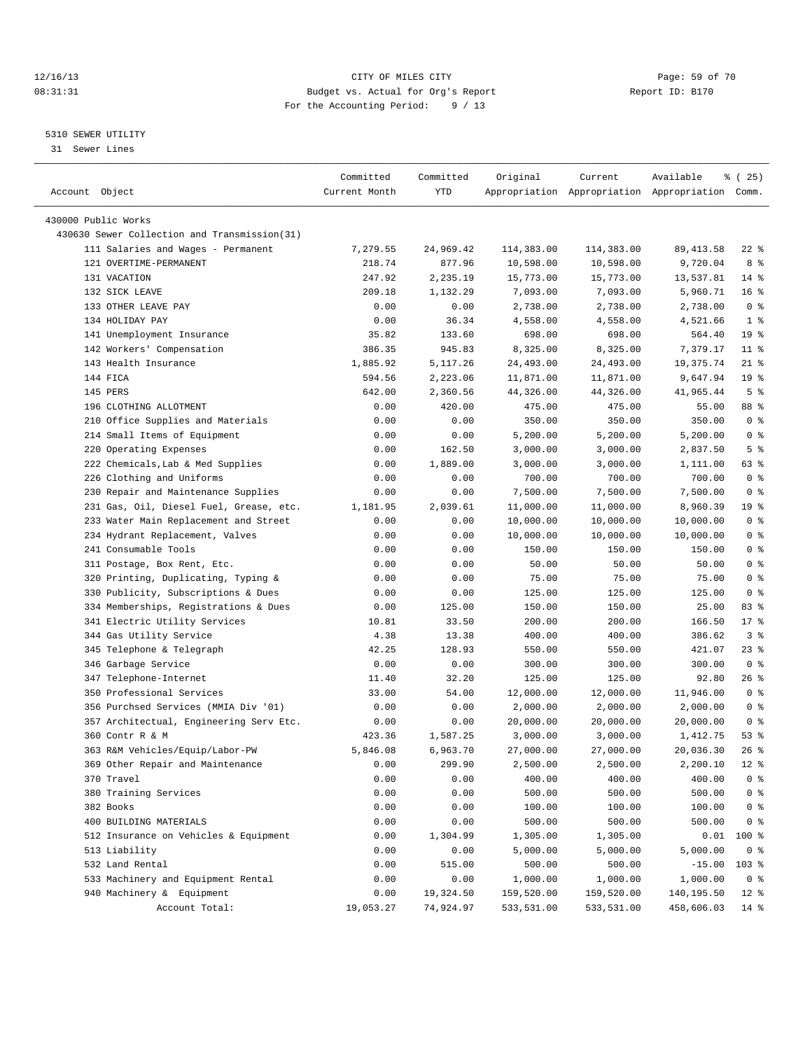12/16/13 CITY OF MILES CITY
08:31:31 Budget vs. Actual for Org's Report Report ID: B170
For the Accounting Period: 9 / 13

5310 SEWER UTILITY
31 Sewer Lines

| Account Object | Committed Current Month | Committed YTD | Original Appropriation | Current Appropriation | Available Appropriation | % ( 25) Comm. |
|---|---|---|---|---|---|---|
| 430000 Public Works | | | | | | |
| 430630 Sewer Collection and Transmission(31) | | | | | | |
| 111 Salaries and Wages - Permanent | 7,279.55 | 24,969.42 | 114,383.00 | 114,383.00 | 89,413.58 | 22 % |
| 121 OVERTIME-PERMANENT | 218.74 | 877.96 | 10,598.00 | 10,598.00 | 9,720.04 | 8 % |
| 131 VACATION | 247.92 | 2,235.19 | 15,773.00 | 15,773.00 | 13,537.81 | 14 % |
| 132 SICK LEAVE | 209.18 | 1,132.29 | 7,093.00 | 7,093.00 | 5,960.71 | 16 % |
| 133 OTHER LEAVE PAY | 0.00 | 0.00 | 2,738.00 | 2,738.00 | 2,738.00 | 0 % |
| 134 HOLIDAY PAY | 0.00 | 36.34 | 4,558.00 | 4,558.00 | 4,521.66 | 1 % |
| 141 Unemployment Insurance | 35.82 | 133.60 | 698.00 | 698.00 | 564.40 | 19 % |
| 142 Workers' Compensation | 386.35 | 945.83 | 8,325.00 | 8,325.00 | 7,379.17 | 11 % |
| 143 Health Insurance | 1,885.92 | 5,117.26 | 24,493.00 | 24,493.00 | 19,375.74 | 21 % |
| 144 FICA | 594.56 | 2,223.06 | 11,871.00 | 11,871.00 | 9,647.94 | 19 % |
| 145 PERS | 642.00 | 2,360.56 | 44,326.00 | 44,326.00 | 41,965.44 | 5 % |
| 196 CLOTHING ALLOTMENT | 0.00 | 420.00 | 475.00 | 475.00 | 55.00 | 88 % |
| 210 Office Supplies and Materials | 0.00 | 0.00 | 350.00 | 350.00 | 350.00 | 0 % |
| 214 Small Items of Equipment | 0.00 | 0.00 | 5,200.00 | 5,200.00 | 5,200.00 | 0 % |
| 220 Operating Expenses | 0.00 | 162.50 | 3,000.00 | 3,000.00 | 2,837.50 | 5 % |
| 222 Chemicals,Lab & Med Supplies | 0.00 | 1,889.00 | 3,000.00 | 3,000.00 | 1,111.00 | 63 % |
| 226 Clothing and Uniforms | 0.00 | 0.00 | 700.00 | 700.00 | 700.00 | 0 % |
| 230 Repair and Maintenance Supplies | 0.00 | 0.00 | 7,500.00 | 7,500.00 | 7,500.00 | 0 % |
| 231 Gas, Oil, Diesel Fuel, Grease, etc. | 1,181.95 | 2,039.61 | 11,000.00 | 11,000.00 | 8,960.39 | 19 % |
| 233 Water Main Replacement and Street | 0.00 | 0.00 | 10,000.00 | 10,000.00 | 10,000.00 | 0 % |
| 234 Hydrant Replacement, Valves | 0.00 | 0.00 | 10,000.00 | 10,000.00 | 10,000.00 | 0 % |
| 241 Consumable Tools | 0.00 | 0.00 | 150.00 | 150.00 | 150.00 | 0 % |
| 311 Postage, Box Rent, Etc. | 0.00 | 0.00 | 50.00 | 50.00 | 50.00 | 0 % |
| 320 Printing, Duplicating, Typing & | 0.00 | 0.00 | 75.00 | 75.00 | 75.00 | 0 % |
| 330 Publicity, Subscriptions & Dues | 0.00 | 0.00 | 125.00 | 125.00 | 125.00 | 0 % |
| 334 Memberships, Registrations & Dues | 0.00 | 125.00 | 150.00 | 150.00 | 25.00 | 83 % |
| 341 Electric Utility Services | 10.81 | 33.50 | 200.00 | 200.00 | 166.50 | 17 % |
| 344 Gas Utility Service | 4.38 | 13.38 | 400.00 | 400.00 | 386.62 | 3 % |
| 345 Telephone & Telegraph | 42.25 | 128.93 | 550.00 | 550.00 | 421.07 | 23 % |
| 346 Garbage Service | 0.00 | 0.00 | 300.00 | 300.00 | 300.00 | 0 % |
| 347 Telephone-Internet | 11.40 | 32.20 | 125.00 | 125.00 | 92.80 | 26 % |
| 350 Professional Services | 33.00 | 54.00 | 12,000.00 | 12,000.00 | 11,946.00 | 0 % |
| 356 Purchsed Services (MMIA Div '01) | 0.00 | 0.00 | 2,000.00 | 2,000.00 | 2,000.00 | 0 % |
| 357 Architectual, Engineering Serv Etc. | 0.00 | 0.00 | 20,000.00 | 20,000.00 | 20,000.00 | 0 % |
| 360 Contr R & M | 423.36 | 1,587.25 | 3,000.00 | 3,000.00 | 1,412.75 | 53 % |
| 363 R&M Vehicles/Equip/Labor-PW | 5,846.08 | 6,963.70 | 27,000.00 | 27,000.00 | 20,036.30 | 26 % |
| 369 Other Repair and Maintenance | 0.00 | 299.90 | 2,500.00 | 2,500.00 | 2,200.10 | 12 % |
| 370 Travel | 0.00 | 0.00 | 400.00 | 400.00 | 400.00 | 0 % |
| 380 Training Services | 0.00 | 0.00 | 500.00 | 500.00 | 500.00 | 0 % |
| 382 Books | 0.00 | 0.00 | 100.00 | 100.00 | 100.00 | 0 % |
| 400 BUILDING MATERIALS | 0.00 | 0.00 | 500.00 | 500.00 | 500.00 | 0 % |
| 512 Insurance on Vehicles & Equipment | 0.00 | 1,304.99 | 1,305.00 | 1,305.00 | 0.01 | 100 % |
| 513 Liability | 0.00 | 0.00 | 5,000.00 | 5,000.00 | 5,000.00 | 0 % |
| 532 Land Rental | 0.00 | 515.00 | 500.00 | 500.00 | -15.00 | 103 % |
| 533 Machinery and Equipment Rental | 0.00 | 0.00 | 1,000.00 | 1,000.00 | 1,000.00 | 0 % |
| 940 Machinery & Equipment | 0.00 | 19,324.50 | 159,520.00 | 159,520.00 | 140,195.50 | 12 % |
| Account Total: | 19,053.27 | 74,924.97 | 533,531.00 | 533,531.00 | 458,606.03 | 14 % |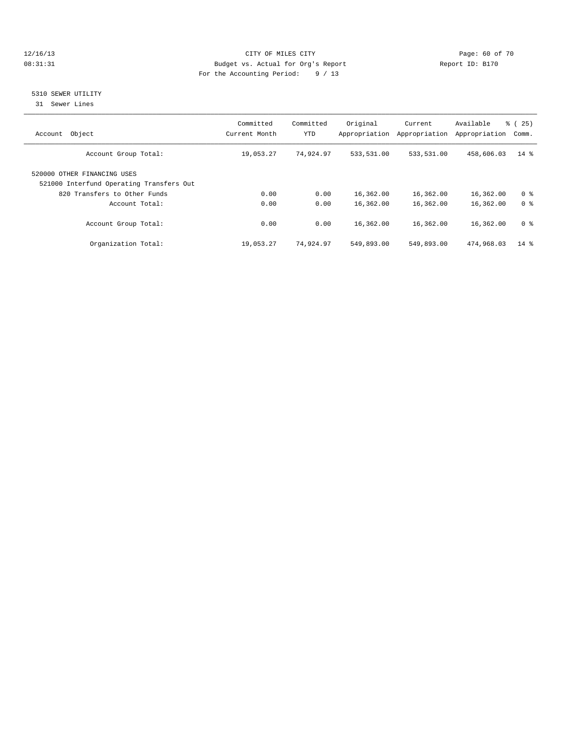CITY OF MILES CITY
Budget vs. Actual for Org's Report
For the Accounting Period: 9 / 13

12/16/13
08:31:31

Report ID: B170

## 5310 SEWER UTILITY

31 Sewer Lines

| Account Object | Committed Current Month | Committed YTD | Original Appropriation | Current Appropriation | Available Appropriation | % ( 25) Comm. |
|---|---|---|---|---|---|---|
| Account Group Total: | 19,053.27 | 74,924.97 | 533,531.00 | 533,531.00 | 458,606.03 | 14 % |
| 520000 OTHER FINANCING USES | | | | | | |
| 521000 Interfund Operating Transfers Out | | | | | | |
| 820 Transfers to Other Funds | 0.00 | 0.00 | 16,362.00 | 16,362.00 | 16,362.00 | 0 % |
| Account Total: | 0.00 | 0.00 | 16,362.00 | 16,362.00 | 16,362.00 | 0 % |
| Account Group Total: | 0.00 | 0.00 | 16,362.00 | 16,362.00 | 16,362.00 | 0 % |
| Organization Total: | 19,053.27 | 74,924.97 | 549,893.00 | 549,893.00 | 474,968.03 | 14 % |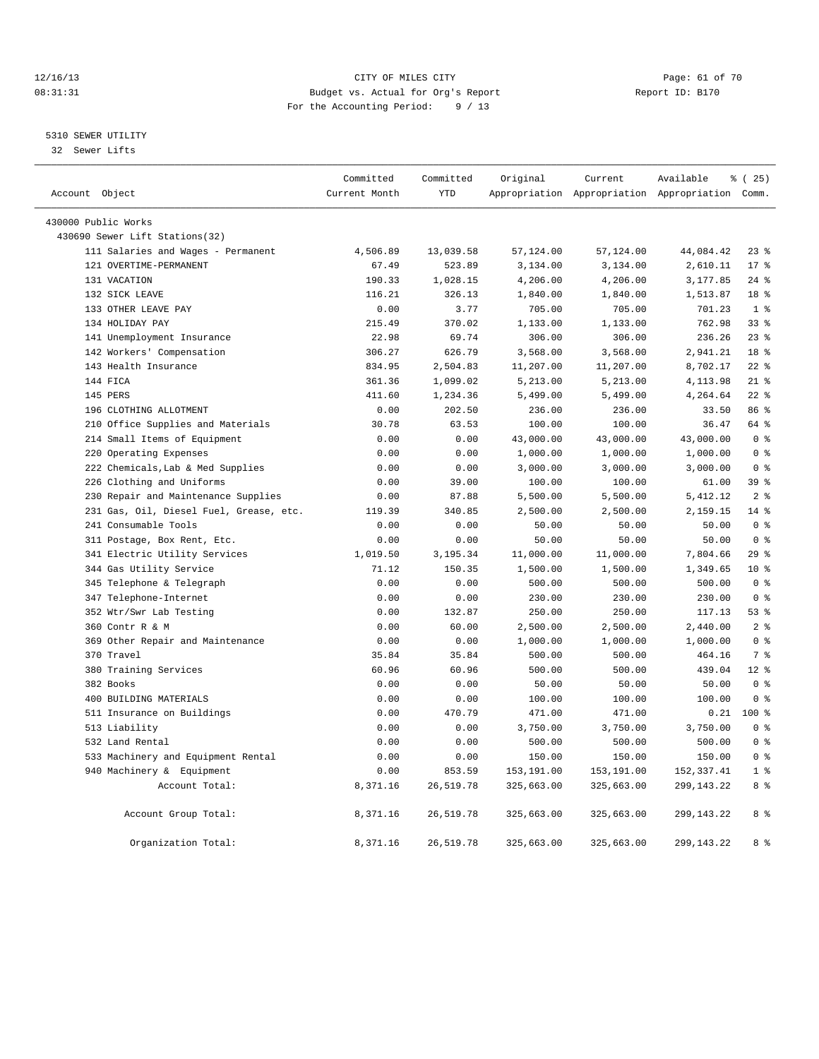CITY OF MILES CITY
Budget vs. Actual for Org's Report
For the Accounting Period: 9 / 13

12/16/13
08:31:31

Report ID: B170

## 5310 SEWER UTILITY

32 Sewer Lifts

| Account Object | Committed Current Month | Committed YTD | Original Appropriation | Current Appropriation | Available Appropriation | % ( 25) Comm. |
|---|---|---|---|---|---|---|
| 430000 Public Works | | | | | | |
| 430690 Sewer Lift Stations(32) | | | | | | |
| 111 Salaries and Wages - Permanent | 4,506.89 | 13,039.58 | 57,124.00 | 57,124.00 | 44,084.42 | 23 % |
| 121 OVERTIME-PERMANENT | 67.49 | 523.89 | 3,134.00 | 3,134.00 | 2,610.11 | 17 % |
| 131 VACATION | 190.33 | 1,028.15 | 4,206.00 | 4,206.00 | 3,177.85 | 24 % |
| 132 SICK LEAVE | 116.21 | 326.13 | 1,840.00 | 1,840.00 | 1,513.87 | 18 % |
| 133 OTHER LEAVE PAY | 0.00 | 3.77 | 705.00 | 705.00 | 701.23 | 1 % |
| 134 HOLIDAY PAY | 215.49 | 370.02 | 1,133.00 | 1,133.00 | 762.98 | 33 % |
| 141 Unemployment Insurance | 22.98 | 69.74 | 306.00 | 306.00 | 236.26 | 23 % |
| 142 Workers' Compensation | 306.27 | 626.79 | 3,568.00 | 3,568.00 | 2,941.21 | 18 % |
| 143 Health Insurance | 834.95 | 2,504.83 | 11,207.00 | 11,207.00 | 8,702.17 | 22 % |
| 144 FICA | 361.36 | 1,099.02 | 5,213.00 | 5,213.00 | 4,113.98 | 21 % |
| 145 PERS | 411.60 | 1,234.36 | 5,499.00 | 5,499.00 | 4,264.64 | 22 % |
| 196 CLOTHING ALLOTMENT | 0.00 | 202.50 | 236.00 | 236.00 | 33.50 | 86 % |
| 210 Office Supplies and Materials | 30.78 | 63.53 | 100.00 | 100.00 | 36.47 | 64 % |
| 214 Small Items of Equipment | 0.00 | 0.00 | 43,000.00 | 43,000.00 | 43,000.00 | 0 % |
| 220 Operating Expenses | 0.00 | 0.00 | 1,000.00 | 1,000.00 | 1,000.00 | 0 % |
| 222 Chemicals,Lab & Med Supplies | 0.00 | 0.00 | 3,000.00 | 3,000.00 | 3,000.00 | 0 % |
| 226 Clothing and Uniforms | 0.00 | 39.00 | 100.00 | 100.00 | 61.00 | 39 % |
| 230 Repair and Maintenance Supplies | 0.00 | 87.88 | 5,500.00 | 5,500.00 | 5,412.12 | 2 % |
| 231 Gas, Oil, Diesel Fuel, Grease, etc. | 119.39 | 340.85 | 2,500.00 | 2,500.00 | 2,159.15 | 14 % |
| 241 Consumable Tools | 0.00 | 0.00 | 50.00 | 50.00 | 50.00 | 0 % |
| 311 Postage, Box Rent, Etc. | 0.00 | 0.00 | 50.00 | 50.00 | 50.00 | 0 % |
| 341 Electric Utility Services | 1,019.50 | 3,195.34 | 11,000.00 | 11,000.00 | 7,804.66 | 29 % |
| 344 Gas Utility Service | 71.12 | 150.35 | 1,500.00 | 1,500.00 | 1,349.65 | 10 % |
| 345 Telephone & Telegraph | 0.00 | 0.00 | 500.00 | 500.00 | 500.00 | 0 % |
| 347 Telephone-Internet | 0.00 | 0.00 | 230.00 | 230.00 | 230.00 | 0 % |
| 352 Wtr/Swr Lab Testing | 0.00 | 132.87 | 250.00 | 250.00 | 117.13 | 53 % |
| 360 Contr R & M | 0.00 | 60.00 | 2,500.00 | 2,500.00 | 2,440.00 | 2 % |
| 369 Other Repair and Maintenance | 0.00 | 0.00 | 1,000.00 | 1,000.00 | 1,000.00 | 0 % |
| 370 Travel | 35.84 | 35.84 | 500.00 | 500.00 | 464.16 | 7 % |
| 380 Training Services | 60.96 | 60.96 | 500.00 | 500.00 | 439.04 | 12 % |
| 382 Books | 0.00 | 0.00 | 50.00 | 50.00 | 50.00 | 0 % |
| 400 BUILDING MATERIALS | 0.00 | 0.00 | 100.00 | 100.00 | 100.00 | 0 % |
| 511 Insurance on Buildings | 0.00 | 470.79 | 471.00 | 471.00 | 0.21 | 100 % |
| 513 Liability | 0.00 | 0.00 | 3,750.00 | 3,750.00 | 3,750.00 | 0 % |
| 532 Land Rental | 0.00 | 0.00 | 500.00 | 500.00 | 500.00 | 0 % |
| 533 Machinery and Equipment Rental | 0.00 | 0.00 | 150.00 | 150.00 | 150.00 | 0 % |
| 940 Machinery & Equipment | 0.00 | 853.59 | 153,191.00 | 153,191.00 | 152,337.41 | 1 % |
| Account Total: | 8,371.16 | 26,519.78 | 325,663.00 | 325,663.00 | 299,143.22 | 8 % |
| Account Group Total: | 8,371.16 | 26,519.78 | 325,663.00 | 325,663.00 | 299,143.22 | 8 % |
| Organization Total: | 8,371.16 | 26,519.78 | 325,663.00 | 325,663.00 | 299,143.22 | 8 % |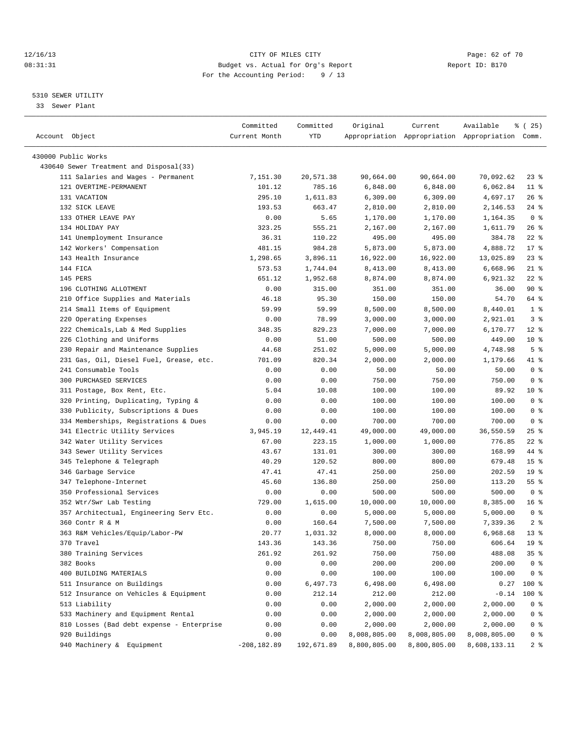CITY OF MILES CITY
Budget vs. Actual for Org's Report
For the Accounting Period: 9 / 13

5310 SEWER UTILITY
33 Sewer Plant

| Account Object | Committed Current Month | Committed YTD | Original Appropriation | Current Appropriation | Available Appropriation | % ( 25) Comm. |
|---|---|---|---|---|---|---|
| 430000 Public Works | | | | | | |
| 430640 Sewer Treatment and Disposal(33) | | | | | | |
| 111 Salaries and Wages - Permanent | 7,151.30 | 20,571.38 | 90,664.00 | 90,664.00 | 70,092.62 | 23 % |
| 121 OVERTIME-PERMANENT | 101.12 | 785.16 | 6,848.00 | 6,848.00 | 6,062.84 | 11 % |
| 131 VACATION | 295.10 | 1,611.83 | 6,309.00 | 6,309.00 | 4,697.17 | 26 % |
| 132 SICK LEAVE | 193.53 | 663.47 | 2,810.00 | 2,810.00 | 2,146.53 | 24 % |
| 133 OTHER LEAVE PAY | 0.00 | 5.65 | 1,170.00 | 1,170.00 | 1,164.35 | 0 % |
| 134 HOLIDAY PAY | 323.25 | 555.21 | 2,167.00 | 2,167.00 | 1,611.79 | 26 % |
| 141 Unemployment Insurance | 36.31 | 110.22 | 495.00 | 495.00 | 384.78 | 22 % |
| 142 Workers' Compensation | 481.15 | 984.28 | 5,873.00 | 5,873.00 | 4,888.72 | 17 % |
| 143 Health Insurance | 1,298.65 | 3,896.11 | 16,922.00 | 16,922.00 | 13,025.89 | 23 % |
| 144 FICA | 573.53 | 1,744.04 | 8,413.00 | 8,413.00 | 6,668.96 | 21 % |
| 145 PERS | 651.12 | 1,952.68 | 8,874.00 | 8,874.00 | 6,921.32 | 22 % |
| 196 CLOTHING ALLOTMENT | 0.00 | 315.00 | 351.00 | 351.00 | 36.00 | 90 % |
| 210 Office Supplies and Materials | 46.18 | 95.30 | 150.00 | 150.00 | 54.70 | 64 % |
| 214 Small Items of Equipment | 59.99 | 59.99 | 8,500.00 | 8,500.00 | 8,440.01 | 1 % |
| 220 Operating Expenses | 0.00 | 78.99 | 3,000.00 | 3,000.00 | 2,921.01 | 3 % |
| 222 Chemicals,Lab & Med Supplies | 348.35 | 829.23 | 7,000.00 | 7,000.00 | 6,170.77 | 12 % |
| 226 Clothing and Uniforms | 0.00 | 51.00 | 500.00 | 500.00 | 449.00 | 10 % |
| 230 Repair and Maintenance Supplies | 44.68 | 251.02 | 5,000.00 | 5,000.00 | 4,748.98 | 5 % |
| 231 Gas, Oil, Diesel Fuel, Grease, etc. | 701.09 | 820.34 | 2,000.00 | 2,000.00 | 1,179.66 | 41 % |
| 241 Consumable Tools | 0.00 | 0.00 | 50.00 | 50.00 | 50.00 | 0 % |
| 300 PURCHASED SERVICES | 0.00 | 0.00 | 750.00 | 750.00 | 750.00 | 0 % |
| 311 Postage, Box Rent, Etc. | 5.04 | 10.08 | 100.00 | 100.00 | 89.92 | 10 % |
| 320 Printing, Duplicating, Typing & | 0.00 | 0.00 | 100.00 | 100.00 | 100.00 | 0 % |
| 330 Publicity, Subscriptions & Dues | 0.00 | 0.00 | 100.00 | 100.00 | 100.00 | 0 % |
| 334 Memberships, Registrations & Dues | 0.00 | 0.00 | 700.00 | 700.00 | 700.00 | 0 % |
| 341 Electric Utility Services | 3,945.19 | 12,449.41 | 49,000.00 | 49,000.00 | 36,550.59 | 25 % |
| 342 Water Utility Services | 67.00 | 223.15 | 1,000.00 | 1,000.00 | 776.85 | 22 % |
| 343 Sewer Utility Services | 43.67 | 131.01 | 300.00 | 300.00 | 168.99 | 44 % |
| 345 Telephone & Telegraph | 40.29 | 120.52 | 800.00 | 800.00 | 679.48 | 15 % |
| 346 Garbage Service | 47.41 | 47.41 | 250.00 | 250.00 | 202.59 | 19 % |
| 347 Telephone-Internet | 45.60 | 136.80 | 250.00 | 250.00 | 113.20 | 55 % |
| 350 Professional Services | 0.00 | 0.00 | 500.00 | 500.00 | 500.00 | 0 % |
| 352 Wtr/Swr Lab Testing | 729.00 | 1,615.00 | 10,000.00 | 10,000.00 | 8,385.00 | 16 % |
| 357 Architectual, Engineering Serv Etc. | 0.00 | 0.00 | 5,000.00 | 5,000.00 | 5,000.00 | 0 % |
| 360 Contr R & M | 0.00 | 160.64 | 7,500.00 | 7,500.00 | 7,339.36 | 2 % |
| 363 R&M Vehicles/Equip/Labor-PW | 20.77 | 1,031.32 | 8,000.00 | 8,000.00 | 6,968.68 | 13 % |
| 370 Travel | 143.36 | 143.36 | 750.00 | 750.00 | 606.64 | 19 % |
| 380 Training Services | 261.92 | 261.92 | 750.00 | 750.00 | 488.08 | 35 % |
| 382 Books | 0.00 | 0.00 | 200.00 | 200.00 | 200.00 | 0 % |
| 400 BUILDING MATERIALS | 0.00 | 0.00 | 100.00 | 100.00 | 100.00 | 0 % |
| 511 Insurance on Buildings | 0.00 | 6,497.73 | 6,498.00 | 6,498.00 | 0.27 | 100 % |
| 512 Insurance on Vehicles & Equipment | 0.00 | 212.14 | 212.00 | 212.00 | -0.14 | 100 % |
| 513 Liability | 0.00 | 0.00 | 2,000.00 | 2,000.00 | 2,000.00 | 0 % |
| 533 Machinery and Equipment Rental | 0.00 | 0.00 | 2,000.00 | 2,000.00 | 2,000.00 | 0 % |
| 810 Losses (Bad debt expense - Enterprise | 0.00 | 0.00 | 2,000.00 | 2,000.00 | 2,000.00 | 0 % |
| 920 Buildings | 0.00 | 0.00 | 8,008,805.00 | 8,008,805.00 | 8,008,805.00 | 0 % |
| 940 Machinery & Equipment | -208,182.89 | 192,671.89 | 8,800,805.00 | 8,800,805.00 | 8,608,133.11 | 2 % |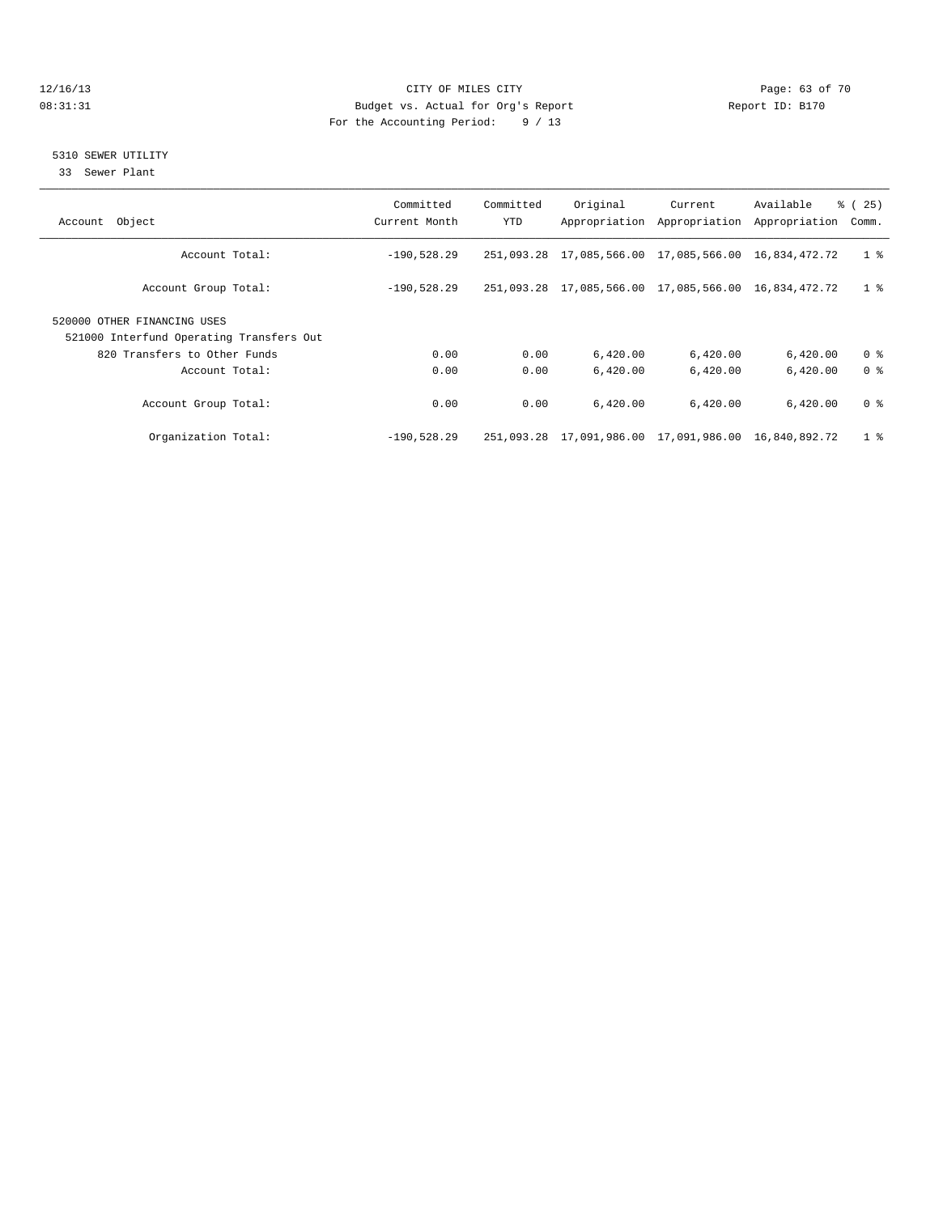CITY OF MILES CITY
Budget vs. Actual for Org's Report
For the Accounting Period: 9 / 13

Report ID: B170

12/16/13
08:31:31

## 5310 SEWER UTILITY

33 Sewer Plant

| Account Object | Committed Current Month | Committed YTD | Original Appropriation | Current Appropriation | Available Appropriation | % ( 25) Comm. |
|---|---|---|---|---|---|---|
| Account Total: | -190,528.29 | 251,093.28 | 17,085,566.00 | 17,085,566.00 | 16,834,472.72 | 1 % |
| Account Group Total: | -190,528.29 | 251,093.28 | 17,085,566.00 | 17,085,566.00 | 16,834,472.72 | 1 % |
| 520000 OTHER FINANCING USES | | | | | | |
| 521000 Interfund Operating Transfers Out | | | | | | |
| 820 Transfers to Other Funds | 0.00 | 0.00 | 6,420.00 | 6,420.00 | 6,420.00 | 0 % |
| Account Total: | 0.00 | 0.00 | 6,420.00 | 6,420.00 | 6,420.00 | 0 % |
| Account Group Total: | 0.00 | 0.00 | 6,420.00 | 6,420.00 | 6,420.00 | 0 % |
| Organization Total: | -190,528.29 | 251,093.28 | 17,091,986.00 | 17,091,986.00 | 16,840,892.72 | 1 % |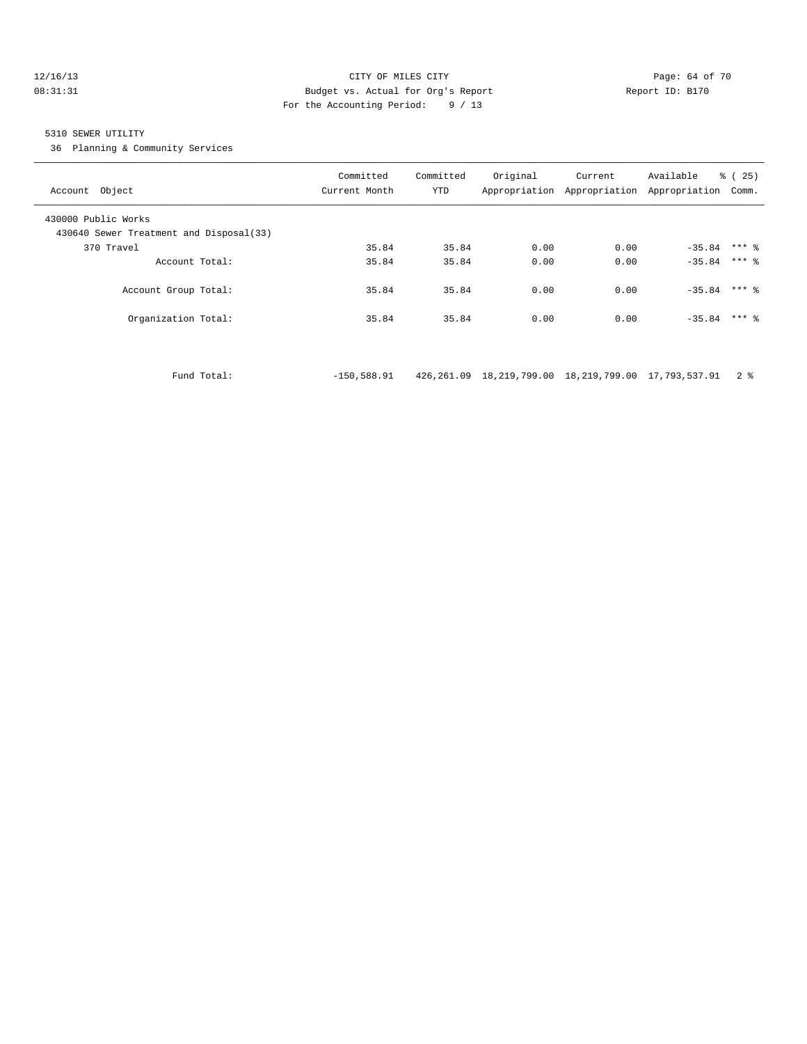CITY OF MILES CITY
Budget vs. Actual for Org's Report
For the Accounting Period: 9 / 13

12/16/13
08:31:31

Report ID: B170

5310 SEWER UTILITY
36 Planning & Community Services

| Account Object | Committed Current Month | Committed YTD | Original Appropriation | Current Appropriation | Available Appropriation | % ( 25) Comm. |
|---|---|---|---|---|---|---|
| 430000 Public Works | | | | | | |
| 430640 Sewer Treatment and Disposal(33) | | | | | | |
| 370 Travel | 35.84 | 35.84 | 0.00 | 0.00 | -35.84 | *** % |
| Account Total: | 35.84 | 35.84 | 0.00 | 0.00 | -35.84 | *** % |
| Account Group Total: | 35.84 | 35.84 | 0.00 | 0.00 | -35.84 | *** % |
| Organization Total: | 35.84 | 35.84 | 0.00 | 0.00 | -35.84 | *** % |
| Fund Total: | -150,588.91 | 426,261.09 | 18,219,799.00 | 18,219,799.00 | 17,793,537.91 | 2 % |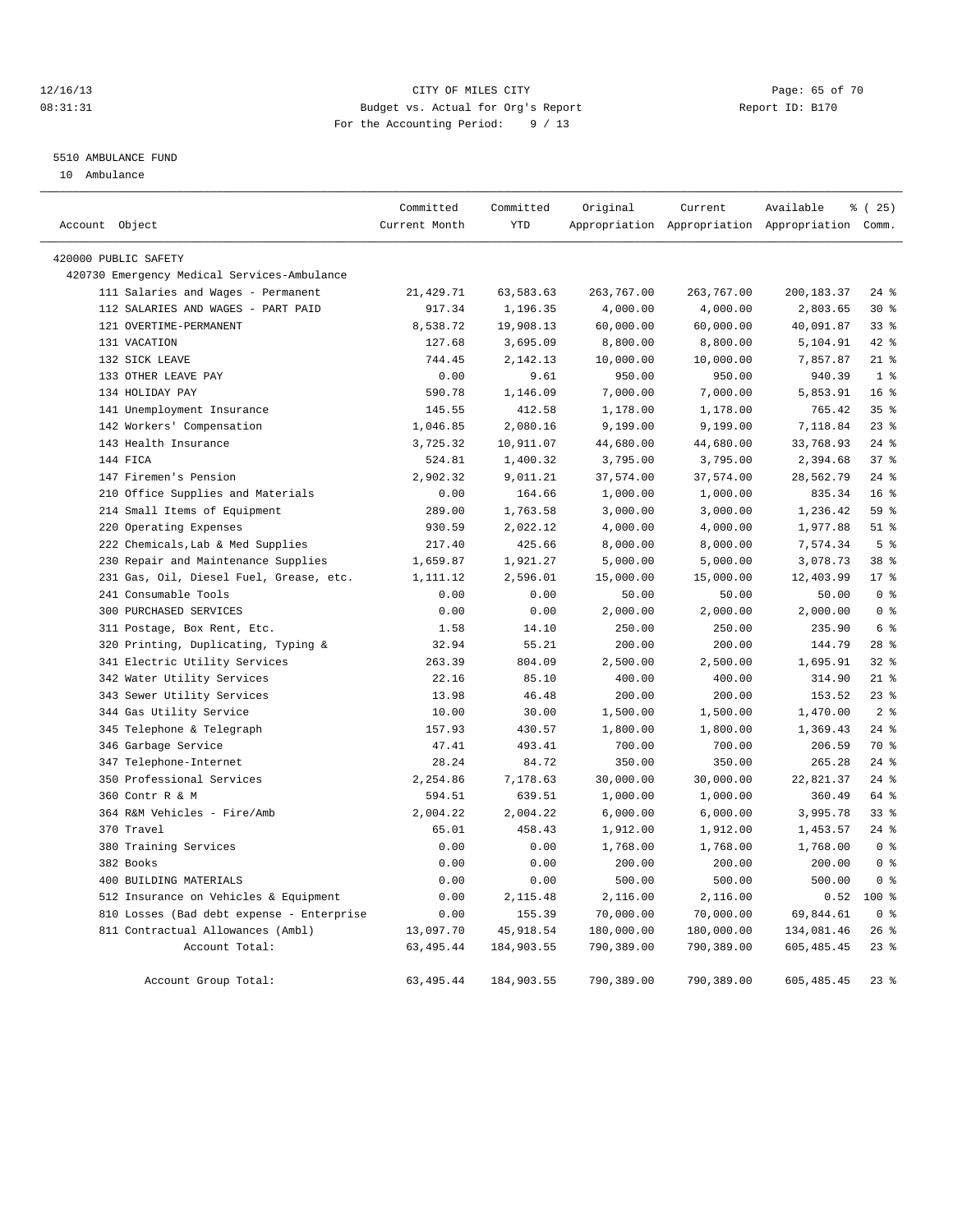CITY OF MILES CITY
Budget vs. Actual for Org's Report
For the Accounting Period: 9 / 13

12/16/13
08:31:31

Report ID: B170

5510 AMBULANCE FUND
10 Ambulance

| Account Object | Committed Current Month | Committed YTD | Original Appropriation | Current Appropriation | Available Appropriation | % ( 25) Comm. |
|---|---|---|---|---|---|---|
| 420000 PUBLIC SAFETY | | | | | | |
| 420730 Emergency Medical Services-Ambulance | | | | | | |
| 111 Salaries and Wages - Permanent | 21,429.71 | 63,583.63 | 263,767.00 | 263,767.00 | 200,183.37 | 24 % |
| 112 SALARIES AND WAGES - PART PAID | 917.34 | 1,196.35 | 4,000.00 | 4,000.00 | 2,803.65 | 30 % |
| 121 OVERTIME-PERMANENT | 8,538.72 | 19,908.13 | 60,000.00 | 60,000.00 | 40,091.87 | 33 % |
| 131 VACATION | 127.68 | 3,695.09 | 8,800.00 | 8,800.00 | 5,104.91 | 42 % |
| 132 SICK LEAVE | 744.45 | 2,142.13 | 10,000.00 | 10,000.00 | 7,857.87 | 21 % |
| 133 OTHER LEAVE PAY | 0.00 | 9.61 | 950.00 | 950.00 | 940.39 | 1 % |
| 134 HOLIDAY PAY | 590.78 | 1,146.09 | 7,000.00 | 7,000.00 | 5,853.91 | 16 % |
| 141 Unemployment Insurance | 145.55 | 412.58 | 1,178.00 | 1,178.00 | 765.42 | 35 % |
| 142 Workers' Compensation | 1,046.85 | 2,080.16 | 9,199.00 | 9,199.00 | 7,118.84 | 23 % |
| 143 Health Insurance | 3,725.32 | 10,911.07 | 44,680.00 | 44,680.00 | 33,768.93 | 24 % |
| 144 FICA | 524.81 | 1,400.32 | 3,795.00 | 3,795.00 | 2,394.68 | 37 % |
| 147 Firemen's Pension | 2,902.32 | 9,011.21 | 37,574.00 | 37,574.00 | 28,562.79 | 24 % |
| 210 Office Supplies and Materials | 0.00 | 164.66 | 1,000.00 | 1,000.00 | 835.34 | 16 % |
| 214 Small Items of Equipment | 289.00 | 1,763.58 | 3,000.00 | 3,000.00 | 1,236.42 | 59 % |
| 220 Operating Expenses | 930.59 | 2,022.12 | 4,000.00 | 4,000.00 | 1,977.88 | 51 % |
| 222 Chemicals,Lab & Med Supplies | 217.40 | 425.66 | 8,000.00 | 8,000.00 | 7,574.34 | 5 % |
| 230 Repair and Maintenance Supplies | 1,659.87 | 1,921.27 | 5,000.00 | 5,000.00 | 3,078.73 | 38 % |
| 231 Gas, Oil, Diesel Fuel, Grease, etc. | 1,111.12 | 2,596.01 | 15,000.00 | 15,000.00 | 12,403.99 | 17 % |
| 241 Consumable Tools | 0.00 | 0.00 | 50.00 | 50.00 | 50.00 | 0 % |
| 300 PURCHASED SERVICES | 0.00 | 0.00 | 2,000.00 | 2,000.00 | 2,000.00 | 0 % |
| 311 Postage, Box Rent, Etc. | 1.58 | 14.10 | 250.00 | 250.00 | 235.90 | 6 % |
| 320 Printing, Duplicating, Typing & | 32.94 | 55.21 | 200.00 | 200.00 | 144.79 | 28 % |
| 341 Electric Utility Services | 263.39 | 804.09 | 2,500.00 | 2,500.00 | 1,695.91 | 32 % |
| 342 Water Utility Services | 22.16 | 85.10 | 400.00 | 400.00 | 314.90 | 21 % |
| 343 Sewer Utility Services | 13.98 | 46.48 | 200.00 | 200.00 | 153.52 | 23 % |
| 344 Gas Utility Service | 10.00 | 30.00 | 1,500.00 | 1,500.00 | 1,470.00 | 2 % |
| 345 Telephone & Telegraph | 157.93 | 430.57 | 1,800.00 | 1,800.00 | 1,369.43 | 24 % |
| 346 Garbage Service | 47.41 | 493.41 | 700.00 | 700.00 | 206.59 | 70 % |
| 347 Telephone-Internet | 28.24 | 84.72 | 350.00 | 350.00 | 265.28 | 24 % |
| 350 Professional Services | 2,254.86 | 7,178.63 | 30,000.00 | 30,000.00 | 22,821.37 | 24 % |
| 360 Contr R & M | 594.51 | 639.51 | 1,000.00 | 1,000.00 | 360.49 | 64 % |
| 364 R&M Vehicles - Fire/Amb | 2,004.22 | 2,004.22 | 6,000.00 | 6,000.00 | 3,995.78 | 33 % |
| 370 Travel | 65.01 | 458.43 | 1,912.00 | 1,912.00 | 1,453.57 | 24 % |
| 380 Training Services | 0.00 | 0.00 | 1,768.00 | 1,768.00 | 1,768.00 | 0 % |
| 382 Books | 0.00 | 0.00 | 200.00 | 200.00 | 200.00 | 0 % |
| 400 BUILDING MATERIALS | 0.00 | 0.00 | 500.00 | 500.00 | 500.00 | 0 % |
| 512 Insurance on Vehicles & Equipment | 0.00 | 2,115.48 | 2,116.00 | 2,116.00 | 0.52 | 100 % |
| 810 Losses (Bad debt expense - Enterprise | 0.00 | 155.39 | 70,000.00 | 70,000.00 | 69,844.61 | 0 % |
| 811 Contractual Allowances (Ambl) | 13,097.70 | 45,918.54 | 180,000.00 | 180,000.00 | 134,081.46 | 26 % |
| Account Total: | 63,495.44 | 184,903.55 | 790,389.00 | 790,389.00 | 605,485.45 | 23 % |
| Account Group Total: | 63,495.44 | 184,903.55 | 790,389.00 | 790,389.00 | 605,485.45 | 23 % |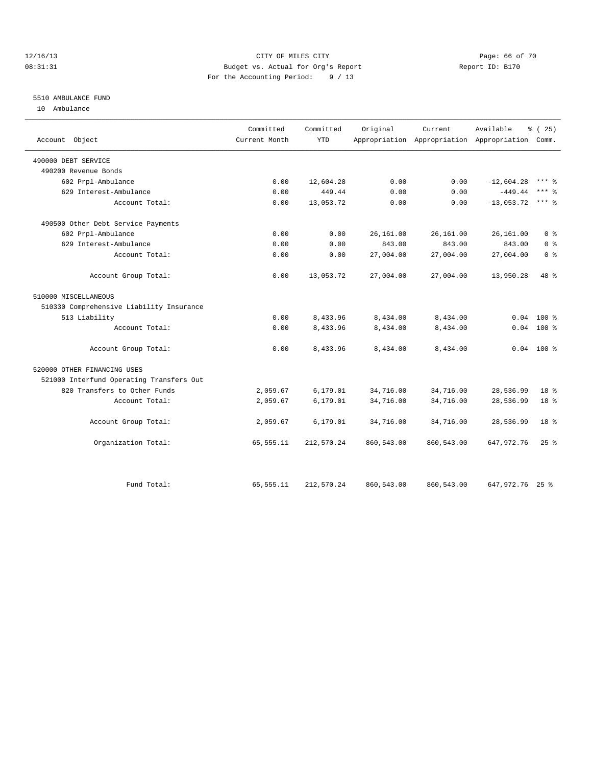12/16/13 CITY OF MILES CITY
08:31:31 Budget vs. Actual for Org's Report Report ID: B170
For the Accounting Period: 9 / 13

5510 AMBULANCE FUND
10 Ambulance

| Account Object | Committed Current Month | Committed YTD | Original Appropriation | Current Appropriation | Available Appropriation | % ( 25) Comm. |
|---|---|---|---|---|---|---|
| 490000 DEBT SERVICE | | | | | | |
| 490200 Revenue Bonds | | | | | | |
| 602 Prpl-Ambulance | 0.00 | 12,604.28 | 0.00 | 0.00 | -12,604.28 | *** % |
| 629 Interest-Ambulance | 0.00 | 449.44 | 0.00 | 0.00 | -449.44 | *** % |
| Account Total: | 0.00 | 13,053.72 | 0.00 | 0.00 | -13,053.72 | *** % |
| 490500 Other Debt Service Payments | | | | | | |
| 602 Prpl-Ambulance | 0.00 | 0.00 | 26,161.00 | 26,161.00 | 26,161.00 | 0 % |
| 629 Interest-Ambulance | 0.00 | 0.00 | 843.00 | 843.00 | 843.00 | 0 % |
| Account Total: | 0.00 | 0.00 | 27,004.00 | 27,004.00 | 27,004.00 | 0 % |
| Account Group Total: | 0.00 | 13,053.72 | 27,004.00 | 27,004.00 | 13,950.28 | 48 % |
| 510000 MISCELLANEOUS | | | | | | |
| 510330 Comprehensive Liability Insurance | | | | | | |
| 513 Liability | 0.00 | 8,433.96 | 8,434.00 | 8,434.00 | 0.04 | 100 % |
| Account Total: | 0.00 | 8,433.96 | 8,434.00 | 8,434.00 | 0.04 | 100 % |
| Account Group Total: | 0.00 | 8,433.96 | 8,434.00 | 8,434.00 | 0.04 | 100 % |
| 520000 OTHER FINANCING USES | | | | | | |
| 521000 Interfund Operating Transfers Out | | | | | | |
| 820 Transfers to Other Funds | 2,059.67 | 6,179.01 | 34,716.00 | 34,716.00 | 28,536.99 | 18 % |
| Account Total: | 2,059.67 | 6,179.01 | 34,716.00 | 34,716.00 | 28,536.99 | 18 % |
| Account Group Total: | 2,059.67 | 6,179.01 | 34,716.00 | 34,716.00 | 28,536.99 | 18 % |
| Organization Total: | 65,555.11 | 212,570.24 | 860,543.00 | 860,543.00 | 647,972.76 | 25 % |
| Fund Total: | 65,555.11 | 212,570.24 | 860,543.00 | 860,543.00 | 647,972.76 | 25 % |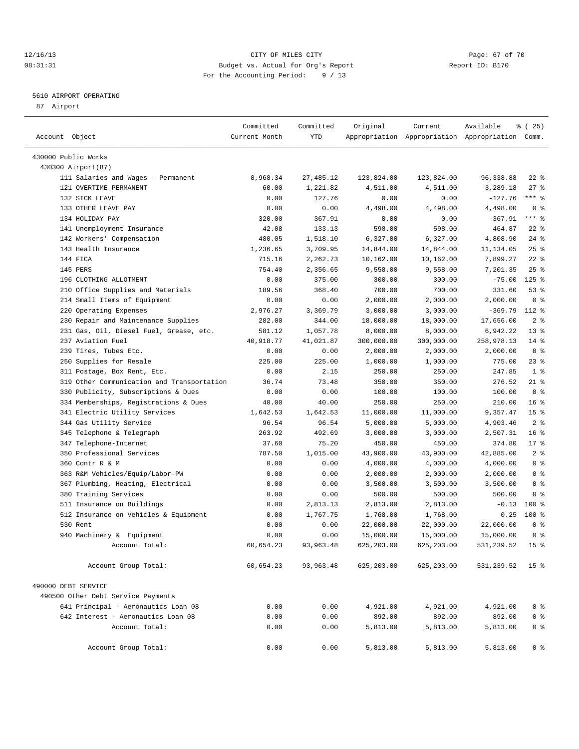# CITY OF MILES CITY

Budget vs. Actual for Org's Report

For the Accounting Period: 9 / 13

## 5610 AIRPORT OPERATING

87 Airport

| Account Object | Committed Current Month | Committed YTD | Original Appropriation | Current Appropriation | Available Appropriation | % ( 25) Comm. |
|---|---|---|---|---|---|---|
| 430000 Public Works | | | | | | |
| 430300 Airport(87) | | | | | | |
| 111 Salaries and Wages - Permanent | 8,968.34 | 27,485.12 | 123,824.00 | 123,824.00 | 96,338.88 | 22 % |
| 121 OVERTIME-PERMANENT | 60.00 | 1,221.82 | 4,511.00 | 4,511.00 | 3,289.18 | 27 % |
| 132 SICK LEAVE | 0.00 | 127.76 | 0.00 | 0.00 | -127.76 | *** % |
| 133 OTHER LEAVE PAY | 0.00 | 0.00 | 4,498.00 | 4,498.00 | 4,498.00 | 0 % |
| 134 HOLIDAY PAY | 320.00 | 367.91 | 0.00 | 0.00 | -367.91 | *** % |
| 141 Unemployment Insurance | 42.08 | 133.13 | 598.00 | 598.00 | 464.87 | 22 % |
| 142 Workers' Compensation | 480.05 | 1,518.10 | 6,327.00 | 6,327.00 | 4,808.90 | 24 % |
| 143 Health Insurance | 1,236.65 | 3,709.95 | 14,844.00 | 14,844.00 | 11,134.05 | 25 % |
| 144 FICA | 715.16 | 2,262.73 | 10,162.00 | 10,162.00 | 7,899.27 | 22 % |
| 145 PERS | 754.40 | 2,356.65 | 9,558.00 | 9,558.00 | 7,201.35 | 25 % |
| 196 CLOTHING ALLOTMENT | 0.00 | 375.00 | 300.00 | 300.00 | -75.00 | 125 % |
| 210 Office Supplies and Materials | 189.56 | 368.40 | 700.00 | 700.00 | 331.60 | 53 % |
| 214 Small Items of Equipment | 0.00 | 0.00 | 2,000.00 | 2,000.00 | 2,000.00 | 0 % |
| 220 Operating Expenses | 2,976.27 | 3,369.79 | 3,000.00 | 3,000.00 | -369.79 | 112 % |
| 230 Repair and Maintenance Supplies | 282.00 | 344.00 | 18,000.00 | 18,000.00 | 17,656.00 | 2 % |
| 231 Gas, Oil, Diesel Fuel, Grease, etc. | 581.12 | 1,057.78 | 8,000.00 | 8,000.00 | 6,942.22 | 13 % |
| 237 Aviation Fuel | 40,918.77 | 41,021.87 | 300,000.00 | 300,000.00 | 258,978.13 | 14 % |
| 239 Tires, Tubes Etc. | 0.00 | 0.00 | 2,000.00 | 2,000.00 | 2,000.00 | 0 % |
| 250 Supplies for Resale | 225.00 | 225.00 | 1,000.00 | 1,000.00 | 775.00 | 23 % |
| 311 Postage, Box Rent, Etc. | 0.00 | 2.15 | 250.00 | 250.00 | 247.85 | 1 % |
| 319 Other Communication and Transportation | 36.74 | 73.48 | 350.00 | 350.00 | 276.52 | 21 % |
| 330 Publicity, Subscriptions & Dues | 0.00 | 0.00 | 100.00 | 100.00 | 100.00 | 0 % |
| 334 Memberships, Registrations & Dues | 40.00 | 40.00 | 250.00 | 250.00 | 210.00 | 16 % |
| 341 Electric Utility Services | 1,642.53 | 1,642.53 | 11,000.00 | 11,000.00 | 9,357.47 | 15 % |
| 344 Gas Utility Service | 96.54 | 96.54 | 5,000.00 | 5,000.00 | 4,903.46 | 2 % |
| 345 Telephone & Telegraph | 263.92 | 492.69 | 3,000.00 | 3,000.00 | 2,507.31 | 16 % |
| 347 Telephone-Internet | 37.60 | 75.20 | 450.00 | 450.00 | 374.80 | 17 % |
| 350 Professional Services | 787.50 | 1,015.00 | 43,900.00 | 43,900.00 | 42,885.00 | 2 % |
| 360 Contr R & M | 0.00 | 0.00 | 4,000.00 | 4,000.00 | 4,000.00 | 0 % |
| 363 R&M Vehicles/Equip/Labor-PW | 0.00 | 0.00 | 2,000.00 | 2,000.00 | 2,000.00 | 0 % |
| 367 Plumbing, Heating, Electrical | 0.00 | 0.00 | 3,500.00 | 3,500.00 | 3,500.00 | 0 % |
| 380 Training Services | 0.00 | 0.00 | 500.00 | 500.00 | 500.00 | 0 % |
| 511 Insurance on Buildings | 0.00 | 2,813.13 | 2,813.00 | 2,813.00 | -0.13 | 100 % |
| 512 Insurance on Vehicles & Equipment | 0.00 | 1,767.75 | 1,768.00 | 1,768.00 | 0.25 | 100 % |
| 530 Rent | 0.00 | 0.00 | 22,000.00 | 22,000.00 | 22,000.00 | 0 % |
| 940 Machinery & Equipment | 0.00 | 0.00 | 15,000.00 | 15,000.00 | 15,000.00 | 0 % |
| Account Total: | 60,654.23 | 93,963.48 | 625,203.00 | 625,203.00 | 531,239.52 | 15 % |
| Account Group Total: | 60,654.23 | 93,963.48 | 625,203.00 | 625,203.00 | 531,239.52 | 15 % |
| 490000 DEBT SERVICE | | | | | | |
| 490500 Other Debt Service Payments | | | | | | |
| 641 Principal - Aeronautics Loan 08 | 0.00 | 0.00 | 4,921.00 | 4,921.00 | 4,921.00 | 0 % |
| 642 Interest - Aeronautics Loan 08 | 0.00 | 0.00 | 892.00 | 892.00 | 892.00 | 0 % |
| Account Total: | 0.00 | 0.00 | 5,813.00 | 5,813.00 | 5,813.00 | 0 % |
| Account Group Total: | 0.00 | 0.00 | 5,813.00 | 5,813.00 | 5,813.00 | 0 % |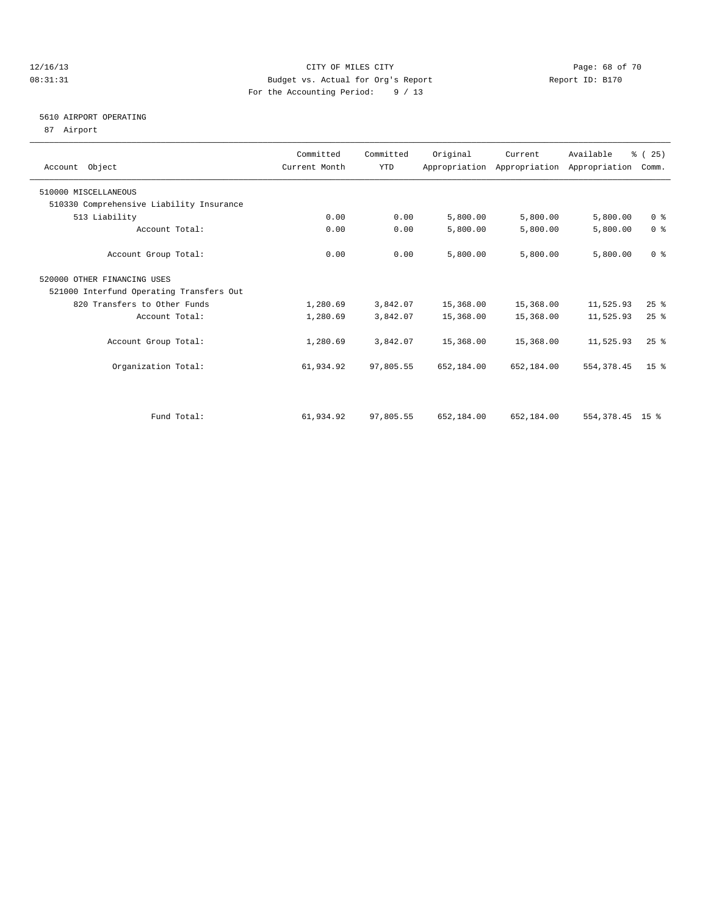CITY OF MILES CITY

Budget vs. Actual for Org's Report

For the Accounting Period: 9 / 13

## 5610 AIRPORT OPERATING

87 Airport

| Account Object | Committed Current Month | Committed YTD | Original Appropriation | Current Appropriation | Available Appropriation | % ( 25) Comm. |
|---|---|---|---|---|---|---|
| 510000 MISCELLANEOUS | | | | | | |
| 510330 Comprehensive Liability Insurance | | | | | | |
| 513 Liability | 0.00 | 0.00 | 5,800.00 | 5,800.00 | 5,800.00 | 0 % |
| Account Total: | 0.00 | 0.00 | 5,800.00 | 5,800.00 | 5,800.00 | 0 % |
| Account Group Total: | 0.00 | 0.00 | 5,800.00 | 5,800.00 | 5,800.00 | 0 % |
| 520000 OTHER FINANCING USES | | | | | | |
| 521000 Interfund Operating Transfers Out | | | | | | |
| 820 Transfers to Other Funds | 1,280.69 | 3,842.07 | 15,368.00 | 15,368.00 | 11,525.93 | 25 % |
| Account Total: | 1,280.69 | 3,842.07 | 15,368.00 | 15,368.00 | 11,525.93 | 25 % |
| Account Group Total: | 1,280.69 | 3,842.07 | 15,368.00 | 15,368.00 | 11,525.93 | 25 % |
| Organization Total: | 61,934.92 | 97,805.55 | 652,184.00 | 652,184.00 | 554,378.45 | 15 % |
| Fund Total: | 61,934.92 | 97,805.55 | 652,184.00 | 652,184.00 | 554,378.45 | 15 % |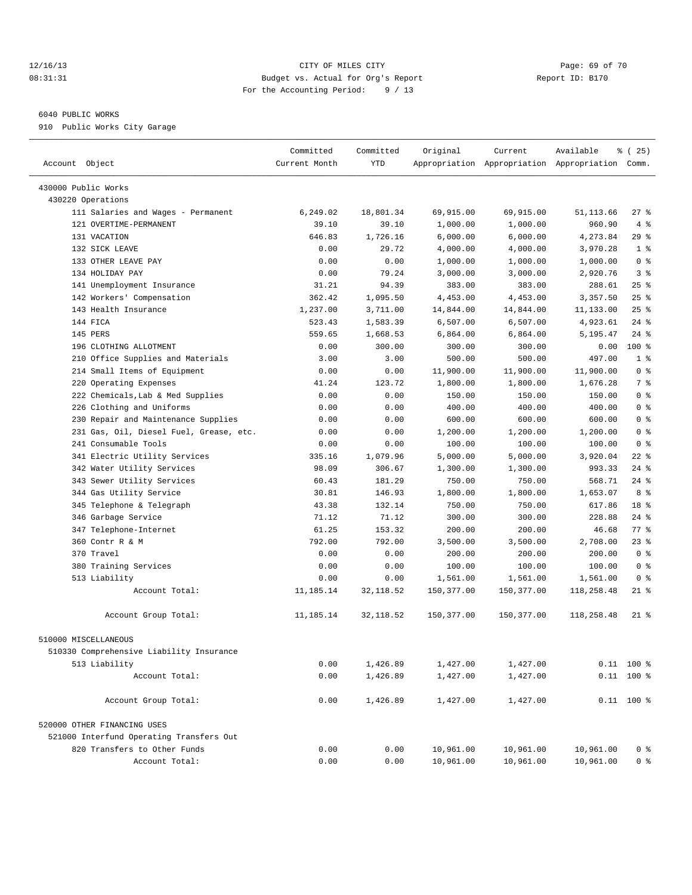12/16/13 CITY OF MILES CITY
08:31:31 Budget vs. Actual for Org's Report Report ID: B170
For the Accounting Period: 9 / 13

6040 PUBLIC WORKS
910 Public Works City Garage

| Account Object | Committed Current Month | Committed YTD | Original Appropriation | Current Appropriation | Available Appropriation | % ( 25) Comm. |
|---|---|---|---|---|---|---|
| 430000 Public Works | | | | | | |
| 430220 Operations | | | | | | |
| 111 Salaries and Wages - Permanent | 6,249.02 | 18,801.34 | 69,915.00 | 69,915.00 | 51,113.66 | 27 % |
| 121 OVERTIME-PERMANENT | 39.10 | 39.10 | 1,000.00 | 1,000.00 | 960.90 | 4 % |
| 131 VACATION | 646.83 | 1,726.16 | 6,000.00 | 6,000.00 | 4,273.84 | 29 % |
| 132 SICK LEAVE | 0.00 | 29.72 | 4,000.00 | 4,000.00 | 3,970.28 | 1 % |
| 133 OTHER LEAVE PAY | 0.00 | 0.00 | 1,000.00 | 1,000.00 | 1,000.00 | 0 % |
| 134 HOLIDAY PAY | 0.00 | 79.24 | 3,000.00 | 3,000.00 | 2,920.76 | 3 % |
| 141 Unemployment Insurance | 31.21 | 94.39 | 383.00 | 383.00 | 288.61 | 25 % |
| 142 Workers' Compensation | 362.42 | 1,095.50 | 4,453.00 | 4,453.00 | 3,357.50 | 25 % |
| 143 Health Insurance | 1,237.00 | 3,711.00 | 14,844.00 | 14,844.00 | 11,133.00 | 25 % |
| 144 FICA | 523.43 | 1,583.39 | 6,507.00 | 6,507.00 | 4,923.61 | 24 % |
| 145 PERS | 559.65 | 1,668.53 | 6,864.00 | 6,864.00 | 5,195.47 | 24 % |
| 196 CLOTHING ALLOTMENT | 0.00 | 300.00 | 300.00 | 300.00 | 0.00 | 100 % |
| 210 Office Supplies and Materials | 3.00 | 3.00 | 500.00 | 500.00 | 497.00 | 1 % |
| 214 Small Items of Equipment | 0.00 | 0.00 | 11,900.00 | 11,900.00 | 11,900.00 | 0 % |
| 220 Operating Expenses | 41.24 | 123.72 | 1,800.00 | 1,800.00 | 1,676.28 | 7 % |
| 222 Chemicals,Lab & Med Supplies | 0.00 | 0.00 | 150.00 | 150.00 | 150.00 | 0 % |
| 226 Clothing and Uniforms | 0.00 | 0.00 | 400.00 | 400.00 | 400.00 | 0 % |
| 230 Repair and Maintenance Supplies | 0.00 | 0.00 | 600.00 | 600.00 | 600.00 | 0 % |
| 231 Gas, Oil, Diesel Fuel, Grease, etc. | 0.00 | 0.00 | 1,200.00 | 1,200.00 | 1,200.00 | 0 % |
| 241 Consumable Tools | 0.00 | 0.00 | 100.00 | 100.00 | 100.00 | 0 % |
| 341 Electric Utility Services | 335.16 | 1,079.96 | 5,000.00 | 5,000.00 | 3,920.04 | 22 % |
| 342 Water Utility Services | 98.09 | 306.67 | 1,300.00 | 1,300.00 | 993.33 | 24 % |
| 343 Sewer Utility Services | 60.43 | 181.29 | 750.00 | 750.00 | 568.71 | 24 % |
| 344 Gas Utility Service | 30.81 | 146.93 | 1,800.00 | 1,800.00 | 1,653.07 | 8 % |
| 345 Telephone & Telegraph | 43.38 | 132.14 | 750.00 | 750.00 | 617.86 | 18 % |
| 346 Garbage Service | 71.12 | 71.12 | 300.00 | 300.00 | 228.88 | 24 % |
| 347 Telephone-Internet | 61.25 | 153.32 | 200.00 | 200.00 | 46.68 | 77 % |
| 360 Contr R & M | 792.00 | 792.00 | 3,500.00 | 3,500.00 | 2,708.00 | 23 % |
| 370 Travel | 0.00 | 0.00 | 200.00 | 200.00 | 200.00 | 0 % |
| 380 Training Services | 0.00 | 0.00 | 100.00 | 100.00 | 100.00 | 0 % |
| 513 Liability | 0.00 | 0.00 | 1,561.00 | 1,561.00 | 1,561.00 | 0 % |
| Account Total: | 11,185.14 | 32,118.52 | 150,377.00 | 150,377.00 | 118,258.48 | 21 % |
| Account Group Total: | 11,185.14 | 32,118.52 | 150,377.00 | 150,377.00 | 118,258.48 | 21 % |
| 510000 MISCELLANEOUS | | | | | | |
| 510330 Comprehensive Liability Insurance | | | | | | |
| 513 Liability | 0.00 | 1,426.89 | 1,427.00 | 1,427.00 | 0.11 | 100 % |
| Account Total: | 0.00 | 1,426.89 | 1,427.00 | 1,427.00 | 0.11 | 100 % |
| Account Group Total: | 0.00 | 1,426.89 | 1,427.00 | 1,427.00 | 0.11 | 100 % |
| 520000 OTHER FINANCING USES | | | | | | |
| 521000 Interfund Operating Transfers Out | | | | | | |
| 820 Transfers to Other Funds | 0.00 | 0.00 | 10,961.00 | 10,961.00 | 10,961.00 | 0 % |
| Account Total: | 0.00 | 0.00 | 10,961.00 | 10,961.00 | 10,961.00 | 0 % |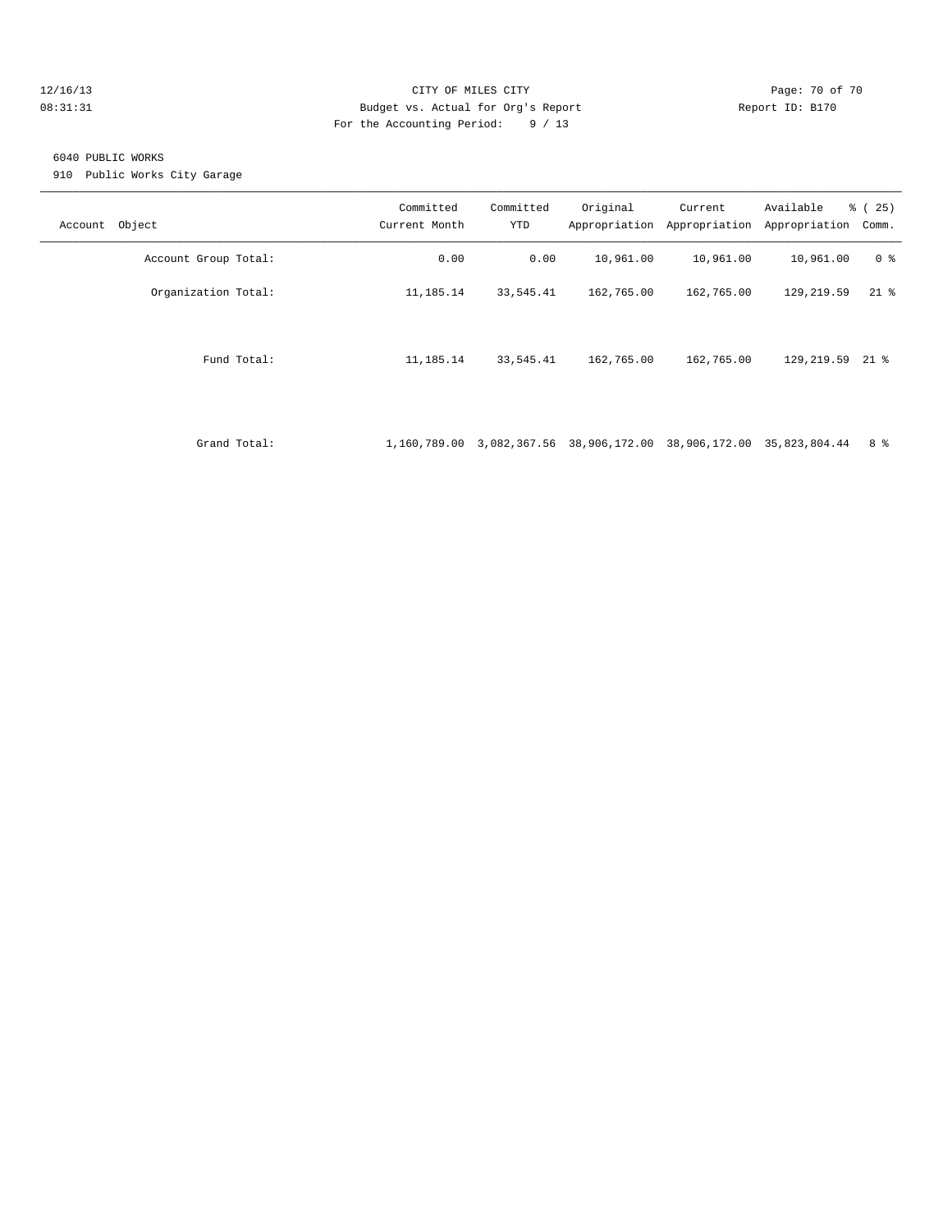CITY OF MILES CITY
Budget vs. Actual for Org's Report
For the Accounting Period: 9 / 13

12/16/13
08:31:31

Report ID: B170

6040 PUBLIC WORKS
910 Public Works City Garage

| Account Object | Committed Current Month | Committed YTD | Original Appropriation | Current Appropriation | Available Appropriation | % ( 25) Comm. |
|---|---|---|---|---|---|---|
| Account Group Total: | 0.00 | 0.00 | 10,961.00 | 10,961.00 | 10,961.00 | 0 % |
| Organization Total: | 11,185.14 | 33,545.41 | 162,765.00 | 162,765.00 | 129,219.59 | 21 % |
| Fund Total: | 11,185.14 | 33,545.41 | 162,765.00 | 162,765.00 | 129,219.59 | 21 % |
| Grand Total: | 1,160,789.00 | 3,082,367.56 | 38,906,172.00 | 38,906,172.00 | 35,823,804.44 | 8 % |